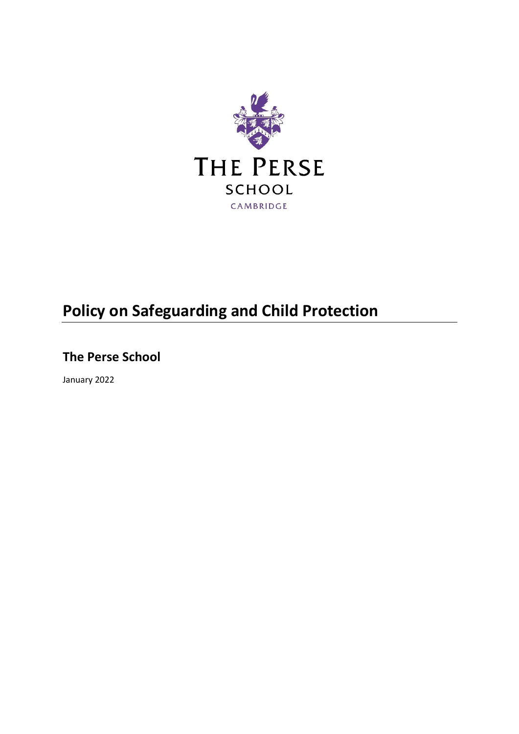THE PERSE SCHOOL

CAMBRIDGE

# Policy on Safeguarding and Child Protection

## The Perse School

January 2022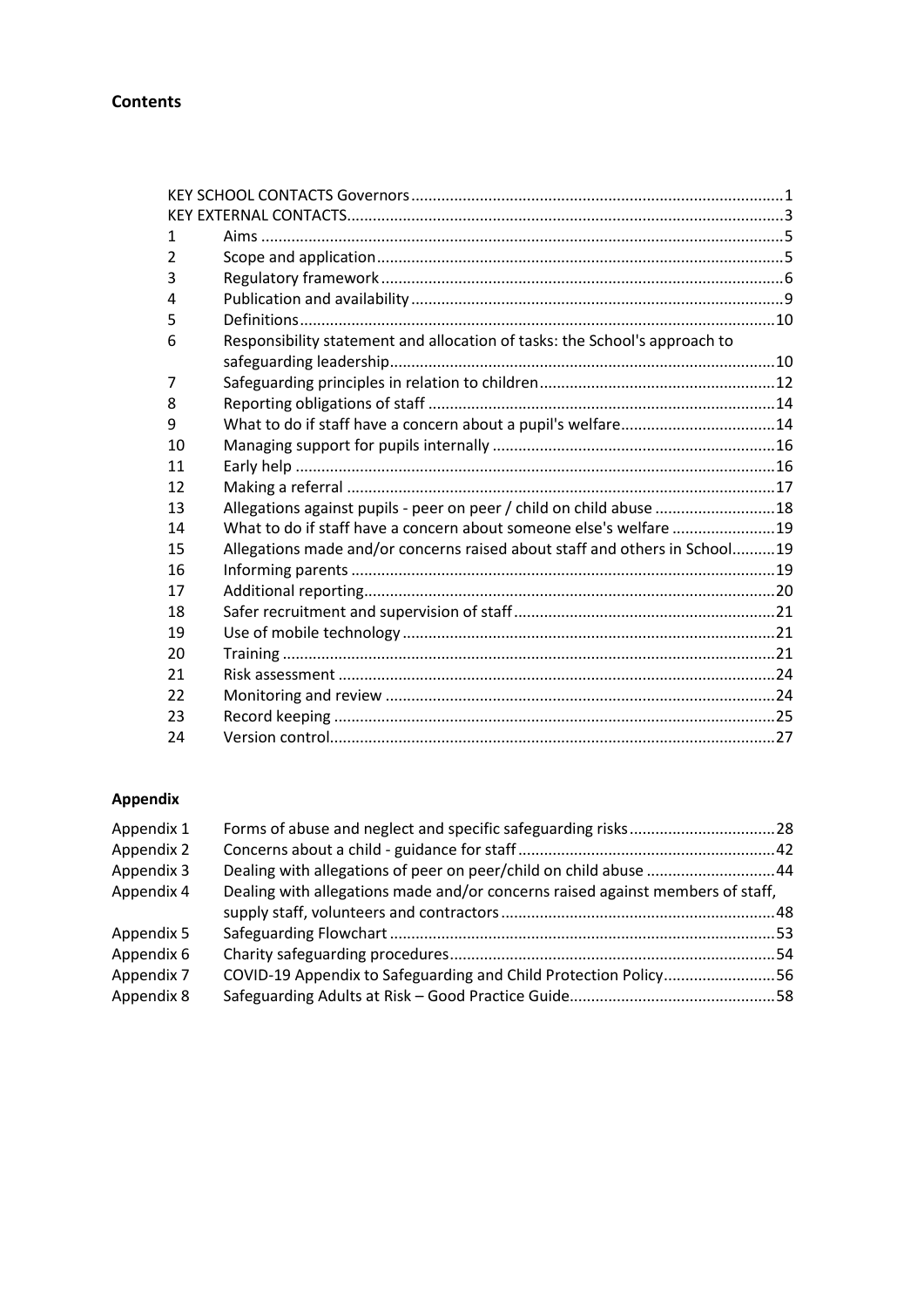**Contents**

| | | |
|---|---|---|
| KEY SCHOOL CONTACTS Governors | | 1 |
| KEY EXTERNAL CONTACTS | | 3 |
| 1 | Aims | 5 |
| 2 | Scope and application | 5 |
| 3 | Regulatory framework | 6 |
| 4 | Publication and availability | 9 |
| 5 | Definitions | 10 |
| 6 | Responsibility statement and allocation of tasks: the School's approach to safeguarding leadership | 10 |
| 7 | Safeguarding principles in relation to children | 12 |
| 8 | Reporting obligations of staff | 14 |
| 9 | What to do if staff have a concern about a pupil's welfare | 14 |
| 10 | Managing support for pupils internally | 16 |
| 11 | Early help | 16 |
| 12 | Making a referral | 17 |
| 13 | Allegations against pupils - peer on peer / child on child abuse | 18 |
| 14 | What to do if staff have a concern about someone else's welfare | 19 |
| 15 | Allegations made and/or concerns raised about staff and others in School | 19 |
| 16 | Informing parents | 19 |
| 17 | Additional reporting | 20 |
| 18 | Safer recruitment and supervision of staff | 21 |
| 19 | Use of mobile technology | 21 |
| 20 | Training | 21 |
| 21 | Risk assessment | 24 |
| 22 | Monitoring and review | 24 |
| 23 | Record keeping | 25 |
| 24 | Version control | 27 |

**Appendix**

| | | |
|---|---|---|
| Appendix 1 | Forms of abuse and neglect and specific safeguarding risks | 28 |
| Appendix 2 | Concerns about a child - guidance for staff | 42 |
| Appendix 3 | Dealing with allegations of peer on peer/child on child abuse | 44 |
| Appendix 4 | Dealing with allegations made and/or concerns raised against members of staff, supply staff, volunteers and contractors | 48 |
| Appendix 5 | Safeguarding Flowchart | 53 |
| Appendix 6 | Charity safeguarding procedures | 54 |
| Appendix 7 | COVID-19 Appendix to Safeguarding and Child Protection Policy | 56 |
| Appendix 8 | Safeguarding Adults at Risk – Good Practice Guide | 58 |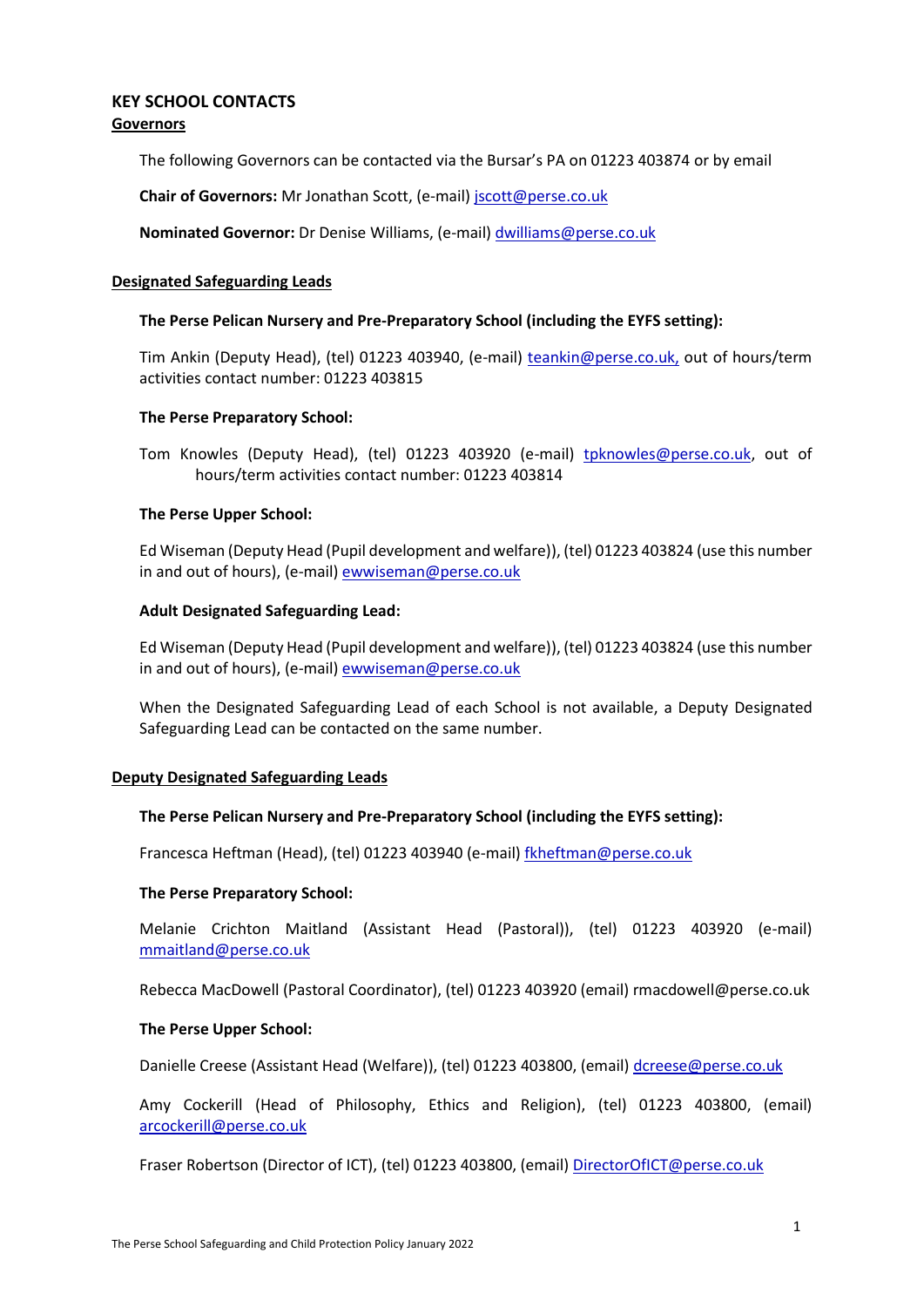## KEY SCHOOL CONTACTS

### Governors

The following Governors can be contacted via the Bursar's PA on 01223 403874 or by email

**Chair of Governors:** Mr Jonathan Scott, (e-mail) jscott@perse.co.uk

**Nominated Governor:** Dr Denise Williams, (e-mail) dwilliams@perse.co.uk

### Designated Safeguarding Leads

**The Perse Pelican Nursery and Pre-Preparatory School (including the EYFS setting):**

Tim Ankin (Deputy Head), (tel) 01223 403940, (e-mail) teankin@perse.co.uk, out of hours/term activities contact number: 01223 403815

**The Perse Preparatory School:**

Tom Knowles (Deputy Head), (tel) 01223 403920 (e-mail) tpknowles@perse.co.uk, out of hours/term activities contact number: 01223 403814

**The Perse Upper School:**

Ed Wiseman (Deputy Head (Pupil development and welfare)), (tel) 01223 403824 (use this number in and out of hours), (e-mail) ewwiseman@perse.co.uk

**Adult Designated Safeguarding Lead:**

Ed Wiseman (Deputy Head (Pupil development and welfare)), (tel) 01223 403824 (use this number in and out of hours), (e-mail) ewwiseman@perse.co.uk

When the Designated Safeguarding Lead of each School is not available, a Deputy Designated Safeguarding Lead can be contacted on the same number.

### Deputy Designated Safeguarding Leads

**The Perse Pelican Nursery and Pre-Preparatory School (including the EYFS setting):**

Francesca Heftman (Head), (tel) 01223 403940 (e-mail) fkheftman@perse.co.uk

**The Perse Preparatory School:**

Melanie Crichton Maitland (Assistant Head (Pastoral)), (tel) 01223 403920 (e-mail) mmaitland@perse.co.uk

Rebecca MacDowell (Pastoral Coordinator), (tel) 01223 403920 (email) rmacdowell@perse.co.uk

**The Perse Upper School:**

Danielle Creese (Assistant Head (Welfare)), (tel) 01223 403800, (email) dcreese@perse.co.uk

Amy Cockerill (Head of Philosophy, Ethics and Religion), (tel) 01223 403800, (email) arcockerill@perse.co.uk

Fraser Robertson (Director of ICT), (tel) 01223 403800, (email) DirectorOfICT@perse.co.uk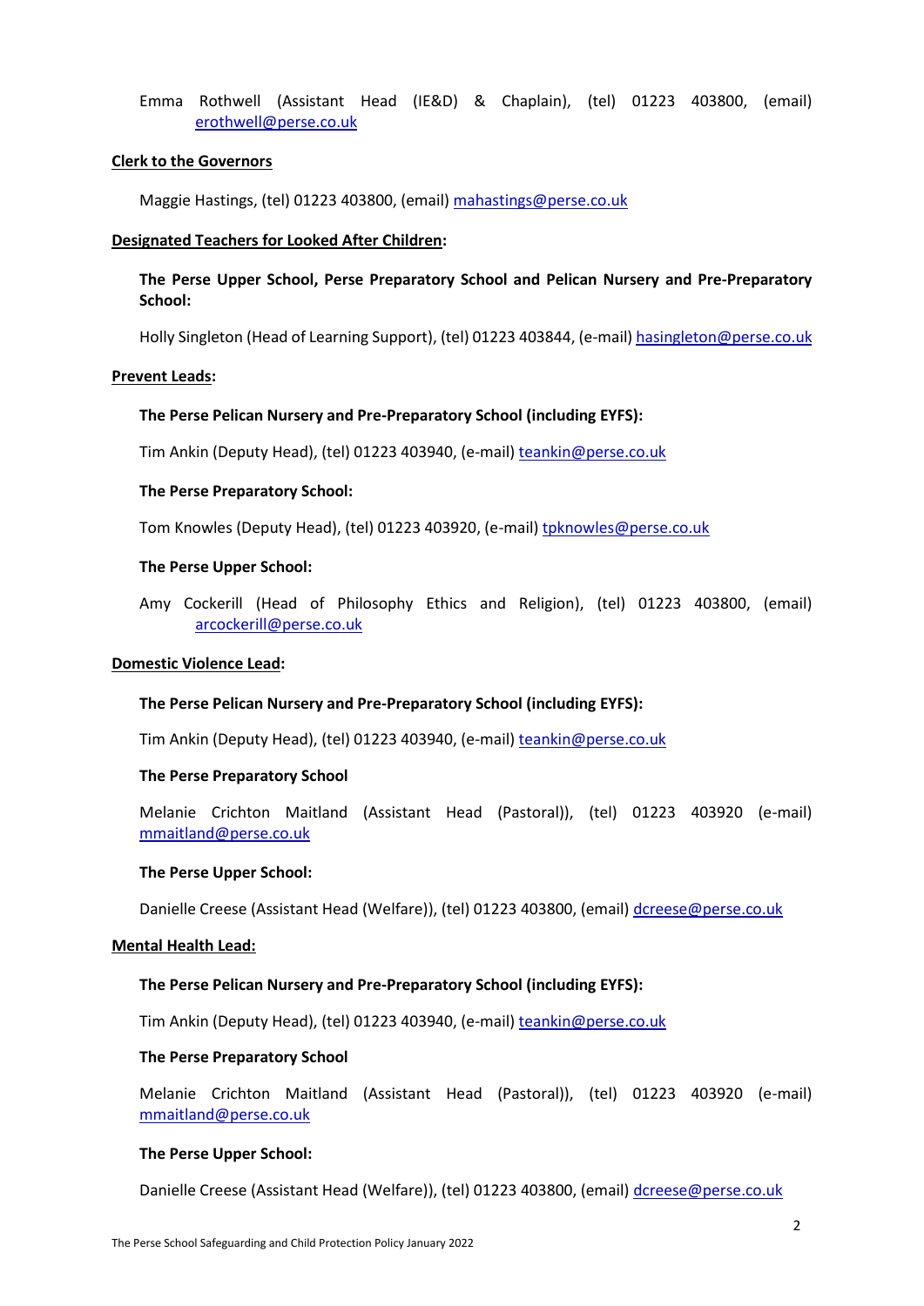Emma Rothwell (Assistant Head (IE&D) & Chaplain), (tel) 01223 403800, (email) erothwell@perse.co.uk

**Clerk to the Governors**

Maggie Hastings, (tel) 01223 403800, (email) mahastings@perse.co.uk

**Designated Teachers for Looked After Children:**

**The Perse Upper School, Perse Preparatory School and Pelican Nursery and Pre-Preparatory School:**

Holly Singleton (Head of Learning Support), (tel) 01223 403844, (e-mail) hasingleton@perse.co.uk

**Prevent Leads:**

**The Perse Pelican Nursery and Pre-Preparatory School (including EYFS):**

Tim Ankin (Deputy Head), (tel) 01223 403940, (e-mail) teankin@perse.co.uk

**The Perse Preparatory School:**

Tom Knowles (Deputy Head), (tel) 01223 403920, (e-mail) tpknowles@perse.co.uk

**The Perse Upper School:**

Amy Cockerill (Head of Philosophy Ethics and Religion), (tel) 01223 403800, (email) arcockerill@perse.co.uk

**Domestic Violence Lead:**

**The Perse Pelican Nursery and Pre-Preparatory School (including EYFS):**

Tim Ankin (Deputy Head), (tel) 01223 403940, (e-mail) teankin@perse.co.uk

**The Perse Preparatory School**

Melanie Crichton Maitland (Assistant Head (Pastoral)), (tel) 01223 403920 (e-mail) mmaitland@perse.co.uk

**The Perse Upper School:**

Danielle Creese (Assistant Head (Welfare)), (tel) 01223 403800, (email) dcreese@perse.co.uk

**Mental Health Lead:**

**The Perse Pelican Nursery and Pre-Preparatory School (including EYFS):**

Tim Ankin (Deputy Head), (tel) 01223 403940, (e-mail) teankin@perse.co.uk

**The Perse Preparatory School**

Melanie Crichton Maitland (Assistant Head (Pastoral)), (tel) 01223 403920 (e-mail) mmaitland@perse.co.uk

**The Perse Upper School:**

Danielle Creese (Assistant Head (Welfare)), (tel) 01223 403800, (email) dcreese@perse.co.uk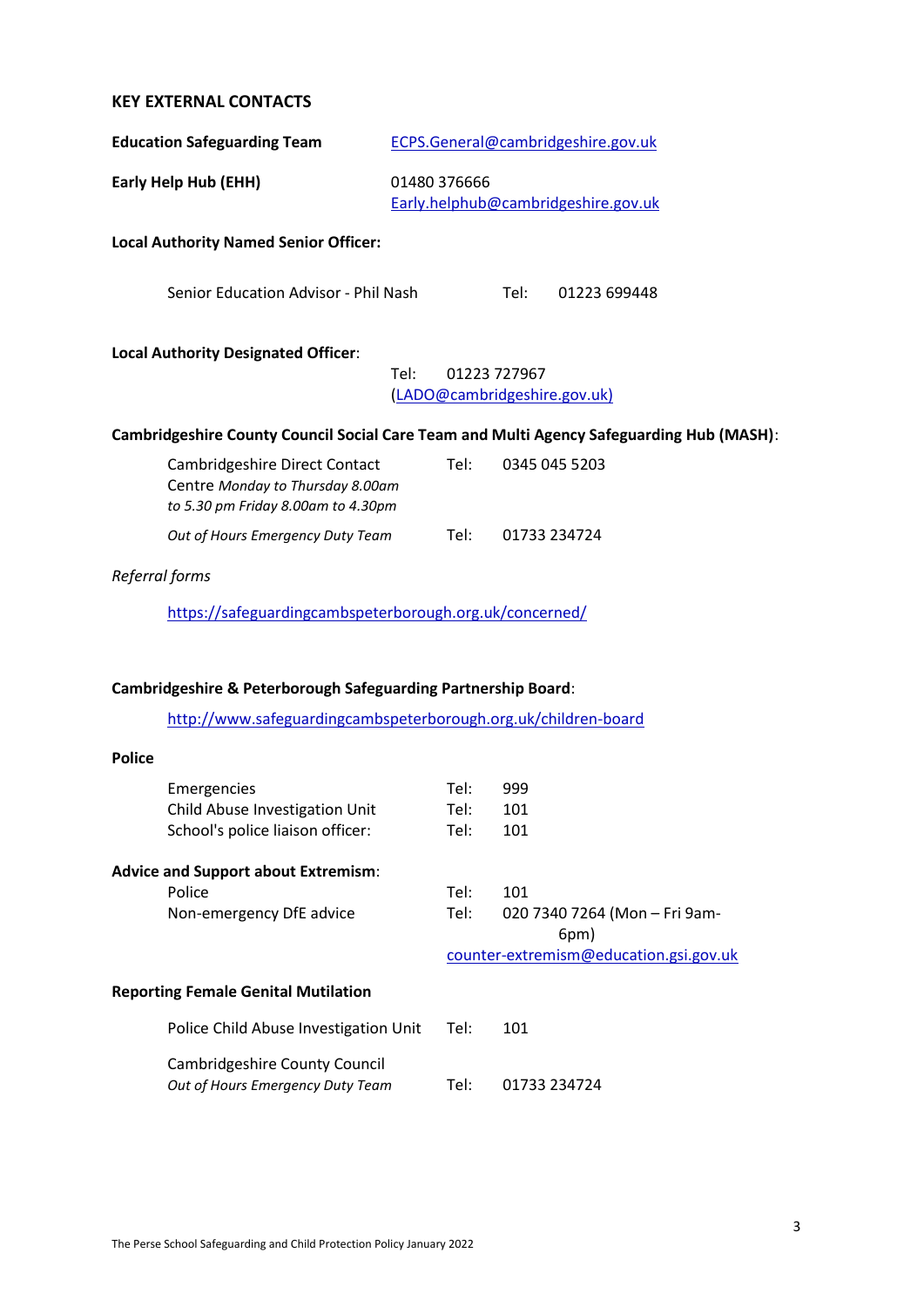## KEY EXTERNAL CONTACTS

**Education Safeguarding Team** ECPS.General@cambridgeshire.gov.uk

**Early Help Hub (EHH)** 01480 376666
Early.helphub@cambridgeshire.gov.uk

**Local Authority Named Senior Officer:**

Senior Education Advisor - Phil Nash Tel: 01223 699448

**Local Authority Designated Officer**:
Tel: 01223 727967
(LADO@cambridgeshire.gov.uk)

**Cambridgeshire County Council Social Care Team and Multi Agency Safeguarding Hub (MASH)**:

| | | |
|---|---|---|
| Cambridgeshire Direct Contact Centre *Monday to Thursday 8.00am to 5.30 pm Friday 8.00am to 4.30pm* | Tel: | 0345 045 5203 |
| *Out of Hours Emergency Duty Team* | Tel: | 01733 234724 |

*Referral forms*

https://safeguardingcambspeterborough.org.uk/concerned/

**Cambridgeshire & Peterborough Safeguarding Partnership Board**:

http://www.safeguardingcambspeterborough.org.uk/children-board

**Police**

| | | |
|---|---|---|
| Emergencies | Tel: | 999 |
| Child Abuse Investigation Unit | Tel: | 101 |
| School's police liaison officer: | Tel: | 101 |

**Advice and Support about Extremism**:

| | | |
|---|---|---|
| Police | Tel: | 101 |
| Non-emergency DfE advice | Tel: | 020 7340 7264 (Mon – Fri 9am-6pm) |
| | | counter-extremism@education.gsi.gov.uk |

**Reporting Female Genital Mutilation**

| | | |
|---|---|---|
| Police Child Abuse Investigation Unit | Tel: | 101 |
| Cambridgeshire County Council *Out of Hours Emergency Duty Team* | Tel: | 01733 234724 |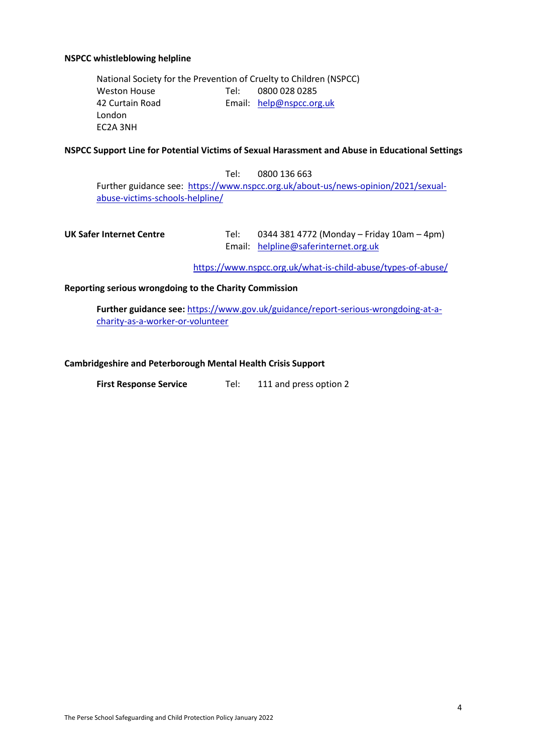**NSPCC whistleblowing helpline**

National Society for the Prevention of Cruelty to Children (NSPCC)
Weston House
42 Curtain Road
London
EC2A 3NH

Tel: 0800 028 0285
Email: help@nspcc.org.uk

**NSPCC Support Line for Potential Victims of Sexual Harassment and Abuse in Educational Settings**

Tel: 0800 136 663

Further guidance see: https://www.nspcc.org.uk/about-us/news-opinion/2021/sexual-abuse-victims-schools-helpline/

**UK Safer Internet Centre**

Tel: 0344 381 4772 (Monday – Friday 10am – 4pm)
Email: helpline@saferinternet.org.uk

https://www.nspcc.org.uk/what-is-child-abuse/types-of-abuse/

**Reporting serious wrongdoing to the Charity Commission**

**Further guidance see:** https://www.gov.uk/guidance/report-serious-wrongdoing-at-a-charity-as-a-worker-or-volunteer

**Cambridgeshire and Peterborough Mental Health Crisis Support**

**First Response Service** Tel: 111 and press option 2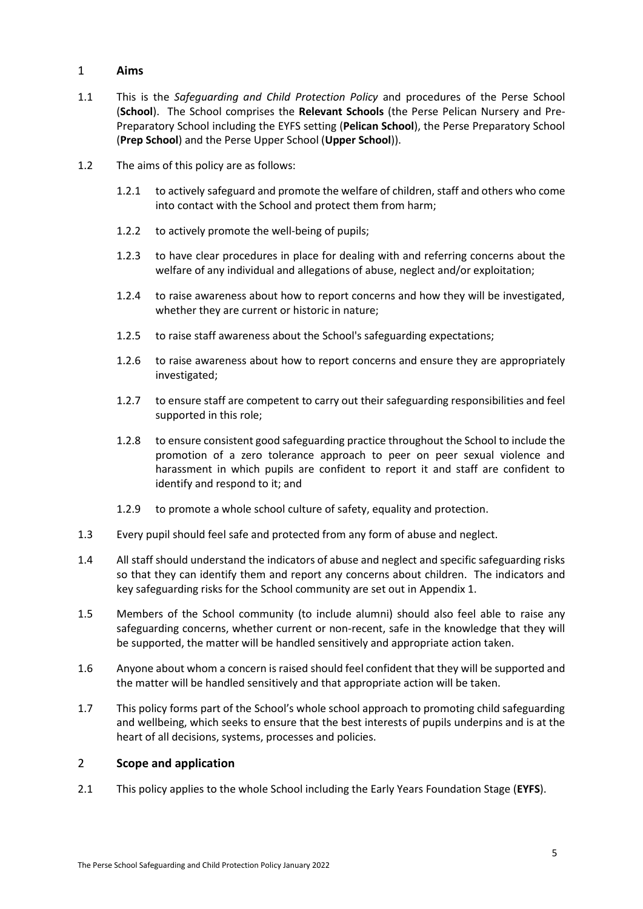## 1 Aims

1.1 This is the *Safeguarding and Child Protection Policy* and procedures of the Perse School (**School**). The School comprises the **Relevant Schools** (the Perse Pelican Nursery and Pre-Preparatory School including the EYFS setting (**Pelican School**), the Perse Preparatory School (**Prep School**) and the Perse Upper School (**Upper School**)).

1.2 The aims of this policy are as follows:

1.2.1 to actively safeguard and promote the welfare of children, staff and others who come into contact with the School and protect them from harm;

1.2.2 to actively promote the well-being of pupils;

1.2.3 to have clear procedures in place for dealing with and referring concerns about the welfare of any individual and allegations of abuse, neglect and/or exploitation;

1.2.4 to raise awareness about how to report concerns and how they will be investigated, whether they are current or historic in nature;

1.2.5 to raise staff awareness about the School's safeguarding expectations;

1.2.6 to raise awareness about how to report concerns and ensure they are appropriately investigated;

1.2.7 to ensure staff are competent to carry out their safeguarding responsibilities and feel supported in this role;

1.2.8 to ensure consistent good safeguarding practice throughout the School to include the promotion of a zero tolerance approach to peer on peer sexual violence and harassment in which pupils are confident to report it and staff are confident to identify and respond to it; and

1.2.9 to promote a whole school culture of safety, equality and protection.

1.3 Every pupil should feel safe and protected from any form of abuse and neglect.

1.4 All staff should understand the indicators of abuse and neglect and specific safeguarding risks so that they can identify them and report any concerns about children. The indicators and key safeguarding risks for the School community are set out in Appendix 1.

1.5 Members of the School community (to include alumni) should also feel able to raise any safeguarding concerns, whether current or non-recent, safe in the knowledge that they will be supported, the matter will be handled sensitively and appropriate action taken.

1.6 Anyone about whom a concern is raised should feel confident that they will be supported and the matter will be handled sensitively and that appropriate action will be taken.

1.7 This policy forms part of the School's whole school approach to promoting child safeguarding and wellbeing, which seeks to ensure that the best interests of pupils underpins and is at the heart of all decisions, systems, processes and policies.

## 2 Scope and application

2.1 This policy applies to the whole School including the Early Years Foundation Stage (**EYFS**).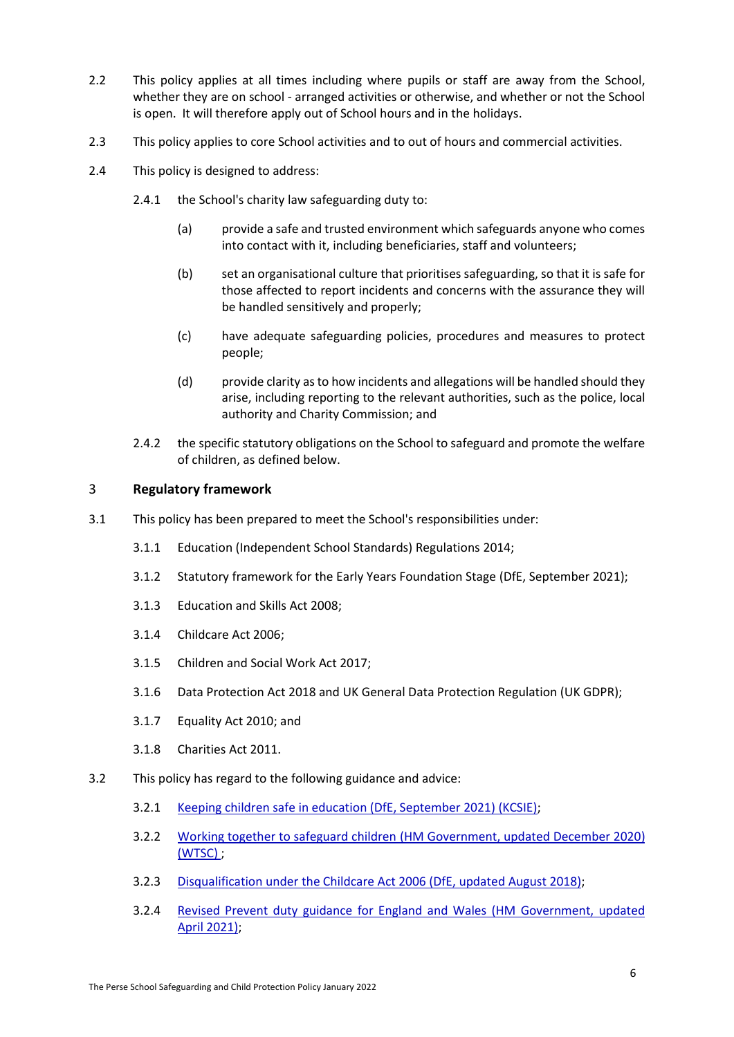2.2 This policy applies at all times including where pupils or staff are away from the School, whether they are on school - arranged activities or otherwise, and whether or not the School is open. It will therefore apply out of School hours and in the holidays.

2.3 This policy applies to core School activities and to out of hours and commercial activities.

2.4 This policy is designed to address:

2.4.1 the School's charity law safeguarding duty to:

(a) provide a safe and trusted environment which safeguards anyone who comes into contact with it, including beneficiaries, staff and volunteers;

(b) set an organisational culture that prioritises safeguarding, so that it is safe for those affected to report incidents and concerns with the assurance they will be handled sensitively and properly;

(c) have adequate safeguarding policies, procedures and measures to protect people;

(d) provide clarity as to how incidents and allegations will be handled should they arise, including reporting to the relevant authorities, such as the police, local authority and Charity Commission; and

2.4.2 the specific statutory obligations on the School to safeguard and promote the welfare of children, as defined below.

## 3 Regulatory framework

3.1 This policy has been prepared to meet the School's responsibilities under:

3.1.1 Education (Independent School Standards) Regulations 2014;

3.1.2 Statutory framework for the Early Years Foundation Stage (DfE, September 2021);

3.1.3 Education and Skills Act 2008;

3.1.4 Childcare Act 2006;

3.1.5 Children and Social Work Act 2017;

3.1.6 Data Protection Act 2018 and UK General Data Protection Regulation (UK GDPR);

3.1.7 Equality Act 2010; and

3.1.8 Charities Act 2011.

3.2 This policy has regard to the following guidance and advice:

3.2.1 Keeping children safe in education (DfE, September 2021) (KCSIE);

3.2.2 Working together to safeguard children (HM Government, updated December 2020) (WTSC) ;

3.2.3 Disqualification under the Childcare Act 2006 (DfE, updated August 2018);

3.2.4 Revised Prevent duty guidance for England and Wales (HM Government, updated April 2021);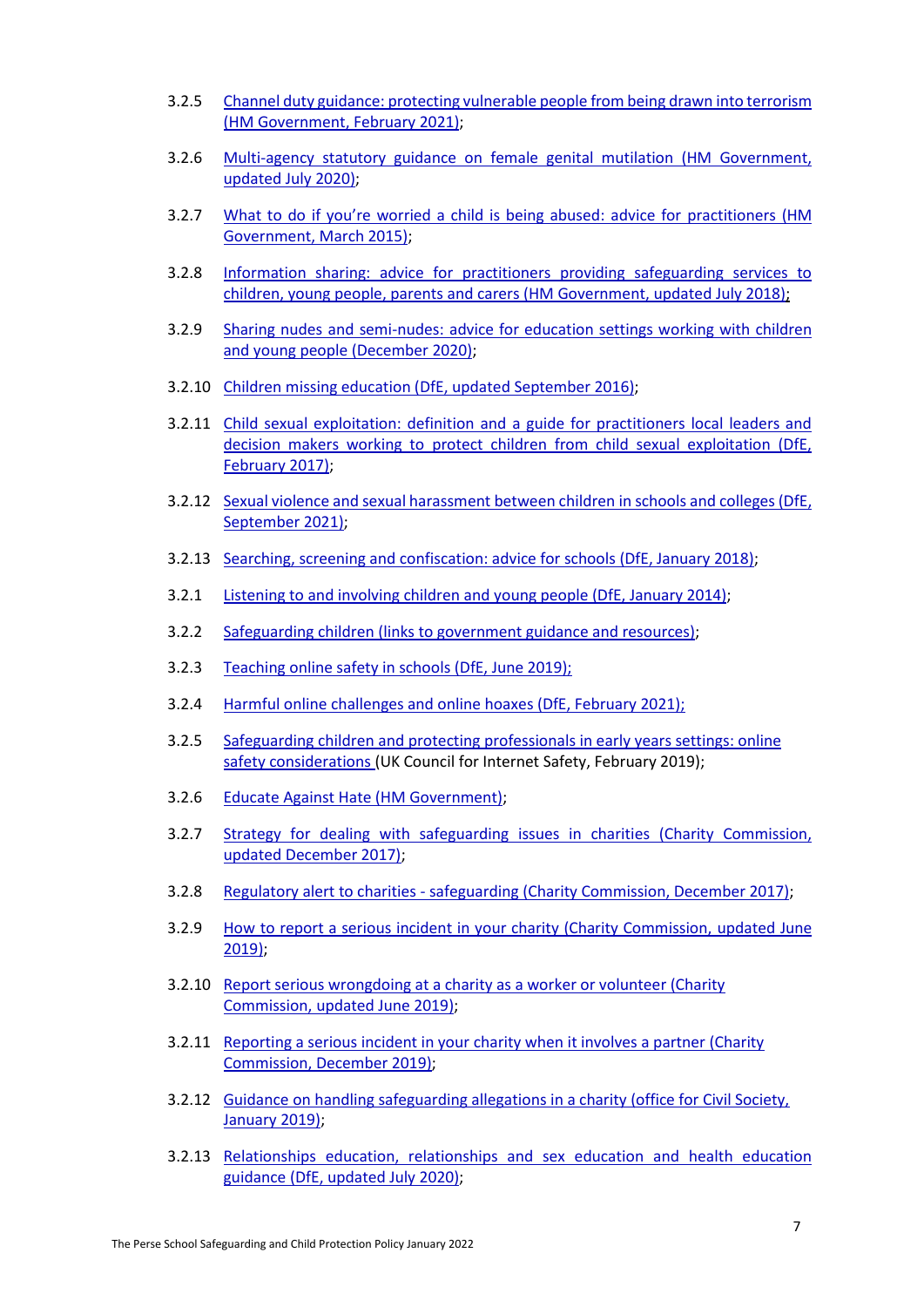3.2.5 Channel duty guidance: protecting vulnerable people from being drawn into terrorism (HM Government, February 2021);

3.2.6 Multi-agency statutory guidance on female genital mutilation (HM Government, updated July 2020);

3.2.7 What to do if you're worried a child is being abused: advice for practitioners (HM Government, March 2015);

3.2.8 Information sharing: advice for practitioners providing safeguarding services to children, young people, parents and carers (HM Government, updated July 2018);

3.2.9 Sharing nudes and semi-nudes: advice for education settings working with children and young people (December 2020);

3.2.10 Children missing education (DfE, updated September 2016);

3.2.11 Child sexual exploitation: definition and a guide for practitioners local leaders and decision makers working to protect children from child sexual exploitation (DfE, February 2017);

3.2.12 Sexual violence and sexual harassment between children in schools and colleges (DfE, September 2021);

3.2.13 Searching, screening and confiscation: advice for schools (DfE, January 2018);

3.2.1 Listening to and involving children and young people (DfE, January 2014);

3.2.2 Safeguarding children (links to government guidance and resources);

3.2.3 Teaching online safety in schools (DfE, June 2019);

3.2.4 Harmful online challenges and online hoaxes (DfE, February 2021);

3.2.5 Safeguarding children and protecting professionals in early years settings: online safety considerations (UK Council for Internet Safety, February 2019);

3.2.6 Educate Against Hate (HM Government);

3.2.7 Strategy for dealing with safeguarding issues in charities (Charity Commission, updated December 2017);

3.2.8 Regulatory alert to charities - safeguarding (Charity Commission, December 2017);

3.2.9 How to report a serious incident in your charity (Charity Commission, updated June 2019);

3.2.10 Report serious wrongdoing at a charity as a worker or volunteer (Charity Commission, updated June 2019);

3.2.11 Reporting a serious incident in your charity when it involves a partner (Charity Commission, December 2019);

3.2.12 Guidance on handling safeguarding allegations in a charity (office for Civil Society, January 2019);

3.2.13 Relationships education, relationships and sex education and health education guidance (DfE, updated July 2020);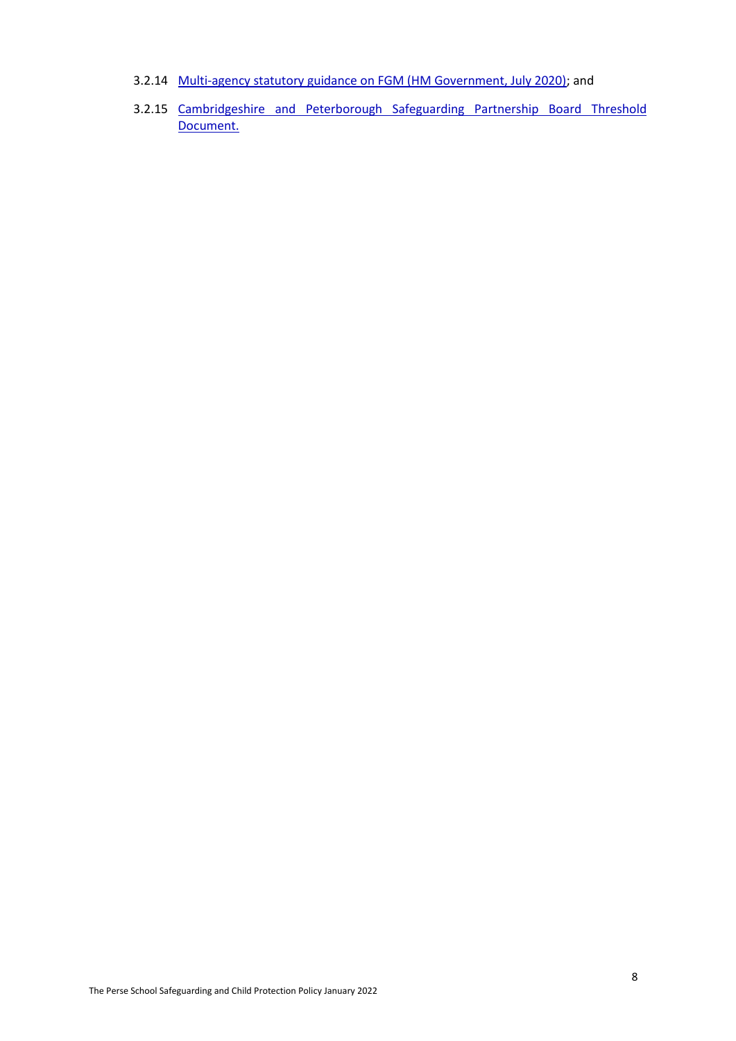3.2.14 Multi-agency statutory guidance on FGM (HM Government, July 2020); and

3.2.15 Cambridgeshire and Peterborough Safeguarding Partnership Board Threshold Document.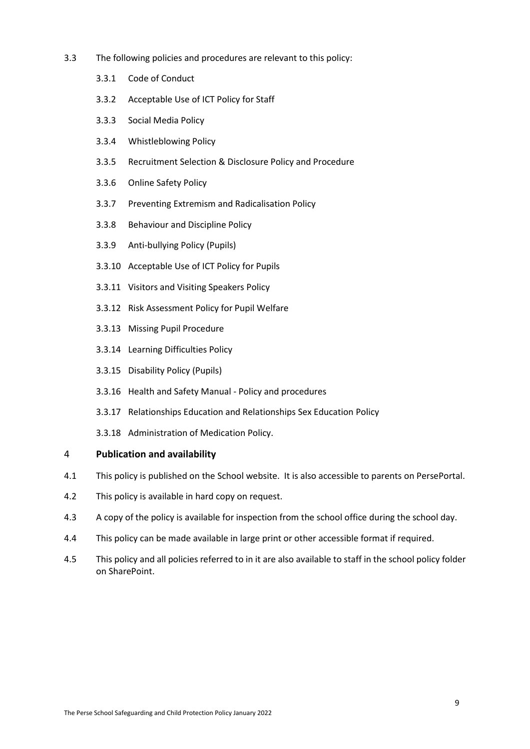3.3 The following policies and procedures are relevant to this policy:

3.3.1 Code of Conduct

3.3.2 Acceptable Use of ICT Policy for Staff

3.3.3 Social Media Policy

3.3.4 Whistleblowing Policy

3.3.5 Recruitment Selection & Disclosure Policy and Procedure

3.3.6 Online Safety Policy

3.3.7 Preventing Extremism and Radicalisation Policy

3.3.8 Behaviour and Discipline Policy

3.3.9 Anti-bullying Policy (Pupils)

3.3.10 Acceptable Use of ICT Policy for Pupils

3.3.11 Visitors and Visiting Speakers Policy

3.3.12 Risk Assessment Policy for Pupil Welfare

3.3.13 Missing Pupil Procedure

3.3.14 Learning Difficulties Policy

3.3.15 Disability Policy (Pupils)

3.3.16 Health and Safety Manual - Policy and procedures

3.3.17 Relationships Education and Relationships Sex Education Policy

3.3.18 Administration of Medication Policy.

## 4 Publication and availability

4.1 This policy is published on the School website. It is also accessible to parents on PersePortal.

4.2 This policy is available in hard copy on request.

4.3 A copy of the policy is available for inspection from the school office during the school day.

4.4 This policy can be made available in large print or other accessible format if required.

4.5 This policy and all policies referred to in it are also available to staff in the school policy folder on SharePoint.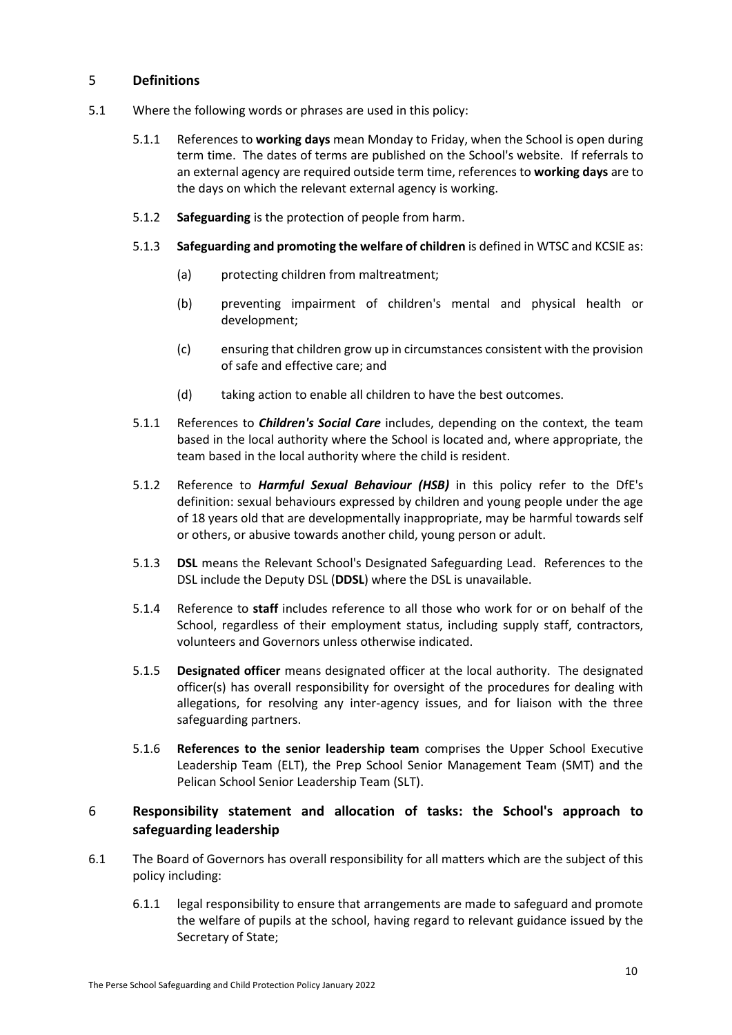## 5 Definitions

5.1 Where the following words or phrases are used in this policy:

5.1.1 References to **working days** mean Monday to Friday, when the School is open during term time. The dates of terms are published on the School's website. If referrals to an external agency are required outside term time, references to **working days** are to the days on which the relevant external agency is working.

5.1.2 **Safeguarding** is the protection of people from harm.

5.1.3 **Safeguarding and promoting the welfare of children** is defined in WTSC and KCSIE as:

(a) protecting children from maltreatment;

(b) preventing impairment of children's mental and physical health or development;

(c) ensuring that children grow up in circumstances consistent with the provision of safe and effective care; and

(d) taking action to enable all children to have the best outcomes.

5.1.1 References to ***Children's Social Care*** includes, depending on the context, the team based in the local authority where the School is located and, where appropriate, the team based in the local authority where the child is resident.

5.1.2 Reference to ***Harmful Sexual Behaviour (HSB)*** in this policy refer to the DfE's definition: sexual behaviours expressed by children and young people under the age of 18 years old that are developmentally inappropriate, may be harmful towards self or others, or abusive towards another child, young person or adult.

5.1.3 **DSL** means the Relevant School's Designated Safeguarding Lead. References to the DSL include the Deputy DSL (**DDSL**) where the DSL is unavailable.

5.1.4 Reference to **staff** includes reference to all those who work for or on behalf of the School, regardless of their employment status, including supply staff, contractors, volunteers and Governors unless otherwise indicated.

5.1.5 **Designated officer** means designated officer at the local authority. The designated officer(s) has overall responsibility for oversight of the procedures for dealing with allegations, for resolving any inter-agency issues, and for liaison with the three safeguarding partners.

5.1.6 **References to the senior leadership team** comprises the Upper School Executive Leadership Team (ELT), the Prep School Senior Management Team (SMT) and the Pelican School Senior Leadership Team (SLT).

## 6 Responsibility statement and allocation of tasks: the School's approach to safeguarding leadership

6.1 The Board of Governors has overall responsibility for all matters which are the subject of this policy including:

6.1.1 legal responsibility to ensure that arrangements are made to safeguard and promote the welfare of pupils at the school, having regard to relevant guidance issued by the Secretary of State;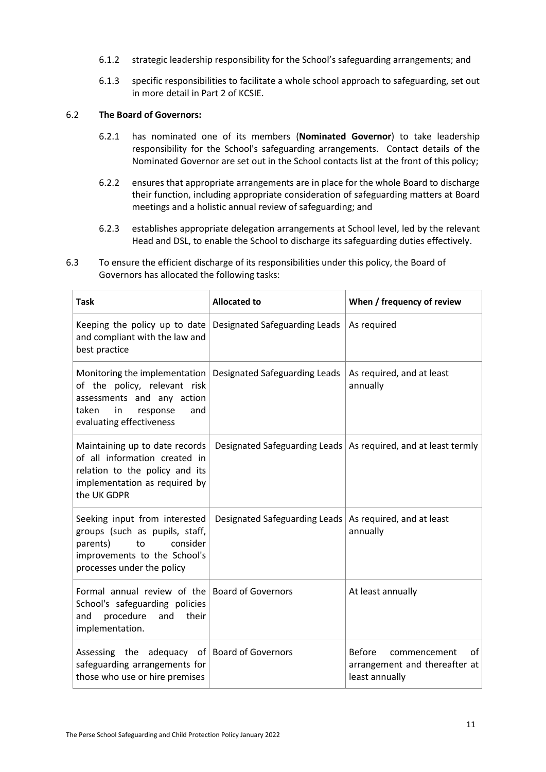6.1.2 strategic leadership responsibility for the School's safeguarding arrangements; and

6.1.3 specific responsibilities to facilitate a whole school approach to safeguarding, set out in more detail in Part 2 of KCSIE.

6.2 **The Board of Governors:**

6.2.1 has nominated one of its members (**Nominated Governor**) to take leadership responsibility for the School's safeguarding arrangements. Contact details of the Nominated Governor are set out in the School contacts list at the front of this policy;

6.2.2 ensures that appropriate arrangements are in place for the whole Board to discharge their function, including appropriate consideration of safeguarding matters at Board meetings and a holistic annual review of safeguarding; and

6.2.3 establishes appropriate delegation arrangements at School level, led by the relevant Head and DSL, to enable the School to discharge its safeguarding duties effectively.

6.3 To ensure the efficient discharge of its responsibilities under this policy, the Board of Governors has allocated the following tasks:

| **Task** | **Allocated to** | **When / frequency of review** |
|---|---|---|
| Keeping the policy up to date and compliant with the law and best practice | Designated Safeguarding Leads | As required |
| Monitoring the implementation of the policy, relevant risk assessments and any action taken in response and evaluating effectiveness | Designated Safeguarding Leads | As required, and at least annually |
| Maintaining up to date records of all information created in relation to the policy and its implementation as required by the UK GDPR | Designated Safeguarding Leads | As required, and at least termly |
| Seeking input from interested groups (such as pupils, staff, parents) to consider improvements to the School's processes under the policy | Designated Safeguarding Leads | As required, and at least annually |
| Formal annual review of the School's safeguarding policies and procedure and their implementation. | Board of Governors | At least annually |
| Assessing the adequacy of safeguarding arrangements for those who use or hire premises | Board of Governors | Before commencement of arrangement and thereafter at least annually |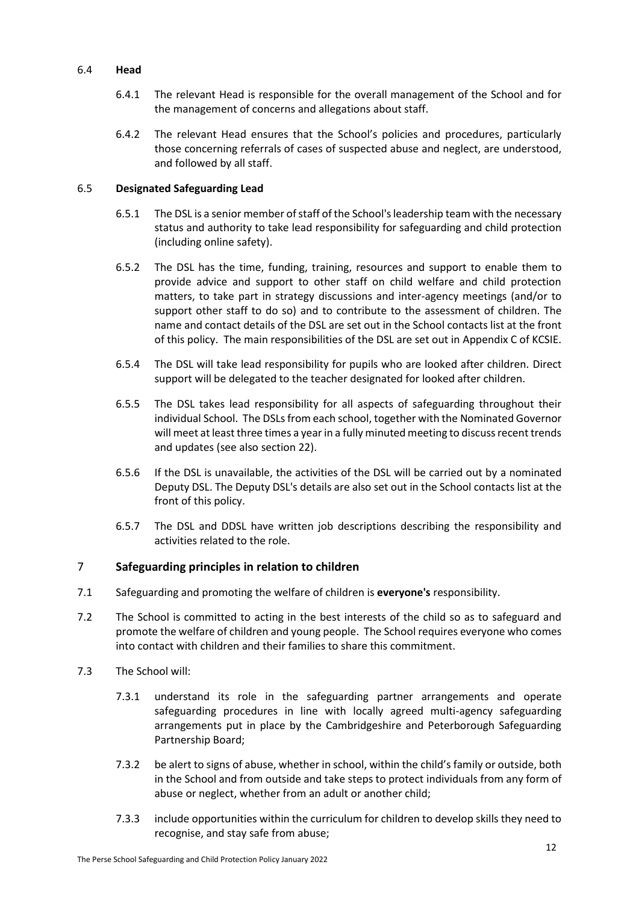### 6.4 **Head**

6.4.1 The relevant Head is responsible for the overall management of the School and for the management of concerns and allegations about staff.

6.4.2 The relevant Head ensures that the School's policies and procedures, particularly those concerning referrals of cases of suspected abuse and neglect, are understood, and followed by all staff.

### 6.5 **Designated Safeguarding Lead**

6.5.1 The DSL is a senior member of staff of the School's leadership team with the necessary status and authority to take lead responsibility for safeguarding and child protection (including online safety).

6.5.2 The DSL has the time, funding, training, resources and support to enable them to provide advice and support to other staff on child welfare and child protection matters, to take part in strategy discussions and inter-agency meetings (and/or to support other staff to do so) and to contribute to the assessment of children. The name and contact details of the DSL are set out in the School contacts list at the front of this policy. The main responsibilities of the DSL are set out in Appendix C of KCSIE.

6.5.4 The DSL will take lead responsibility for pupils who are looked after children. Direct support will be delegated to the teacher designated for looked after children.

6.5.5 The DSL takes lead responsibility for all aspects of safeguarding throughout their individual School. The DSLs from each school, together with the Nominated Governor will meet at least three times a year in a fully minuted meeting to discuss recent trends and updates (see also section 22).

6.5.6 If the DSL is unavailable, the activities of the DSL will be carried out by a nominated Deputy DSL. The Deputy DSL's details are also set out in the School contacts list at the front of this policy.

6.5.7 The DSL and DDSL have written job descriptions describing the responsibility and activities related to the role.

## 7 Safeguarding principles in relation to children

7.1 Safeguarding and promoting the welfare of children is **everyone's** responsibility.

7.2 The School is committed to acting in the best interests of the child so as to safeguard and promote the welfare of children and young people. The School requires everyone who comes into contact with children and their families to share this commitment.

7.3 The School will:

7.3.1 understand its role in the safeguarding partner arrangements and operate safeguarding procedures in line with locally agreed multi-agency safeguarding arrangements put in place by the Cambridgeshire and Peterborough Safeguarding Partnership Board;

7.3.2 be alert to signs of abuse, whether in school, within the child's family or outside, both in the School and from outside and take steps to protect individuals from any form of abuse or neglect, whether from an adult or another child;

7.3.3 include opportunities within the curriculum for children to develop skills they need to recognise, and stay safe from abuse;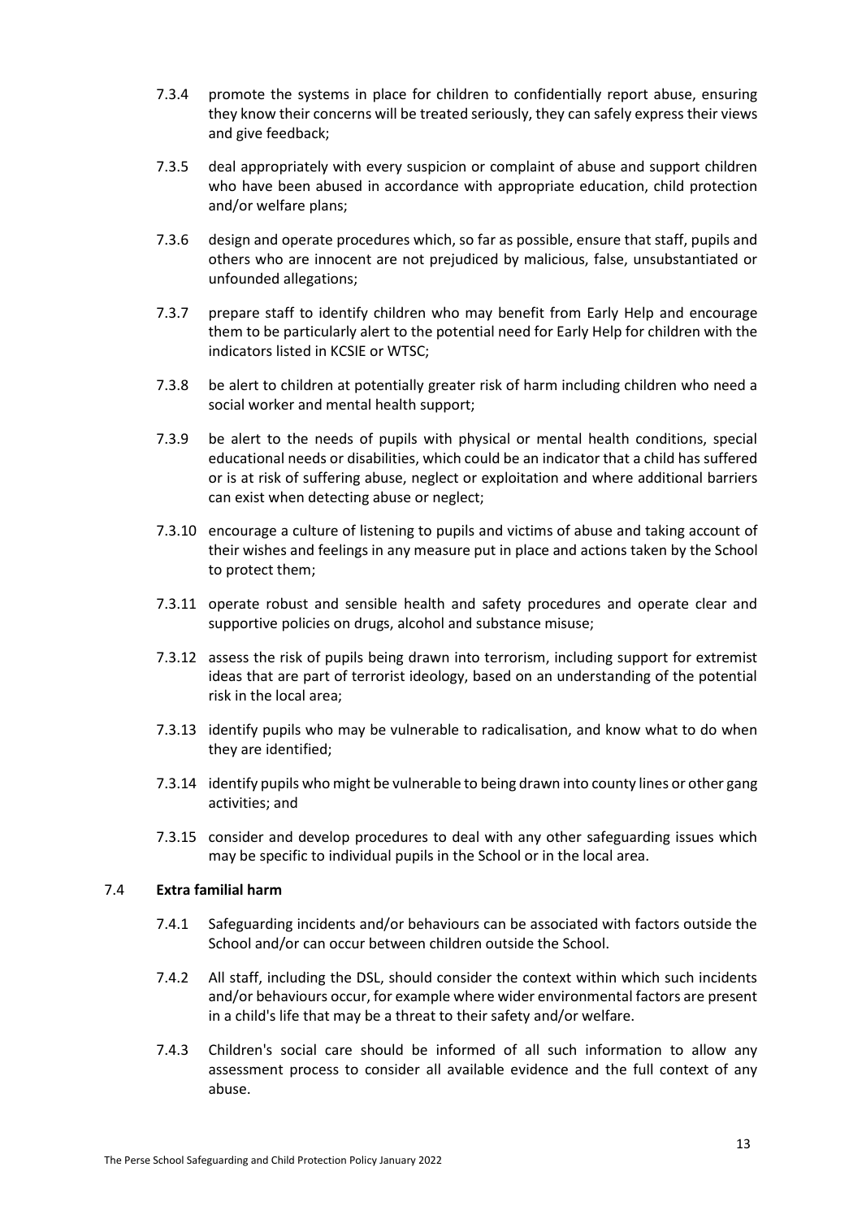7.3.4 promote the systems in place for children to confidentially report abuse, ensuring they know their concerns will be treated seriously, they can safely express their views and give feedback;

7.3.5 deal appropriately with every suspicion or complaint of abuse and support children who have been abused in accordance with appropriate education, child protection and/or welfare plans;

7.3.6 design and operate procedures which, so far as possible, ensure that staff, pupils and others who are innocent are not prejudiced by malicious, false, unsubstantiated or unfounded allegations;

7.3.7 prepare staff to identify children who may benefit from Early Help and encourage them to be particularly alert to the potential need for Early Help for children with the indicators listed in KCSIE or WTSC;

7.3.8 be alert to children at potentially greater risk of harm including children who need a social worker and mental health support;

7.3.9 be alert to the needs of pupils with physical or mental health conditions, special educational needs or disabilities, which could be an indicator that a child has suffered or is at risk of suffering abuse, neglect or exploitation and where additional barriers can exist when detecting abuse or neglect;

7.3.10 encourage a culture of listening to pupils and victims of abuse and taking account of their wishes and feelings in any measure put in place and actions taken by the School to protect them;

7.3.11 operate robust and sensible health and safety procedures and operate clear and supportive policies on drugs, alcohol and substance misuse;

7.3.12 assess the risk of pupils being drawn into terrorism, including support for extremist ideas that are part of terrorist ideology, based on an understanding of the potential risk in the local area;

7.3.13 identify pupils who may be vulnerable to radicalisation, and know what to do when they are identified;

7.3.14 identify pupils who might be vulnerable to being drawn into county lines or other gang activities; and

7.3.15 consider and develop procedures to deal with any other safeguarding issues which may be specific to individual pupils in the School or in the local area.

### 7.4 **Extra familial harm**

7.4.1 Safeguarding incidents and/or behaviours can be associated with factors outside the School and/or can occur between children outside the School.

7.4.2 All staff, including the DSL, should consider the context within which such incidents and/or behaviours occur, for example where wider environmental factors are present in a child's life that may be a threat to their safety and/or welfare.

7.4.3 Children's social care should be informed of all such information to allow any assessment process to consider all available evidence and the full context of any abuse.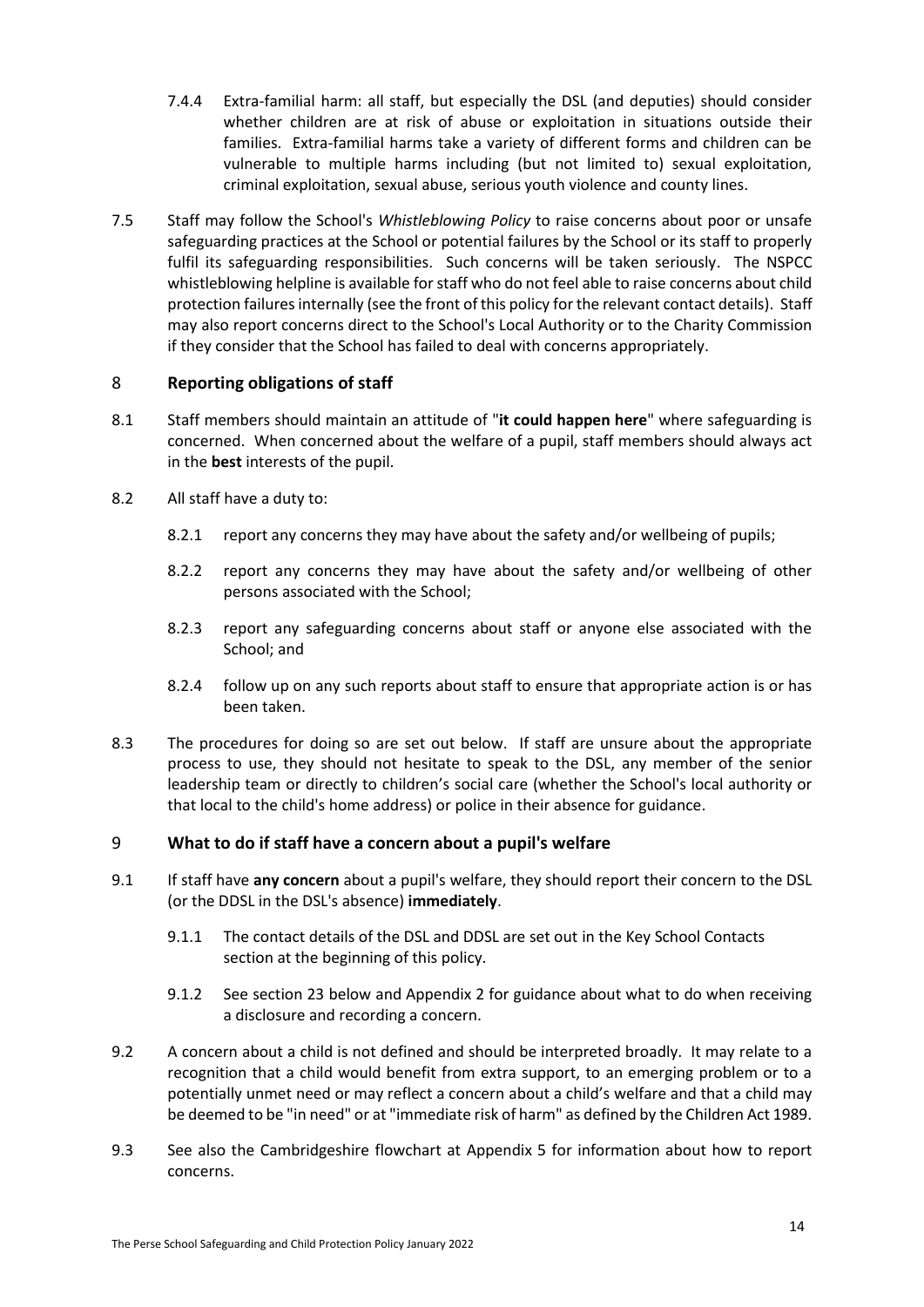7.4.4 Extra-familial harm: all staff, but especially the DSL (and deputies) should consider whether children are at risk of abuse or exploitation in situations outside their families. Extra-familial harms take a variety of different forms and children can be vulnerable to multiple harms including (but not limited to) sexual exploitation, criminal exploitation, sexual abuse, serious youth violence and county lines.

7.5 Staff may follow the School's *Whistleblowing Policy* to raise concerns about poor or unsafe safeguarding practices at the School or potential failures by the School or its staff to properly fulfil its safeguarding responsibilities. Such concerns will be taken seriously. The NSPCC whistleblowing helpline is available for staff who do not feel able to raise concerns about child protection failures internally (see the front of this policy for the relevant contact details). Staff may also report concerns direct to the School's Local Authority or to the Charity Commission if they consider that the School has failed to deal with concerns appropriately.

## 8 Reporting obligations of staff

8.1 Staff members should maintain an attitude of "**it could happen here**" where safeguarding is concerned. When concerned about the welfare of a pupil, staff members should always act in the **best** interests of the pupil.

8.2 All staff have a duty to:

8.2.1 report any concerns they may have about the safety and/or wellbeing of pupils;

8.2.2 report any concerns they may have about the safety and/or wellbeing of other persons associated with the School;

8.2.3 report any safeguarding concerns about staff or anyone else associated with the School; and

8.2.4 follow up on any such reports about staff to ensure that appropriate action is or has been taken.

8.3 The procedures for doing so are set out below. If staff are unsure about the appropriate process to use, they should not hesitate to speak to the DSL, any member of the senior leadership team or directly to children's social care (whether the School's local authority or that local to the child's home address) or police in their absence for guidance.

## 9 What to do if staff have a concern about a pupil's welfare

9.1 If staff have **any concern** about a pupil's welfare, they should report their concern to the DSL (or the DDSL in the DSL's absence) **immediately**.

9.1.1 The contact details of the DSL and DDSL are set out in the Key School Contacts section at the beginning of this policy.

9.1.2 See section 23 below and Appendix 2 for guidance about what to do when receiving a disclosure and recording a concern.

9.2 A concern about a child is not defined and should be interpreted broadly. It may relate to a recognition that a child would benefit from extra support, to an emerging problem or to a potentially unmet need or may reflect a concern about a child's welfare and that a child may be deemed to be "in need" or at "immediate risk of harm" as defined by the Children Act 1989.

9.3 See also the Cambridgeshire flowchart at Appendix 5 for information about how to report concerns.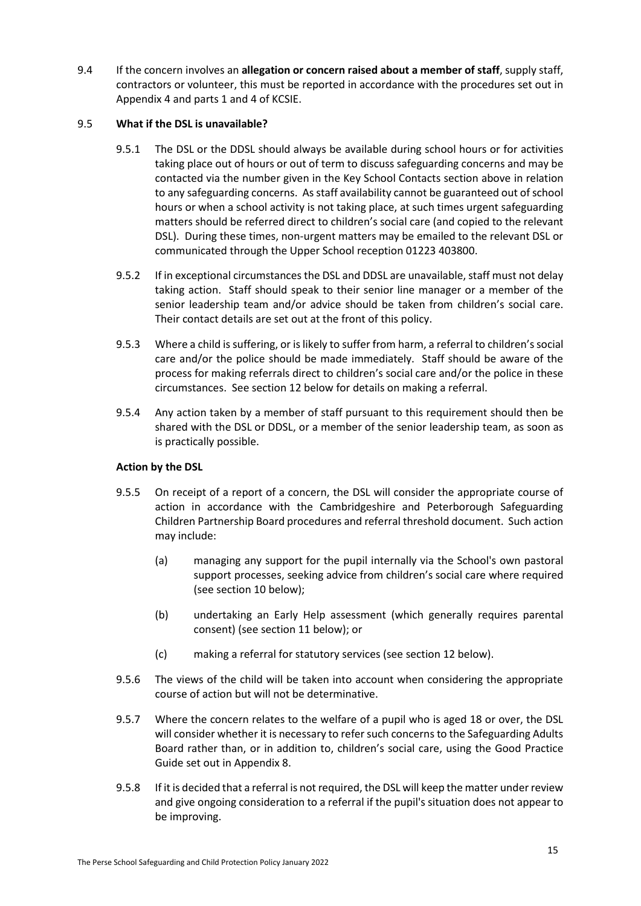9.4 If the concern involves an **allegation or concern raised about a member of staff**, supply staff, contractors or volunteer, this must be reported in accordance with the procedures set out in Appendix 4 and parts 1 and 4 of KCSIE.

9.5 **What if the DSL is unavailable?**

9.5.1 The DSL or the DDSL should always be available during school hours or for activities taking place out of hours or out of term to discuss safeguarding concerns and may be contacted via the number given in the Key School Contacts section above in relation to any safeguarding concerns. As staff availability cannot be guaranteed out of school hours or when a school activity is not taking place, at such times urgent safeguarding matters should be referred direct to children's social care (and copied to the relevant DSL). During these times, non-urgent matters may be emailed to the relevant DSL or communicated through the Upper School reception 01223 403800.

9.5.2 If in exceptional circumstances the DSL and DDSL are unavailable, staff must not delay taking action. Staff should speak to their senior line manager or a member of the senior leadership team and/or advice should be taken from children's social care. Their contact details are set out at the front of this policy.

9.5.3 Where a child is suffering, or is likely to suffer from harm, a referral to children's social care and/or the police should be made immediately. Staff should be aware of the process for making referrals direct to children's social care and/or the police in these circumstances. See section 12 below for details on making a referral.

9.5.4 Any action taken by a member of staff pursuant to this requirement should then be shared with the DSL or DDSL, or a member of the senior leadership team, as soon as is practically possible.

**Action by the DSL**

9.5.5 On receipt of a report of a concern, the DSL will consider the appropriate course of action in accordance with the Cambridgeshire and Peterborough Safeguarding Children Partnership Board procedures and referral threshold document. Such action may include:

(a) managing any support for the pupil internally via the School's own pastoral support processes, seeking advice from children's social care where required (see section 10 below);

(b) undertaking an Early Help assessment (which generally requires parental consent) (see section 11 below); or

(c) making a referral for statutory services (see section 12 below).

9.5.6 The views of the child will be taken into account when considering the appropriate course of action but will not be determinative.

9.5.7 Where the concern relates to the welfare of a pupil who is aged 18 or over, the DSL will consider whether it is necessary to refer such concerns to the Safeguarding Adults Board rather than, or in addition to, children's social care, using the Good Practice Guide set out in Appendix 8.

9.5.8 If it is decided that a referral is not required, the DSL will keep the matter under review and give ongoing consideration to a referral if the pupil's situation does not appear to be improving.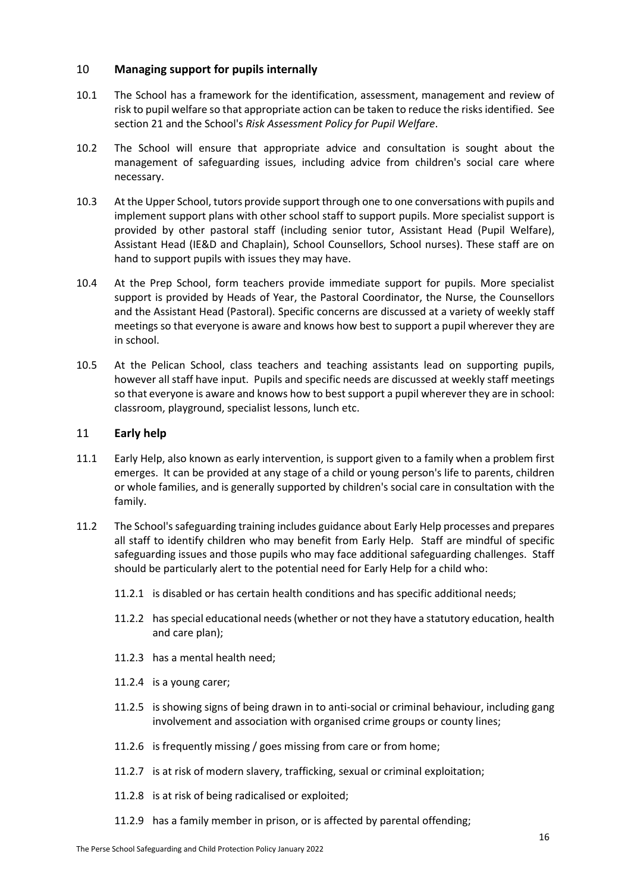## 10 **Managing support for pupils internally**

10.1 The School has a framework for the identification, assessment, management and review of risk to pupil welfare so that appropriate action can be taken to reduce the risks identified. See section 21 and the School's *Risk Assessment Policy for Pupil Welfare*.

10.2 The School will ensure that appropriate advice and consultation is sought about the management of safeguarding issues, including advice from children's social care where necessary.

10.3 At the Upper School, tutors provide support through one to one conversations with pupils and implement support plans with other school staff to support pupils. More specialist support is provided by other pastoral staff (including senior tutor, Assistant Head (Pupil Welfare), Assistant Head (IE&D and Chaplain), School Counsellors, School nurses). These staff are on hand to support pupils with issues they may have.

10.4 At the Prep School, form teachers provide immediate support for pupils. More specialist support is provided by Heads of Year, the Pastoral Coordinator, the Nurse, the Counsellors and the Assistant Head (Pastoral). Specific concerns are discussed at a variety of weekly staff meetings so that everyone is aware and knows how best to support a pupil wherever they are in school.

10.5 At the Pelican School, class teachers and teaching assistants lead on supporting pupils, however all staff have input. Pupils and specific needs are discussed at weekly staff meetings so that everyone is aware and knows how to best support a pupil wherever they are in school: classroom, playground, specialist lessons, lunch etc.

## 11 **Early help**

11.1 Early Help, also known as early intervention, is support given to a family when a problem first emerges. It can be provided at any stage of a child or young person's life to parents, children or whole families, and is generally supported by children's social care in consultation with the family.

11.2 The School's safeguarding training includes guidance about Early Help processes and prepares all staff to identify children who may benefit from Early Help. Staff are mindful of specific safeguarding issues and those pupils who may face additional safeguarding challenges. Staff should be particularly alert to the potential need for Early Help for a child who:

11.2.1 is disabled or has certain health conditions and has specific additional needs;

11.2.2 has special educational needs (whether or not they have a statutory education, health and care plan);

11.2.3 has a mental health need;

11.2.4 is a young carer;

11.2.5 is showing signs of being drawn in to anti-social or criminal behaviour, including gang involvement and association with organised crime groups or county lines;

11.2.6 is frequently missing / goes missing from care or from home;

11.2.7 is at risk of modern slavery, trafficking, sexual or criminal exploitation;

11.2.8 is at risk of being radicalised or exploited;

11.2.9 has a family member in prison, or is affected by parental offending;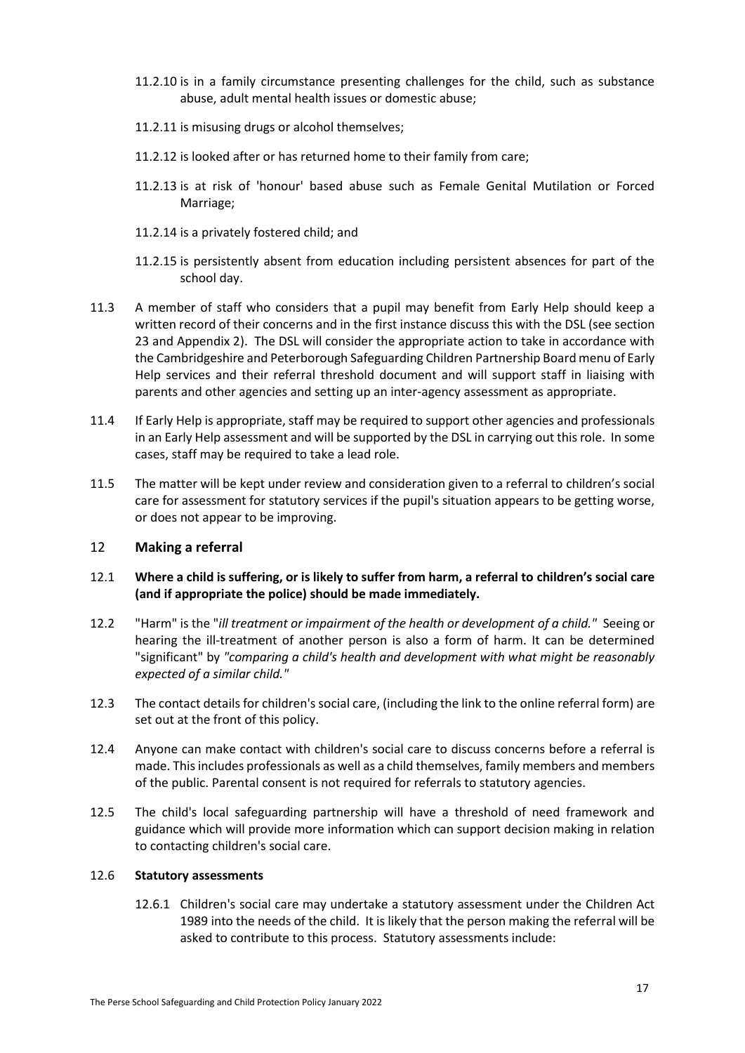11.2.10 is in a family circumstance presenting challenges for the child, such as substance abuse, adult mental health issues or domestic abuse;

11.2.11 is misusing drugs or alcohol themselves;

11.2.12 is looked after or has returned home to their family from care;

11.2.13 is at risk of 'honour' based abuse such as Female Genital Mutilation or Forced Marriage;

11.2.14 is a privately fostered child; and

11.2.15 is persistently absent from education including persistent absences for part of the school day.

11.3 A member of staff who considers that a pupil may benefit from Early Help should keep a written record of their concerns and in the first instance discuss this with the DSL (see section 23 and Appendix 2). The DSL will consider the appropriate action to take in accordance with the Cambridgeshire and Peterborough Safeguarding Children Partnership Board menu of Early Help services and their referral threshold document and will support staff in liaising with parents and other agencies and setting up an inter-agency assessment as appropriate.

11.4 If Early Help is appropriate, staff may be required to support other agencies and professionals in an Early Help assessment and will be supported by the DSL in carrying out this role. In some cases, staff may be required to take a lead role.

11.5 The matter will be kept under review and consideration given to a referral to children's social care for assessment for statutory services if the pupil's situation appears to be getting worse, or does not appear to be improving.

## 12 Making a referral

12.1 **Where a child is suffering, or is likely to suffer from harm, a referral to children's social care (and if appropriate the police) should be made immediately.**

12.2 "Harm" is the "*ill treatment or impairment of the health or development of a child."* Seeing or hearing the ill-treatment of another person is also a form of harm. It can be determined "significant" by *"comparing a child's health and development with what might be reasonably expected of a similar child."*

12.3 The contact details for children's social care, (including the link to the online referral form) are set out at the front of this policy.

12.4 Anyone can make contact with children's social care to discuss concerns before a referral is made. This includes professionals as well as a child themselves, family members and members of the public. Parental consent is not required for referrals to statutory agencies.

12.5 The child's local safeguarding partnership will have a threshold of need framework and guidance which will provide more information which can support decision making in relation to contacting children's social care.

12.6 **Statutory assessments**

12.6.1 Children's social care may undertake a statutory assessment under the Children Act 1989 into the needs of the child. It is likely that the person making the referral will be asked to contribute to this process. Statutory assessments include: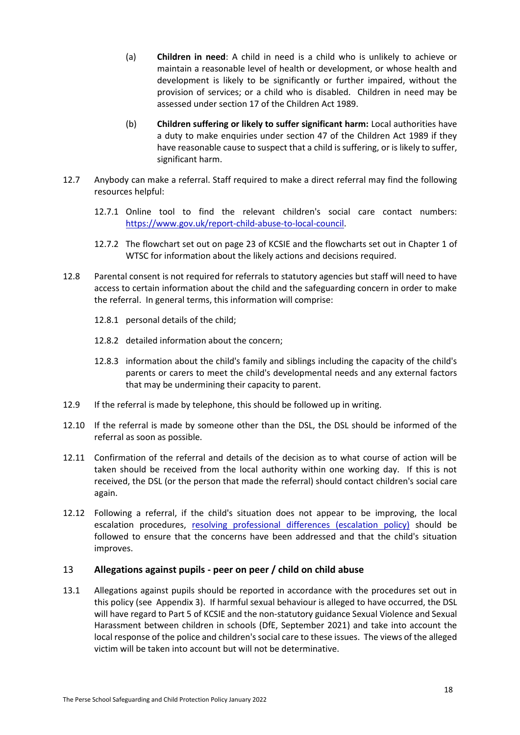(a) **Children in need**: A child in need is a child who is unlikely to achieve or maintain a reasonable level of health or development, or whose health and development is likely to be significantly or further impaired, without the provision of services; or a child who is disabled. Children in need may be assessed under section 17 of the Children Act 1989.

(b) **Children suffering or likely to suffer significant harm:** Local authorities have a duty to make enquiries under section 47 of the Children Act 1989 if they have reasonable cause to suspect that a child is suffering, or is likely to suffer, significant harm.

12.7 Anybody can make a referral. Staff required to make a direct referral may find the following resources helpful:

12.7.1 Online tool to find the relevant children's social care contact numbers: [https://www.gov.uk/report-child-abuse-to-local-council](https://www.gov.uk/report-child-abuse-to-local-council).

12.7.2 The flowchart set out on page 23 of KCSIE and the flowcharts set out in Chapter 1 of WTSC for information about the likely actions and decisions required.

12.8 Parental consent is not required for referrals to statutory agencies but staff will need to have access to certain information about the child and the safeguarding concern in order to make the referral. In general terms, this information will comprise:

12.8.1 personal details of the child;

12.8.2 detailed information about the concern;

12.8.3 information about the child's family and siblings including the capacity of the child's parents or carers to meet the child's developmental needs and any external factors that may be undermining their capacity to parent.

12.9 If the referral is made by telephone, this should be followed up in writing.

12.10 If the referral is made by someone other than the DSL, the DSL should be informed of the referral as soon as possible.

12.11 Confirmation of the referral and details of the decision as to what course of action will be taken should be received from the local authority within one working day. If this is not received, the DSL (or the person that made the referral) should contact children's social care again.

12.12 Following a referral, if the child's situation does not appear to be improving, the local escalation procedures, resolving professional differences (escalation policy) should be followed to ensure that the concerns have been addressed and that the child's situation improves.

## 13 Allegations against pupils - peer on peer / child on child abuse

13.1 Allegations against pupils should be reported in accordance with the procedures set out in this policy (see Appendix 3). If harmful sexual behaviour is alleged to have occurred, the DSL will have regard to Part 5 of KCSIE and the non-statutory guidance Sexual Violence and Sexual Harassment between children in schools (DfE, September 2021) and take into account the local response of the police and children's social care to these issues. The views of the alleged victim will be taken into account but will not be determinative.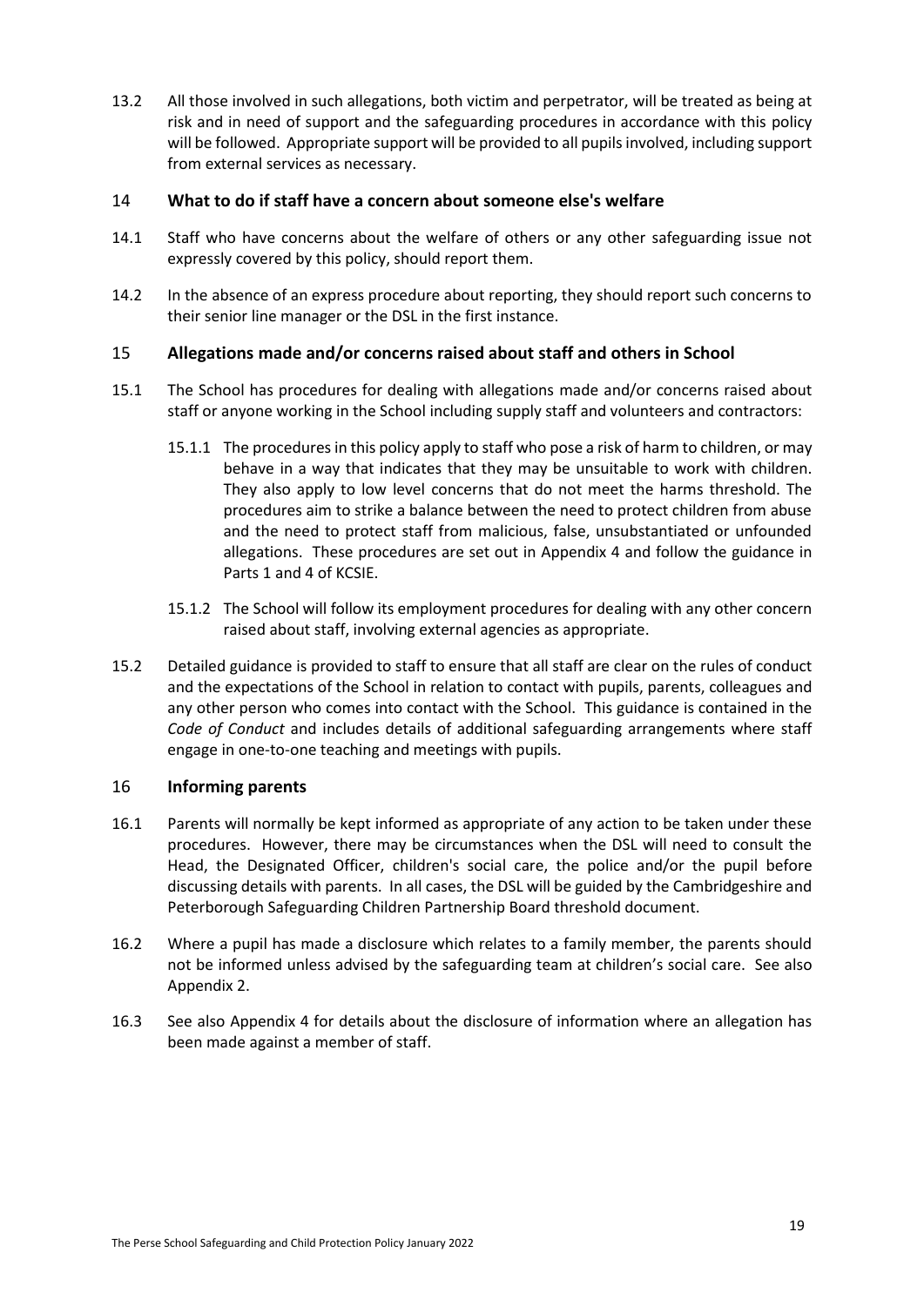13.2 All those involved in such allegations, both victim and perpetrator, will be treated as being at risk and in need of support and the safeguarding procedures in accordance with this policy will be followed. Appropriate support will be provided to all pupils involved, including support from external services as necessary.

## 14 What to do if staff have a concern about someone else's welfare

14.1 Staff who have concerns about the welfare of others or any other safeguarding issue not expressly covered by this policy, should report them.

14.2 In the absence of an express procedure about reporting, they should report such concerns to their senior line manager or the DSL in the first instance.

## 15 Allegations made and/or concerns raised about staff and others in School

15.1 The School has procedures for dealing with allegations made and/or concerns raised about staff or anyone working in the School including supply staff and volunteers and contractors:

15.1.1 The procedures in this policy apply to staff who pose a risk of harm to children, or may behave in a way that indicates that they may be unsuitable to work with children. They also apply to low level concerns that do not meet the harms threshold. The procedures aim to strike a balance between the need to protect children from abuse and the need to protect staff from malicious, false, unsubstantiated or unfounded allegations. These procedures are set out in Appendix 4 and follow the guidance in Parts 1 and 4 of KCSIE.

15.1.2 The School will follow its employment procedures for dealing with any other concern raised about staff, involving external agencies as appropriate.

15.2 Detailed guidance is provided to staff to ensure that all staff are clear on the rules of conduct and the expectations of the School in relation to contact with pupils, parents, colleagues and any other person who comes into contact with the School. This guidance is contained in the *Code of Conduct* and includes details of additional safeguarding arrangements where staff engage in one-to-one teaching and meetings with pupils.

## 16 Informing parents

16.1 Parents will normally be kept informed as appropriate of any action to be taken under these procedures. However, there may be circumstances when the DSL will need to consult the Head, the Designated Officer, children's social care, the police and/or the pupil before discussing details with parents. In all cases, the DSL will be guided by the Cambridgeshire and Peterborough Safeguarding Children Partnership Board threshold document.

16.2 Where a pupil has made a disclosure which relates to a family member, the parents should not be informed unless advised by the safeguarding team at children's social care. See also Appendix 2.

16.3 See also Appendix 4 for details about the disclosure of information where an allegation has been made against a member of staff.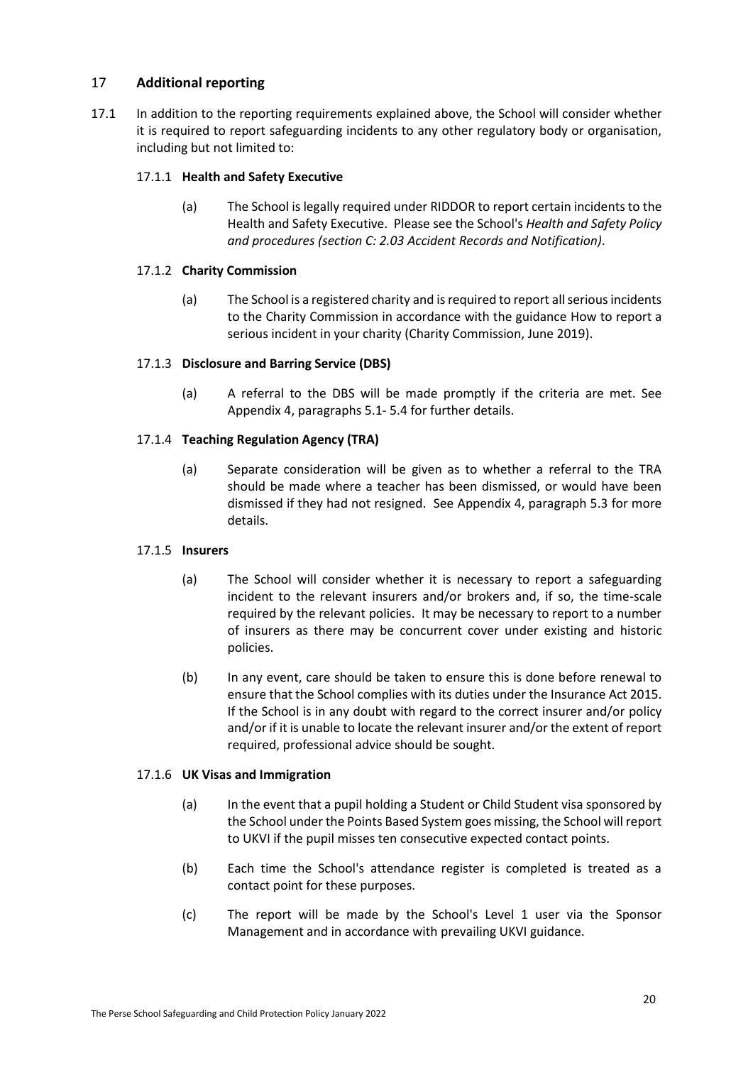## 17 Additional reporting

17.1 In addition to the reporting requirements explained above, the School will consider whether it is required to report safeguarding incidents to any other regulatory body or organisation, including but not limited to:

17.1.1 **Health and Safety Executive**

(a) The School is legally required under RIDDOR to report certain incidents to the Health and Safety Executive. Please see the School's *Health and Safety Policy and procedures (section C: 2.03 Accident Records and Notification)*.

17.1.2 **Charity Commission**

(a) The School is a registered charity and is required to report all serious incidents to the Charity Commission in accordance with the guidance How to report a serious incident in your charity (Charity Commission, June 2019).

17.1.3 **Disclosure and Barring Service (DBS)**

(a) A referral to the DBS will be made promptly if the criteria are met. See Appendix 4, paragraphs 5.1- 5.4 for further details.

17.1.4 **Teaching Regulation Agency (TRA)**

(a) Separate consideration will be given as to whether a referral to the TRA should be made where a teacher has been dismissed, or would have been dismissed if they had not resigned. See Appendix 4, paragraph 5.3 for more details.

17.1.5 **Insurers**

(a) The School will consider whether it is necessary to report a safeguarding incident to the relevant insurers and/or brokers and, if so, the time-scale required by the relevant policies. It may be necessary to report to a number of insurers as there may be concurrent cover under existing and historic policies.

(b) In any event, care should be taken to ensure this is done before renewal to ensure that the School complies with its duties under the Insurance Act 2015. If the School is in any doubt with regard to the correct insurer and/or policy and/or if it is unable to locate the relevant insurer and/or the extent of report required, professional advice should be sought.

17.1.6 **UK Visas and Immigration**

(a) In the event that a pupil holding a Student or Child Student visa sponsored by the School under the Points Based System goes missing, the School will report to UKVI if the pupil misses ten consecutive expected contact points.

(b) Each time the School's attendance register is completed is treated as a contact point for these purposes.

(c) The report will be made by the School's Level 1 user via the Sponsor Management and in accordance with prevailing UKVI guidance.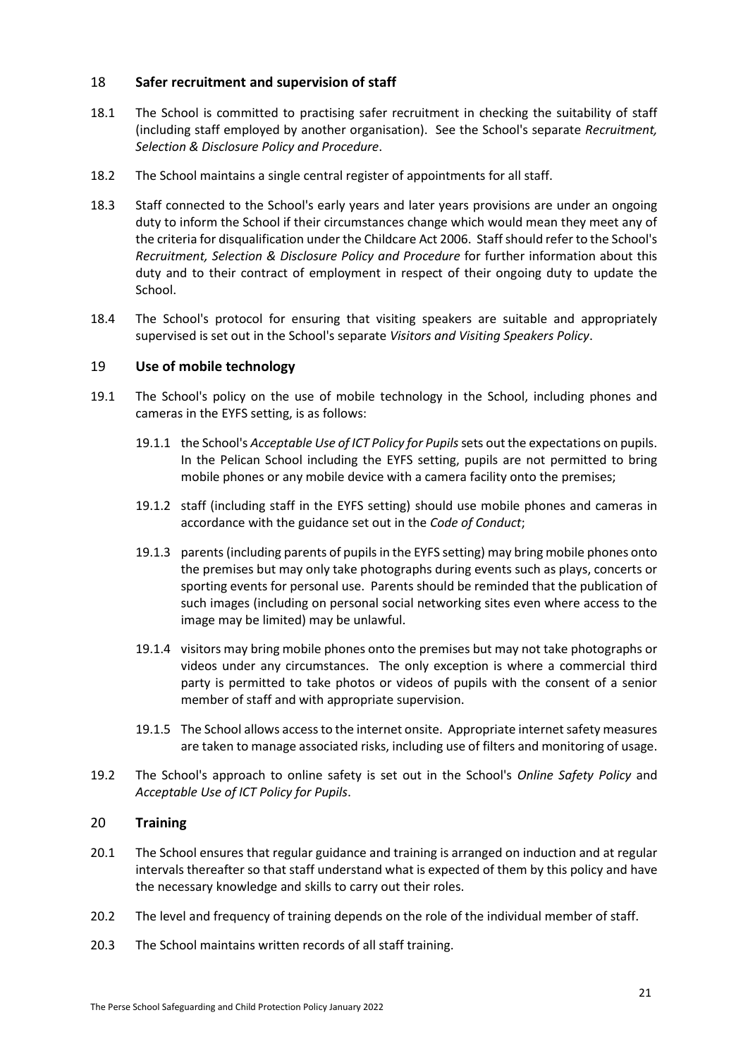## 18 Safer recruitment and supervision of staff

18.1 The School is committed to practising safer recruitment in checking the suitability of staff (including staff employed by another organisation). See the School's separate *Recruitment, Selection & Disclosure Policy and Procedure*.

18.2 The School maintains a single central register of appointments for all staff.

18.3 Staff connected to the School's early years and later years provisions are under an ongoing duty to inform the School if their circumstances change which would mean they meet any of the criteria for disqualification under the Childcare Act 2006. Staff should refer to the School's *Recruitment, Selection & Disclosure Policy and Procedure* for further information about this duty and to their contract of employment in respect of their ongoing duty to update the School.

18.4 The School's protocol for ensuring that visiting speakers are suitable and appropriately supervised is set out in the School's separate *Visitors and Visiting Speakers Policy*.

## 19 Use of mobile technology

19.1 The School's policy on the use of mobile technology in the School, including phones and cameras in the EYFS setting, is as follows:

19.1.1 the School's *Acceptable Use of ICT Policy for Pupils* sets out the expectations on pupils. In the Pelican School including the EYFS setting, pupils are not permitted to bring mobile phones or any mobile device with a camera facility onto the premises;

19.1.2 staff (including staff in the EYFS setting) should use mobile phones and cameras in accordance with the guidance set out in the *Code of Conduct*;

19.1.3 parents (including parents of pupils in the EYFS setting) may bring mobile phones onto the premises but may only take photographs during events such as plays, concerts or sporting events for personal use. Parents should be reminded that the publication of such images (including on personal social networking sites even where access to the image may be limited) may be unlawful.

19.1.4 visitors may bring mobile phones onto the premises but may not take photographs or videos under any circumstances. The only exception is where a commercial third party is permitted to take photos or videos of pupils with the consent of a senior member of staff and with appropriate supervision.

19.1.5 The School allows access to the internet onsite. Appropriate internet safety measures are taken to manage associated risks, including use of filters and monitoring of usage.

19.2 The School's approach to online safety is set out in the School's *Online Safety Policy* and *Acceptable Use of ICT Policy for Pupils*.

## 20 Training

20.1 The School ensures that regular guidance and training is arranged on induction and at regular intervals thereafter so that staff understand what is expected of them by this policy and have the necessary knowledge and skills to carry out their roles.

20.2 The level and frequency of training depends on the role of the individual member of staff.

20.3 The School maintains written records of all staff training.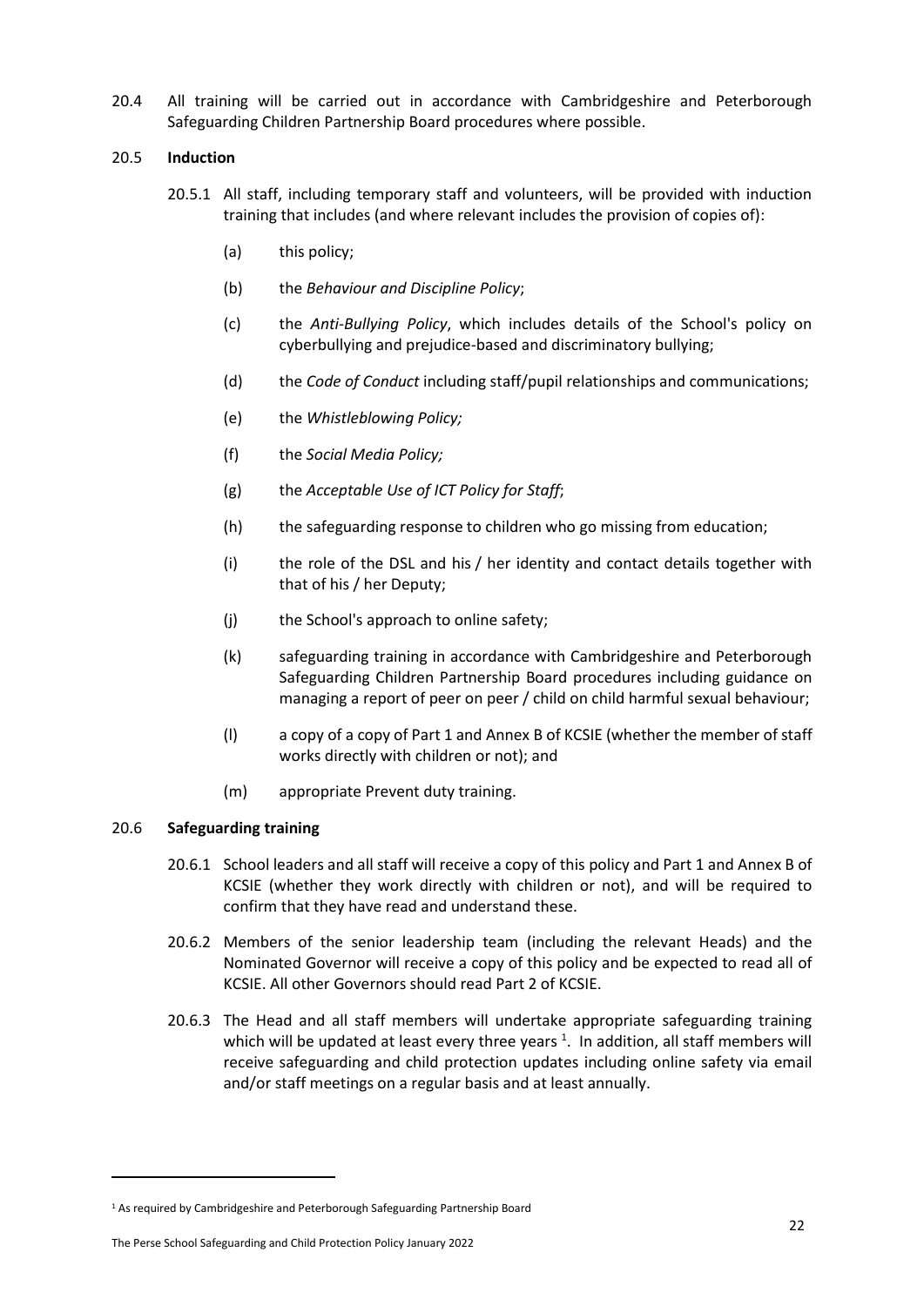20.4 All training will be carried out in accordance with Cambridgeshire and Peterborough Safeguarding Children Partnership Board procedures where possible.

20.5 **Induction**

20.5.1 All staff, including temporary staff and volunteers, will be provided with induction training that includes (and where relevant includes the provision of copies of):

(a) this policy;

(b) the *Behaviour and Discipline Policy*;

(c) the *Anti-Bullying Policy*, which includes details of the School's policy on cyberbullying and prejudice-based and discriminatory bullying;

(d) the *Code of Conduct* including staff/pupil relationships and communications;

(e) the *Whistleblowing Policy;*

(f) the *Social Media Policy;*

(g) the *Acceptable Use of ICT Policy for Staff*;

(h) the safeguarding response to children who go missing from education;

(i) the role of the DSL and his / her identity and contact details together with that of his / her Deputy;

(j) the School's approach to online safety;

(k) safeguarding training in accordance with Cambridgeshire and Peterborough Safeguarding Children Partnership Board procedures including guidance on managing a report of peer on peer / child on child harmful sexual behaviour;

(l) a copy of a copy of Part 1 and Annex B of KCSIE (whether the member of staff works directly with children or not); and

(m) appropriate Prevent duty training.

20.6 **Safeguarding training**

20.6.1 School leaders and all staff will receive a copy of this policy and Part 1 and Annex B of KCSIE (whether they work directly with children or not), and will be required to confirm that they have read and understand these.

20.6.2 Members of the senior leadership team (including the relevant Heads) and the Nominated Governor will receive a copy of this policy and be expected to read all of KCSIE. All other Governors should read Part 2 of KCSIE.

20.6.3 The Head and all staff members will undertake appropriate safeguarding training which will be updated at least every three years [1]. In addition, all staff members will receive safeguarding and child protection updates including online safety via email and/or staff meetings on a regular basis and at least annually.

[1] As required by Cambridgeshire and Peterborough Safeguarding Partnership Board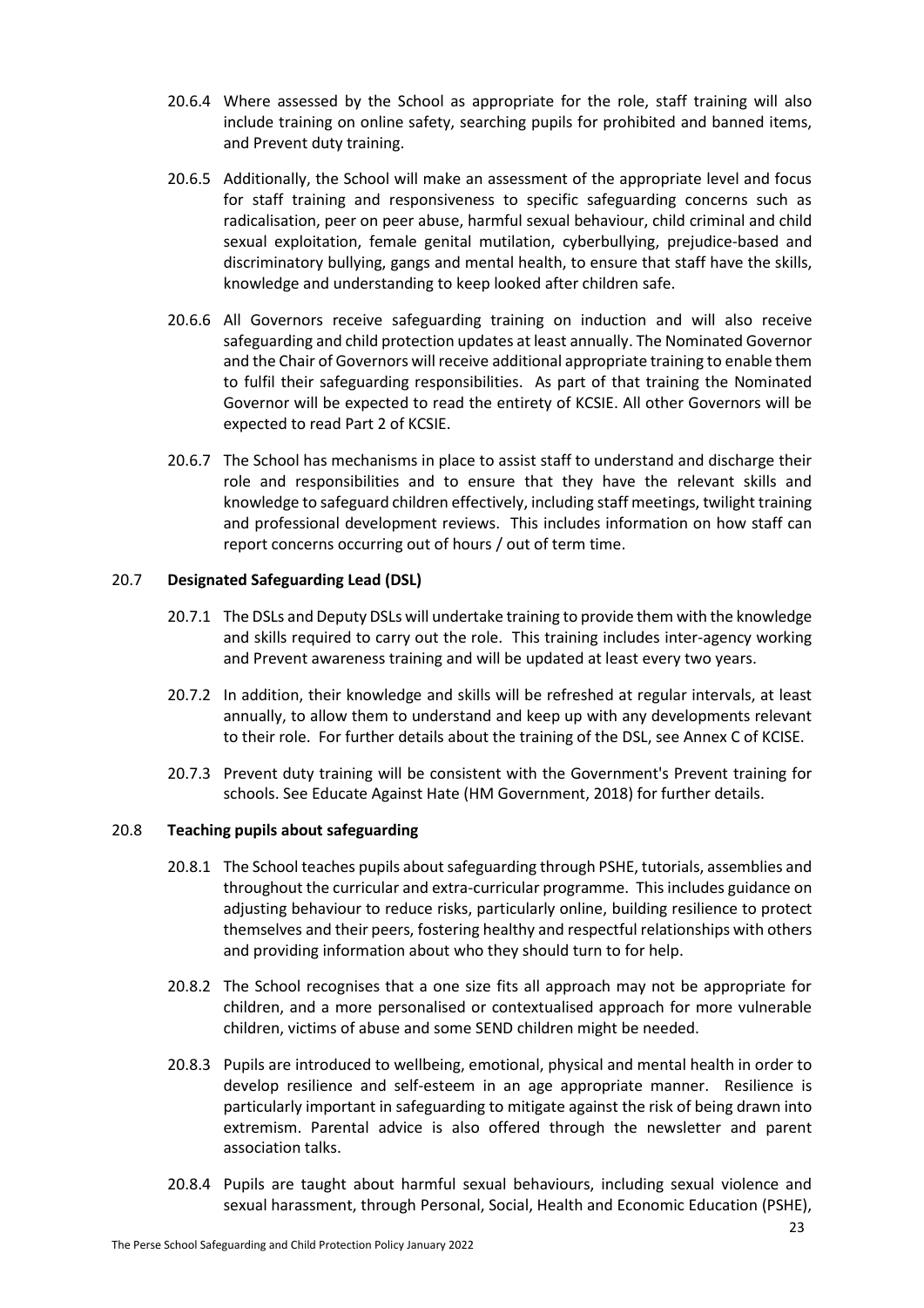20.6.4 Where assessed by the School as appropriate for the role, staff training will also include training on online safety, searching pupils for prohibited and banned items, and Prevent duty training.

20.6.5 Additionally, the School will make an assessment of the appropriate level and focus for staff training and responsiveness to specific safeguarding concerns such as radicalisation, peer on peer abuse, harmful sexual behaviour, child criminal and child sexual exploitation, female genital mutilation, cyberbullying, prejudice-based and discriminatory bullying, gangs and mental health, to ensure that staff have the skills, knowledge and understanding to keep looked after children safe.

20.6.6 All Governors receive safeguarding training on induction and will also receive safeguarding and child protection updates at least annually. The Nominated Governor and the Chair of Governors will receive additional appropriate training to enable them to fulfil their safeguarding responsibilities. As part of that training the Nominated Governor will be expected to read the entirety of KCSIE. All other Governors will be expected to read Part 2 of KCSIE.

20.6.7 The School has mechanisms in place to assist staff to understand and discharge their role and responsibilities and to ensure that they have the relevant skills and knowledge to safeguard children effectively, including staff meetings, twilight training and professional development reviews. This includes information on how staff can report concerns occurring out of hours / out of term time.

## 20.7 **Designated Safeguarding Lead (DSL)**

20.7.1 The DSLs and Deputy DSLs will undertake training to provide them with the knowledge and skills required to carry out the role. This training includes inter-agency working and Prevent awareness training and will be updated at least every two years.

20.7.2 In addition, their knowledge and skills will be refreshed at regular intervals, at least annually, to allow them to understand and keep up with any developments relevant to their role. For further details about the training of the DSL, see Annex C of KCISE.

20.7.3 Prevent duty training will be consistent with the Government's Prevent training for schools. See Educate Against Hate (HM Government, 2018) for further details.

## 20.8 **Teaching pupils about safeguarding**

20.8.1 The School teaches pupils about safeguarding through PSHE, tutorials, assemblies and throughout the curricular and extra-curricular programme. This includes guidance on adjusting behaviour to reduce risks, particularly online, building resilience to protect themselves and their peers, fostering healthy and respectful relationships with others and providing information about who they should turn to for help.

20.8.2 The School recognises that a one size fits all approach may not be appropriate for children, and a more personalised or contextualised approach for more vulnerable children, victims of abuse and some SEND children might be needed.

20.8.3 Pupils are introduced to wellbeing, emotional, physical and mental health in order to develop resilience and self-esteem in an age appropriate manner. Resilience is particularly important in safeguarding to mitigate against the risk of being drawn into extremism. Parental advice is also offered through the newsletter and parent association talks.

20.8.4 Pupils are taught about harmful sexual behaviours, including sexual violence and sexual harassment, through Personal, Social, Health and Economic Education (PSHE),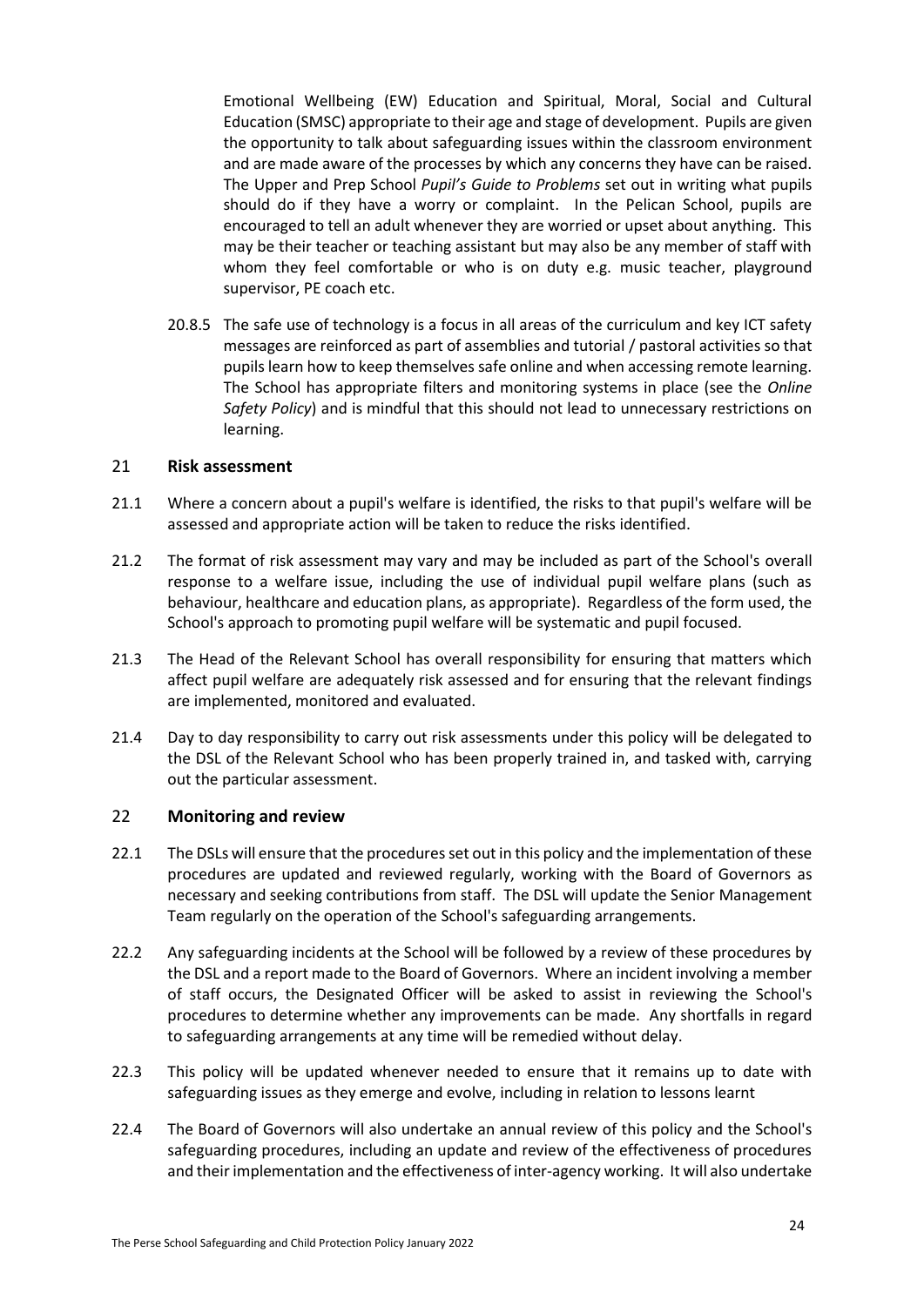Emotional Wellbeing (EW) Education and Spiritual, Moral, Social and Cultural Education (SMSC) appropriate to their age and stage of development. Pupils are given the opportunity to talk about safeguarding issues within the classroom environment and are made aware of the processes by which any concerns they have can be raised. The Upper and Prep School *Pupil's Guide to Problems* set out in writing what pupils should do if they have a worry or complaint. In the Pelican School, pupils are encouraged to tell an adult whenever they are worried or upset about anything. This may be their teacher or teaching assistant but may also be any member of staff with whom they feel comfortable or who is on duty e.g. music teacher, playground supervisor, PE coach etc.

20.8.5 The safe use of technology is a focus in all areas of the curriculum and key ICT safety messages are reinforced as part of assemblies and tutorial / pastoral activities so that pupils learn how to keep themselves safe online and when accessing remote learning. The School has appropriate filters and monitoring systems in place (see the *Online Safety Policy*) and is mindful that this should not lead to unnecessary restrictions on learning.

## 21 Risk assessment

21.1 Where a concern about a pupil's welfare is identified, the risks to that pupil's welfare will be assessed and appropriate action will be taken to reduce the risks identified.

21.2 The format of risk assessment may vary and may be included as part of the School's overall response to a welfare issue, including the use of individual pupil welfare plans (such as behaviour, healthcare and education plans, as appropriate). Regardless of the form used, the School's approach to promoting pupil welfare will be systematic and pupil focused.

21.3 The Head of the Relevant School has overall responsibility for ensuring that matters which affect pupil welfare are adequately risk assessed and for ensuring that the relevant findings are implemented, monitored and evaluated.

21.4 Day to day responsibility to carry out risk assessments under this policy will be delegated to the DSL of the Relevant School who has been properly trained in, and tasked with, carrying out the particular assessment.

## 22 Monitoring and review

22.1 The DSLs will ensure that the procedures set out in this policy and the implementation of these procedures are updated and reviewed regularly, working with the Board of Governors as necessary and seeking contributions from staff. The DSL will update the Senior Management Team regularly on the operation of the School's safeguarding arrangements.

22.2 Any safeguarding incidents at the School will be followed by a review of these procedures by the DSL and a report made to the Board of Governors. Where an incident involving a member of staff occurs, the Designated Officer will be asked to assist in reviewing the School's procedures to determine whether any improvements can be made. Any shortfalls in regard to safeguarding arrangements at any time will be remedied without delay.

22.3 This policy will be updated whenever needed to ensure that it remains up to date with safeguarding issues as they emerge and evolve, including in relation to lessons learnt

22.4 The Board of Governors will also undertake an annual review of this policy and the School's safeguarding procedures, including an update and review of the effectiveness of procedures and their implementation and the effectiveness of inter-agency working. It will also undertake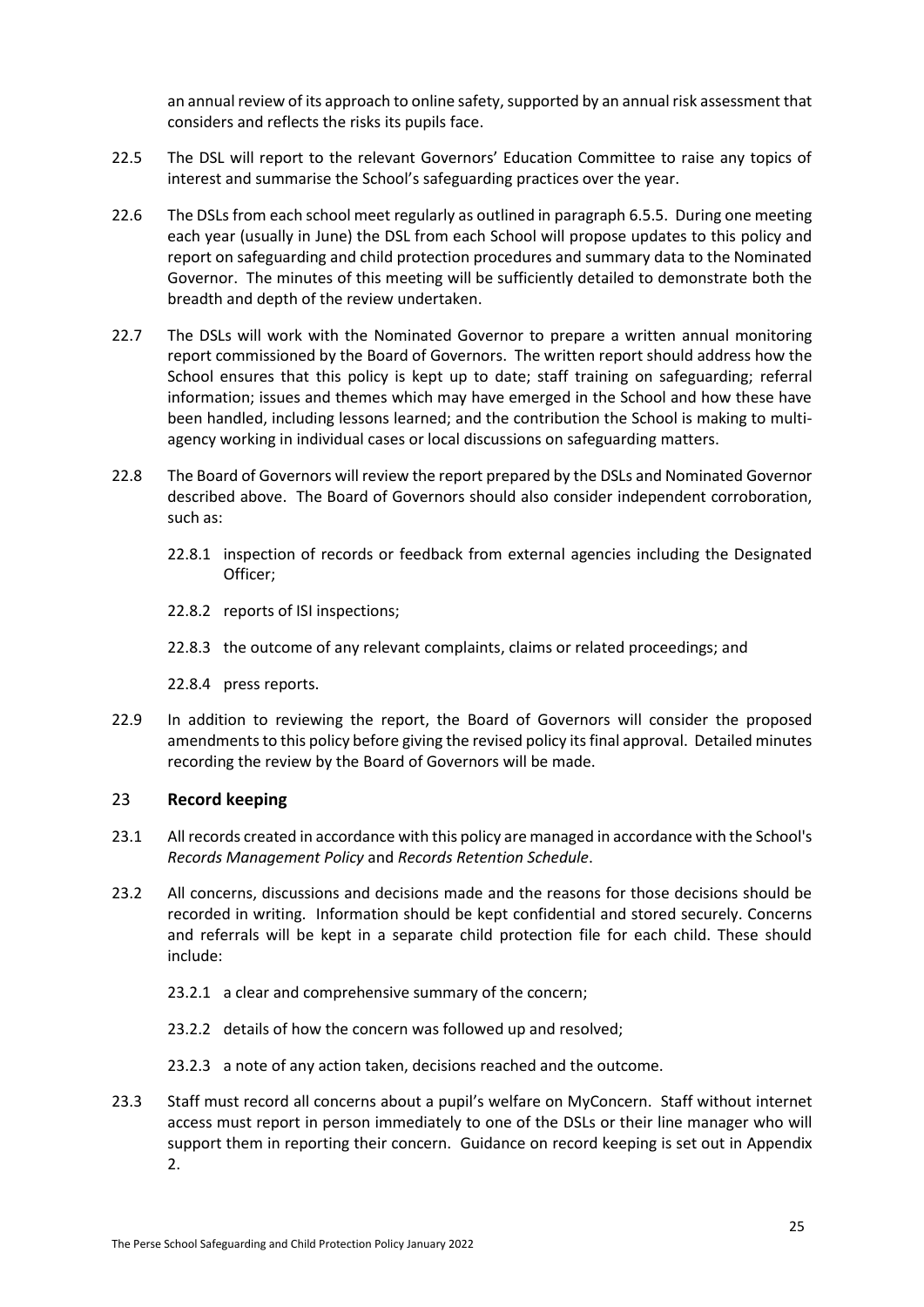an annual review of its approach to online safety, supported by an annual risk assessment that considers and reflects the risks its pupils face.

22.5 The DSL will report to the relevant Governors' Education Committee to raise any topics of interest and summarise the School's safeguarding practices over the year.

22.6 The DSLs from each school meet regularly as outlined in paragraph 6.5.5. During one meeting each year (usually in June) the DSL from each School will propose updates to this policy and report on safeguarding and child protection procedures and summary data to the Nominated Governor. The minutes of this meeting will be sufficiently detailed to demonstrate both the breadth and depth of the review undertaken.

22.7 The DSLs will work with the Nominated Governor to prepare a written annual monitoring report commissioned by the Board of Governors. The written report should address how the School ensures that this policy is kept up to date; staff training on safeguarding; referral information; issues and themes which may have emerged in the School and how these have been handled, including lessons learned; and the contribution the School is making to multi-agency working in individual cases or local discussions on safeguarding matters.

22.8 The Board of Governors will review the report prepared by the DSLs and Nominated Governor described above. The Board of Governors should also consider independent corroboration, such as:

22.8.1 inspection of records or feedback from external agencies including the Designated Officer;

22.8.2 reports of ISI inspections;

22.8.3 the outcome of any relevant complaints, claims or related proceedings; and

22.8.4 press reports.

22.9 In addition to reviewing the report, the Board of Governors will consider the proposed amendments to this policy before giving the revised policy its final approval. Detailed minutes recording the review by the Board of Governors will be made.

## 23 Record keeping

23.1 All records created in accordance with this policy are managed in accordance with the School's *Records Management Policy* and *Records Retention Schedule*.

23.2 All concerns, discussions and decisions made and the reasons for those decisions should be recorded in writing. Information should be kept confidential and stored securely. Concerns and referrals will be kept in a separate child protection file for each child. These should include:

23.2.1 a clear and comprehensive summary of the concern;

23.2.2 details of how the concern was followed up and resolved;

23.2.3 a note of any action taken, decisions reached and the outcome.

23.3 Staff must record all concerns about a pupil's welfare on MyConcern. Staff without internet access must report in person immediately to one of the DSLs or their line manager who will support them in reporting their concern. Guidance on record keeping is set out in Appendix 2.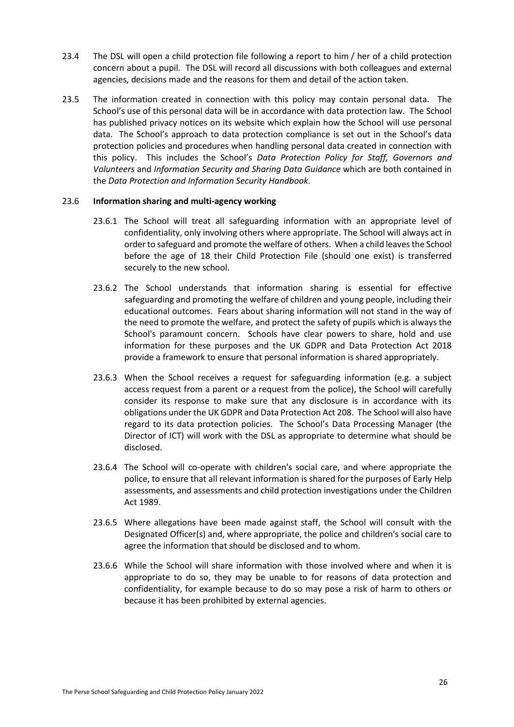23.4 The DSL will open a child protection file following a report to him / her of a child protection concern about a pupil. The DSL will record all discussions with both colleagues and external agencies, decisions made and the reasons for them and detail of the action taken.

23.5 The information created in connection with this policy may contain personal data. The School's use of this personal data will be in accordance with data protection law. The School has published privacy notices on its website which explain how the School will use personal data. The School's approach to data protection compliance is set out in the School's data protection policies and procedures when handling personal data created in connection with this policy. This includes the School's *Data Protection Policy for Staff, Governors and Volunteers* and *Information Security and Sharing Data Guidance* which are both contained in the *Data Protection and Information Security Handbook*.

23.6 **Information sharing and multi-agency working**

23.6.1 The School will treat all safeguarding information with an appropriate level of confidentiality, only involving others where appropriate. The School will always act in order to safeguard and promote the welfare of others. When a child leaves the School before the age of 18 their Child Protection File (should one exist) is transferred securely to the new school.

23.6.2 The School understands that information sharing is essential for effective safeguarding and promoting the welfare of children and young people, including their educational outcomes. Fears about sharing information will not stand in the way of the need to promote the welfare, and protect the safety of pupils which is always the School's paramount concern. Schools have clear powers to share, hold and use information for these purposes and the UK GDPR and Data Protection Act 2018 provide a framework to ensure that personal information is shared appropriately.

23.6.3 When the School receives a request for safeguarding information (e.g. a subject access request from a parent or a request from the police), the School will carefully consider its response to make sure that any disclosure is in accordance with its obligations under the UK GDPR and Data Protection Act 208. The School will also have regard to its data protection policies. The School's Data Processing Manager (the Director of ICT) will work with the DSL as appropriate to determine what should be disclosed.

23.6.4 The School will co-operate with children's social care, and where appropriate the police, to ensure that all relevant information is shared for the purposes of Early Help assessments, and assessments and child protection investigations under the Children Act 1989.

23.6.5 Where allegations have been made against staff, the School will consult with the Designated Officer(s) and, where appropriate, the police and children's social care to agree the information that should be disclosed and to whom.

23.6.6 While the School will share information with those involved where and when it is appropriate to do so, they may be unable to for reasons of data protection and confidentiality, for example because to do so may pose a risk of harm to others or because it has been prohibited by external agencies.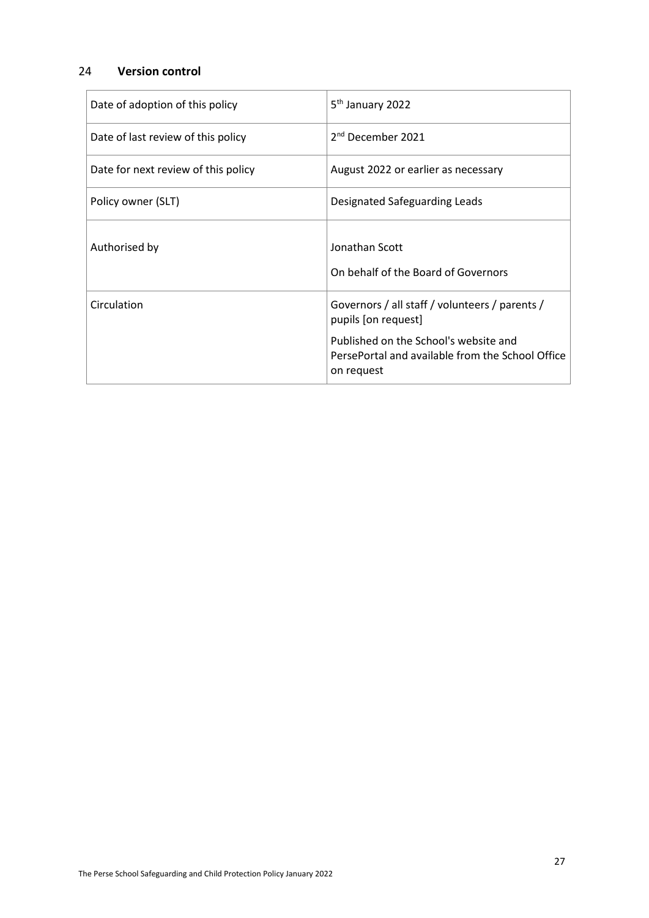## 24 Version control

| | |
|---|---|
| Date of adoption of this policy | 5th January 2022 |
| Date of last review of this policy | 2nd December 2021 |
| Date for next review of this policy | August 2022 or earlier as necessary |
| Policy owner (SLT) | Designated Safeguarding Leads |
| Authorised by | Jonathan Scott<br><br>On behalf of the Board of Governors |
| Circulation | Governors / all staff / volunteers / parents / pupils [on request]<br><br>Published on the School's website and PersePortal and available from the School Office on request |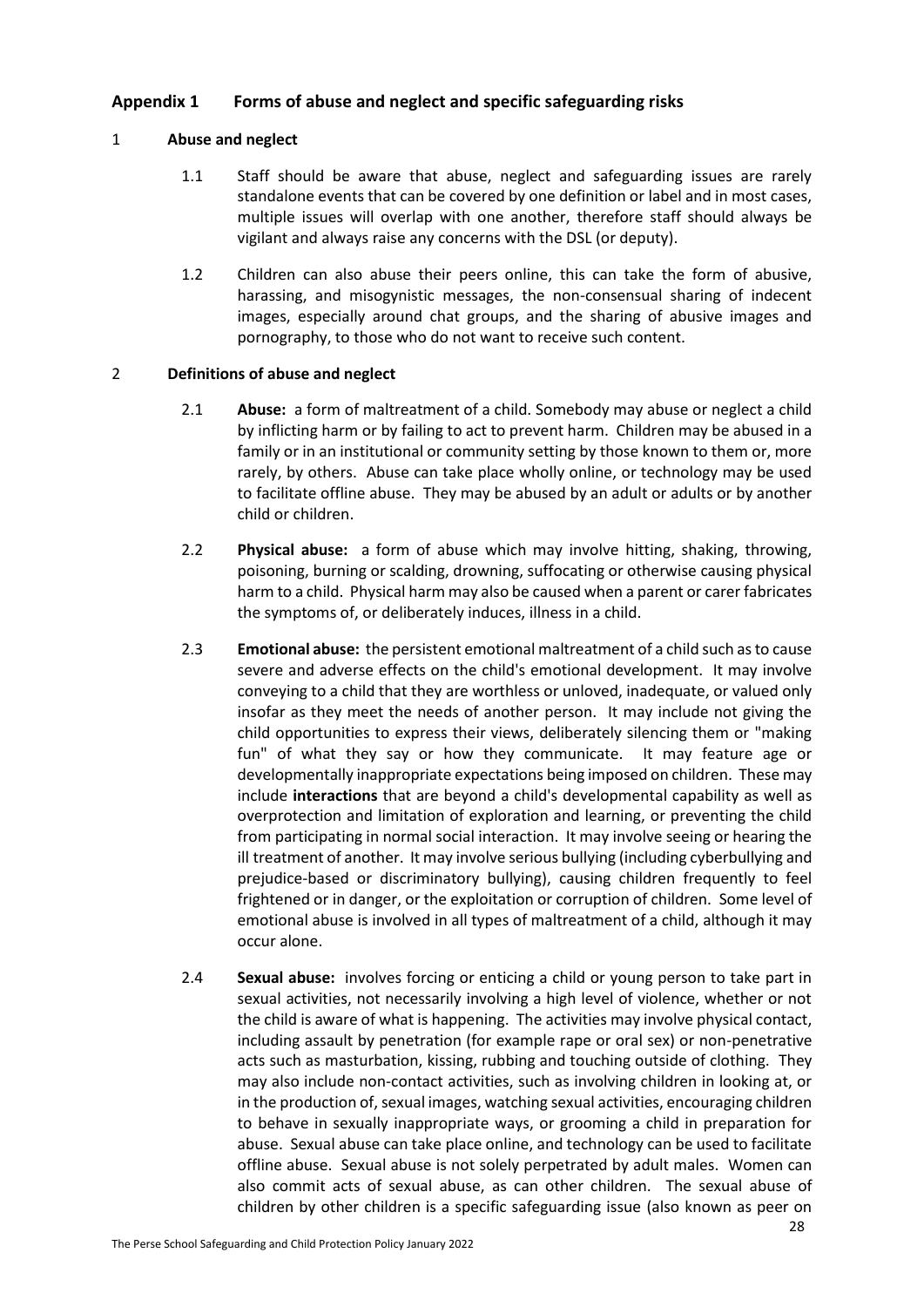## Appendix 1 Forms of abuse and neglect and specific safeguarding risks

### 1 Abuse and neglect

1.1 Staff should be aware that abuse, neglect and safeguarding issues are rarely standalone events that can be covered by one definition or label and in most cases, multiple issues will overlap with one another, therefore staff should always be vigilant and always raise any concerns with the DSL (or deputy).

1.2 Children can also abuse their peers online, this can take the form of abusive, harassing, and misogynistic messages, the non-consensual sharing of indecent images, especially around chat groups, and the sharing of abusive images and pornography, to those who do not want to receive such content.

### 2 Definitions of abuse and neglect

2.1 **Abuse:** a form of maltreatment of a child. Somebody may abuse or neglect a child by inflicting harm or by failing to act to prevent harm. Children may be abused in a family or in an institutional or community setting by those known to them or, more rarely, by others. Abuse can take place wholly online, or technology may be used to facilitate offline abuse. They may be abused by an adult or adults or by another child or children.

2.2 **Physical abuse:** a form of abuse which may involve hitting, shaking, throwing, poisoning, burning or scalding, drowning, suffocating or otherwise causing physical harm to a child. Physical harm may also be caused when a parent or carer fabricates the symptoms of, or deliberately induces, illness in a child.

2.3 **Emotional abuse:** the persistent emotional maltreatment of a child such as to cause severe and adverse effects on the child's emotional development. It may involve conveying to a child that they are worthless or unloved, inadequate, or valued only insofar as they meet the needs of another person. It may include not giving the child opportunities to express their views, deliberately silencing them or "making fun" of what they say or how they communicate. It may feature age or developmentally inappropriate expectations being imposed on children. These may include **interactions** that are beyond a child's developmental capability as well as overprotection and limitation of exploration and learning, or preventing the child from participating in normal social interaction. It may involve seeing or hearing the ill treatment of another. It may involve serious bullying (including cyberbullying and prejudice-based or discriminatory bullying), causing children frequently to feel frightened or in danger, or the exploitation or corruption of children. Some level of emotional abuse is involved in all types of maltreatment of a child, although it may occur alone.

2.4 **Sexual abuse:** involves forcing or enticing a child or young person to take part in sexual activities, not necessarily involving a high level of violence, whether or not the child is aware of what is happening. The activities may involve physical contact, including assault by penetration (for example rape or oral sex) or non-penetrative acts such as masturbation, kissing, rubbing and touching outside of clothing. They may also include non-contact activities, such as involving children in looking at, or in the production of, sexual images, watching sexual activities, encouraging children to behave in sexually inappropriate ways, or grooming a child in preparation for abuse. Sexual abuse can take place online, and technology can be used to facilitate offline abuse. Sexual abuse is not solely perpetrated by adult males. Women can also commit acts of sexual abuse, as can other children. The sexual abuse of children by other children is a specific safeguarding issue (also known as peer on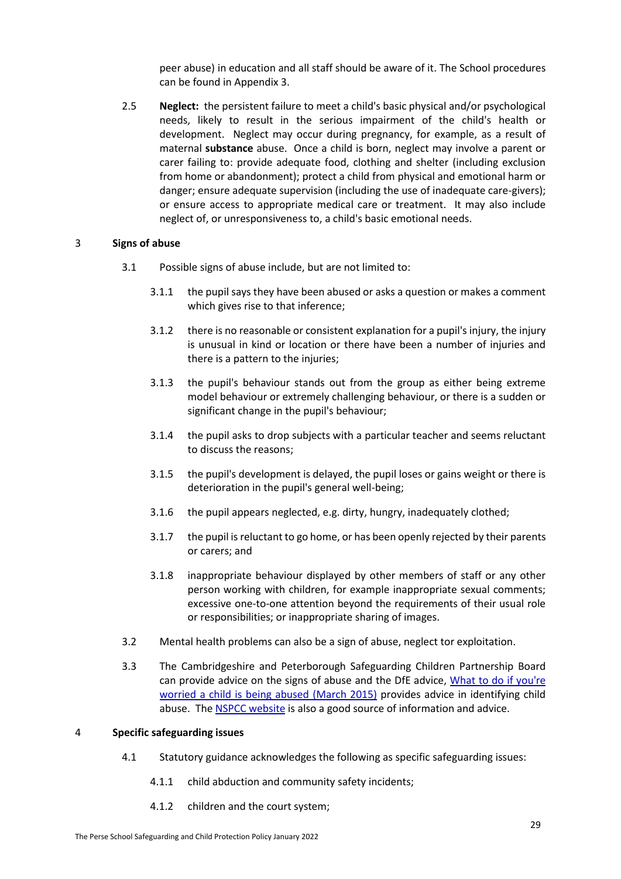peer abuse) in education and all staff should be aware of it. The School procedures can be found in Appendix 3.

2.5 **Neglect:** the persistent failure to meet a child's basic physical and/or psychological needs, likely to result in the serious impairment of the child's health or development. Neglect may occur during pregnancy, for example, as a result of maternal **substance** abuse. Once a child is born, neglect may involve a parent or carer failing to: provide adequate food, clothing and shelter (including exclusion from home or abandonment); protect a child from physical and emotional harm or danger; ensure adequate supervision (including the use of inadequate care-givers); or ensure access to appropriate medical care or treatment. It may also include neglect of, or unresponsiveness to, a child's basic emotional needs.

## 3 Signs of abuse

3.1 Possible signs of abuse include, but are not limited to:

3.1.1 the pupil says they have been abused or asks a question or makes a comment which gives rise to that inference;

3.1.2 there is no reasonable or consistent explanation for a pupil's injury, the injury is unusual in kind or location or there have been a number of injuries and there is a pattern to the injuries;

3.1.3 the pupil's behaviour stands out from the group as either being extreme model behaviour or extremely challenging behaviour, or there is a sudden or significant change in the pupil's behaviour;

3.1.4 the pupil asks to drop subjects with a particular teacher and seems reluctant to discuss the reasons;

3.1.5 the pupil's development is delayed, the pupil loses or gains weight or there is deterioration in the pupil's general well-being;

3.1.6 the pupil appears neglected, e.g. dirty, hungry, inadequately clothed;

3.1.7 the pupil is reluctant to go home, or has been openly rejected by their parents or carers; and

3.1.8 inappropriate behaviour displayed by other members of staff or any other person working with children, for example inappropriate sexual comments; excessive one-to-one attention beyond the requirements of their usual role or responsibilities; or inappropriate sharing of images.

3.2 Mental health problems can also be a sign of abuse, neglect tor exploitation.

3.3 The Cambridgeshire and Peterborough Safeguarding Children Partnership Board can provide advice on the signs of abuse and the DfE advice, [What to do if you're worried a child is being abused (March 2015)] provides advice in identifying child abuse. The [NSPCC website] is also a good source of information and advice.

## 4 Specific safeguarding issues

4.1 Statutory guidance acknowledges the following as specific safeguarding issues:

4.1.1 child abduction and community safety incidents;

4.1.2 children and the court system;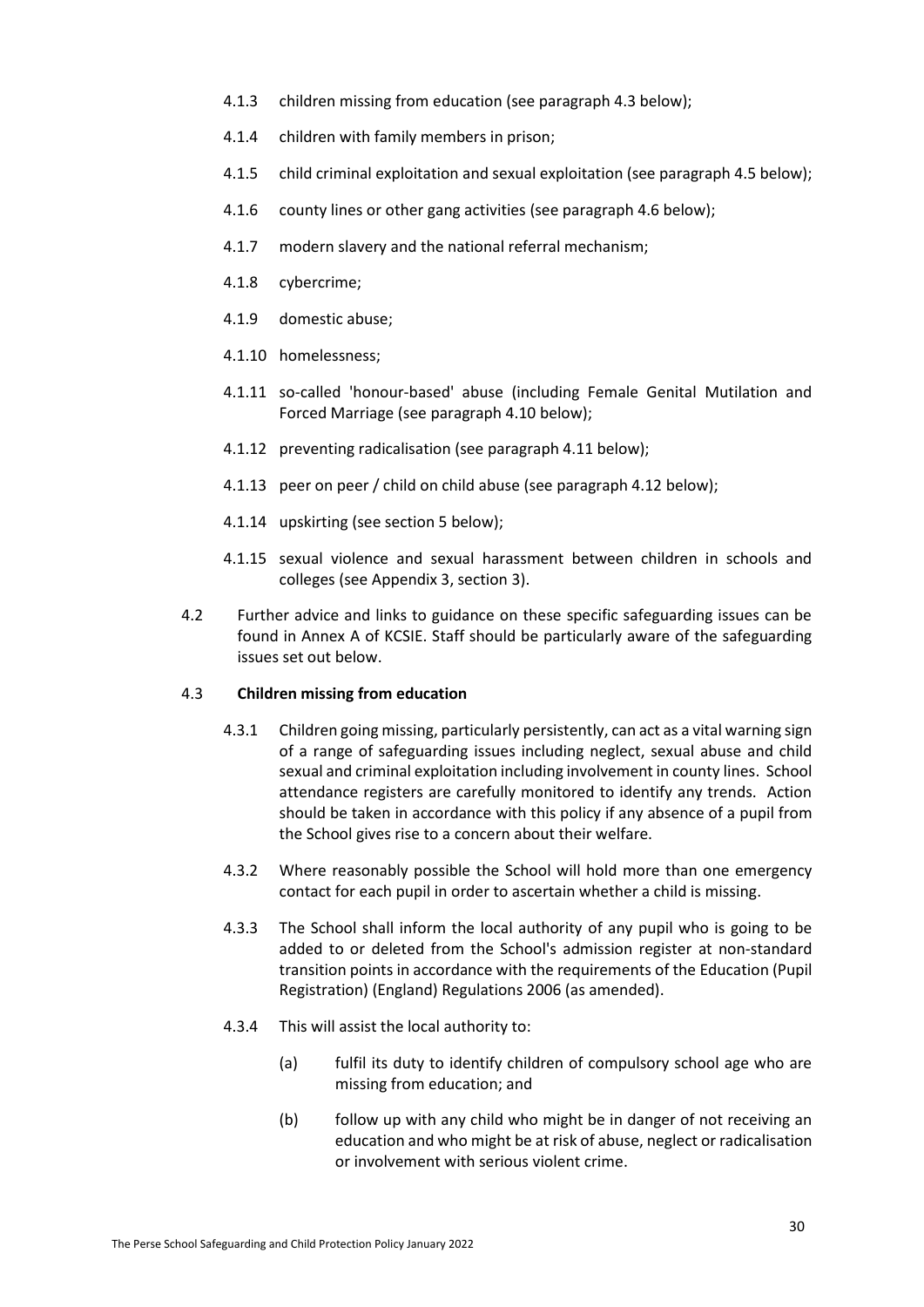4.1.3 children missing from education (see paragraph 4.3 below);

4.1.4 children with family members in prison;

4.1.5 child criminal exploitation and sexual exploitation (see paragraph 4.5 below);

4.1.6 county lines or other gang activities (see paragraph 4.6 below);

4.1.7 modern slavery and the national referral mechanism;

4.1.8 cybercrime;

4.1.9 domestic abuse;

4.1.10 homelessness;

4.1.11 so-called 'honour-based' abuse (including Female Genital Mutilation and Forced Marriage (see paragraph 4.10 below);

4.1.12 preventing radicalisation (see paragraph 4.11 below);

4.1.13 peer on peer / child on child abuse (see paragraph 4.12 below);

4.1.14 upskirting (see section 5 below);

4.1.15 sexual violence and sexual harassment between children in schools and colleges (see Appendix 3, section 3).

4.2 Further advice and links to guidance on these specific safeguarding issues can be found in Annex A of KCSIE. Staff should be particularly aware of the safeguarding issues set out below.

4.3 **Children missing from education**

4.3.1 Children going missing, particularly persistently, can act as a vital warning sign of a range of safeguarding issues including neglect, sexual abuse and child sexual and criminal exploitation including involvement in county lines. School attendance registers are carefully monitored to identify any trends. Action should be taken in accordance with this policy if any absence of a pupil from the School gives rise to a concern about their welfare.

4.3.2 Where reasonably possible the School will hold more than one emergency contact for each pupil in order to ascertain whether a child is missing.

4.3.3 The School shall inform the local authority of any pupil who is going to be added to or deleted from the School's admission register at non-standard transition points in accordance with the requirements of the Education (Pupil Registration) (England) Regulations 2006 (as amended).

4.3.4 This will assist the local authority to:

(a) fulfil its duty to identify children of compulsory school age who are missing from education; and

(b) follow up with any child who might be in danger of not receiving an education and who might be at risk of abuse, neglect or radicalisation or involvement with serious violent crime.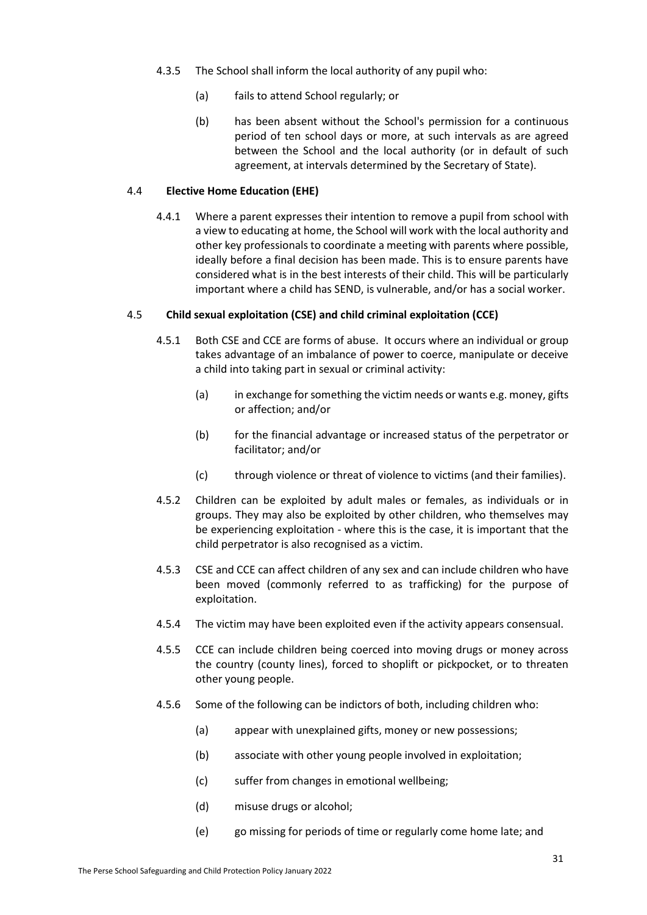4.3.5 The School shall inform the local authority of any pupil who:

(a) fails to attend School regularly; or

(b) has been absent without the School's permission for a continuous period of ten school days or more, at such intervals as are agreed between the School and the local authority (or in default of such agreement, at intervals determined by the Secretary of State).

### 4.4 Elective Home Education (EHE)

4.4.1 Where a parent expresses their intention to remove a pupil from school with a view to educating at home, the School will work with the local authority and other key professionals to coordinate a meeting with parents where possible, ideally before a final decision has been made. This is to ensure parents have considered what is in the best interests of their child. This will be particularly important where a child has SEND, is vulnerable, and/or has a social worker.

### 4.5 Child sexual exploitation (CSE) and child criminal exploitation (CCE)

4.5.1 Both CSE and CCE are forms of abuse. It occurs where an individual or group takes advantage of an imbalance of power to coerce, manipulate or deceive a child into taking part in sexual or criminal activity:

(a) in exchange for something the victim needs or wants e.g. money, gifts or affection; and/or

(b) for the financial advantage or increased status of the perpetrator or facilitator; and/or

(c) through violence or threat of violence to victims (and their families).

4.5.2 Children can be exploited by adult males or females, as individuals or in groups. They may also be exploited by other children, who themselves may be experiencing exploitation - where this is the case, it is important that the child perpetrator is also recognised as a victim.

4.5.3 CSE and CCE can affect children of any sex and can include children who have been moved (commonly referred to as trafficking) for the purpose of exploitation.

4.5.4 The victim may have been exploited even if the activity appears consensual.

4.5.5 CCE can include children being coerced into moving drugs or money across the country (county lines), forced to shoplift or pickpocket, or to threaten other young people.

4.5.6 Some of the following can be indictors of both, including children who:

(a) appear with unexplained gifts, money or new possessions;

(b) associate with other young people involved in exploitation;

(c) suffer from changes in emotional wellbeing;

(d) misuse drugs or alcohol;

(e) go missing for periods of time or regularly come home late; and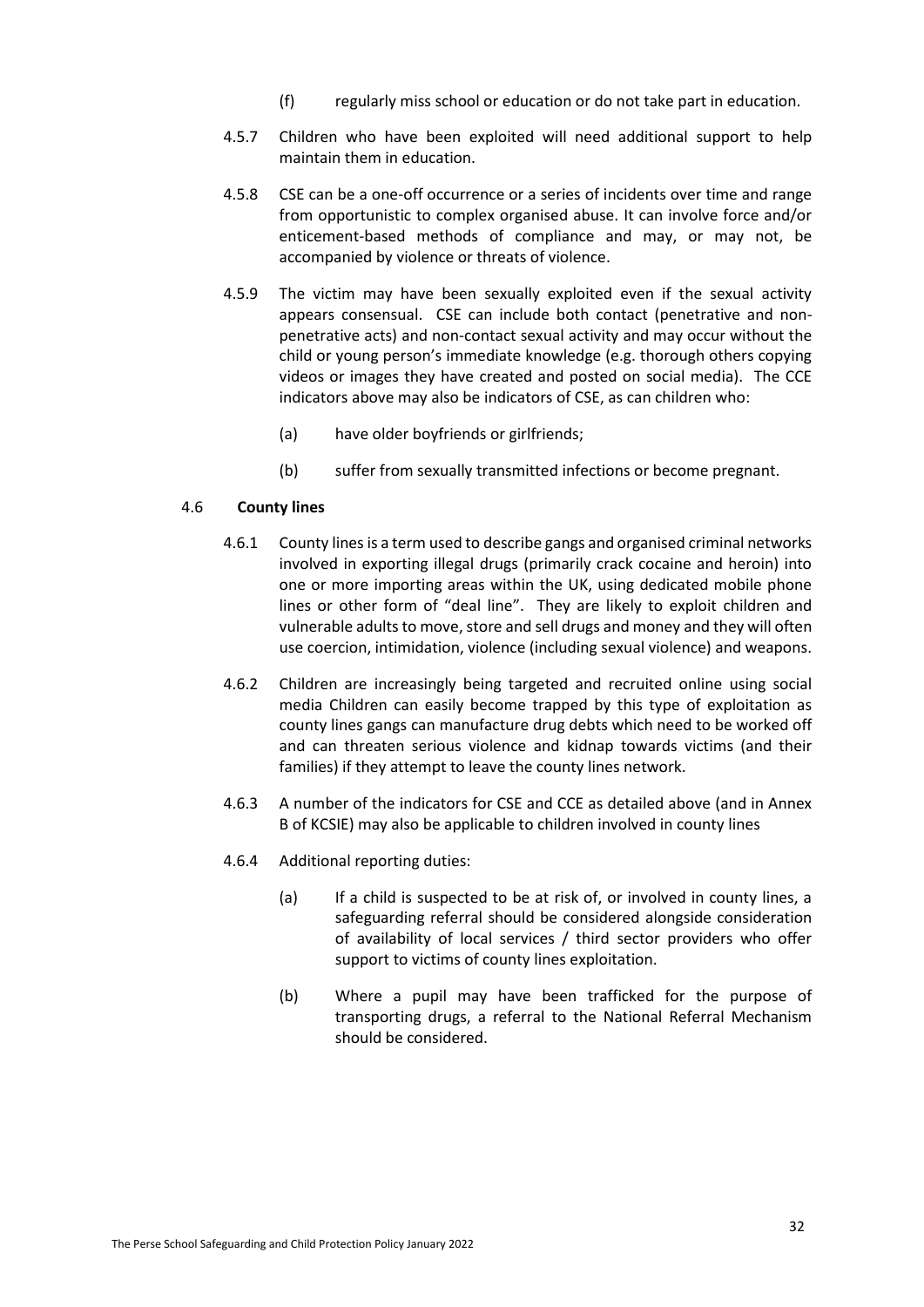(f) regularly miss school or education or do not take part in education.

4.5.7 Children who have been exploited will need additional support to help maintain them in education.

4.5.8 CSE can be a one-off occurrence or a series of incidents over time and range from opportunistic to complex organised abuse. It can involve force and/or enticement-based methods of compliance and may, or may not, be accompanied by violence or threats of violence.

4.5.9 The victim may have been sexually exploited even if the sexual activity appears consensual. CSE can include both contact (penetrative and non-penetrative acts) and non-contact sexual activity and may occur without the child or young person's immediate knowledge (e.g. thorough others copying videos or images they have created and posted on social media). The CCE indicators above may also be indicators of CSE, as can children who:

(a) have older boyfriends or girlfriends;

(b) suffer from sexually transmitted infections or become pregnant.

### 4.6 **County lines**

4.6.1 County lines is a term used to describe gangs and organised criminal networks involved in exporting illegal drugs (primarily crack cocaine and heroin) into one or more importing areas within the UK, using dedicated mobile phone lines or other form of "deal line". They are likely to exploit children and vulnerable adults to move, store and sell drugs and money and they will often use coercion, intimidation, violence (including sexual violence) and weapons.

4.6.2 Children are increasingly being targeted and recruited online using social media Children can easily become trapped by this type of exploitation as county lines gangs can manufacture drug debts which need to be worked off and can threaten serious violence and kidnap towards victims (and their families) if they attempt to leave the county lines network.

4.6.3 A number of the indicators for CSE and CCE as detailed above (and in Annex B of KCSIE) may also be applicable to children involved in county lines

4.6.4 Additional reporting duties:

(a) If a child is suspected to be at risk of, or involved in county lines, a safeguarding referral should be considered alongside consideration of availability of local services / third sector providers who offer support to victims of county lines exploitation.

(b) Where a pupil may have been trafficked for the purpose of transporting drugs, a referral to the National Referral Mechanism should be considered.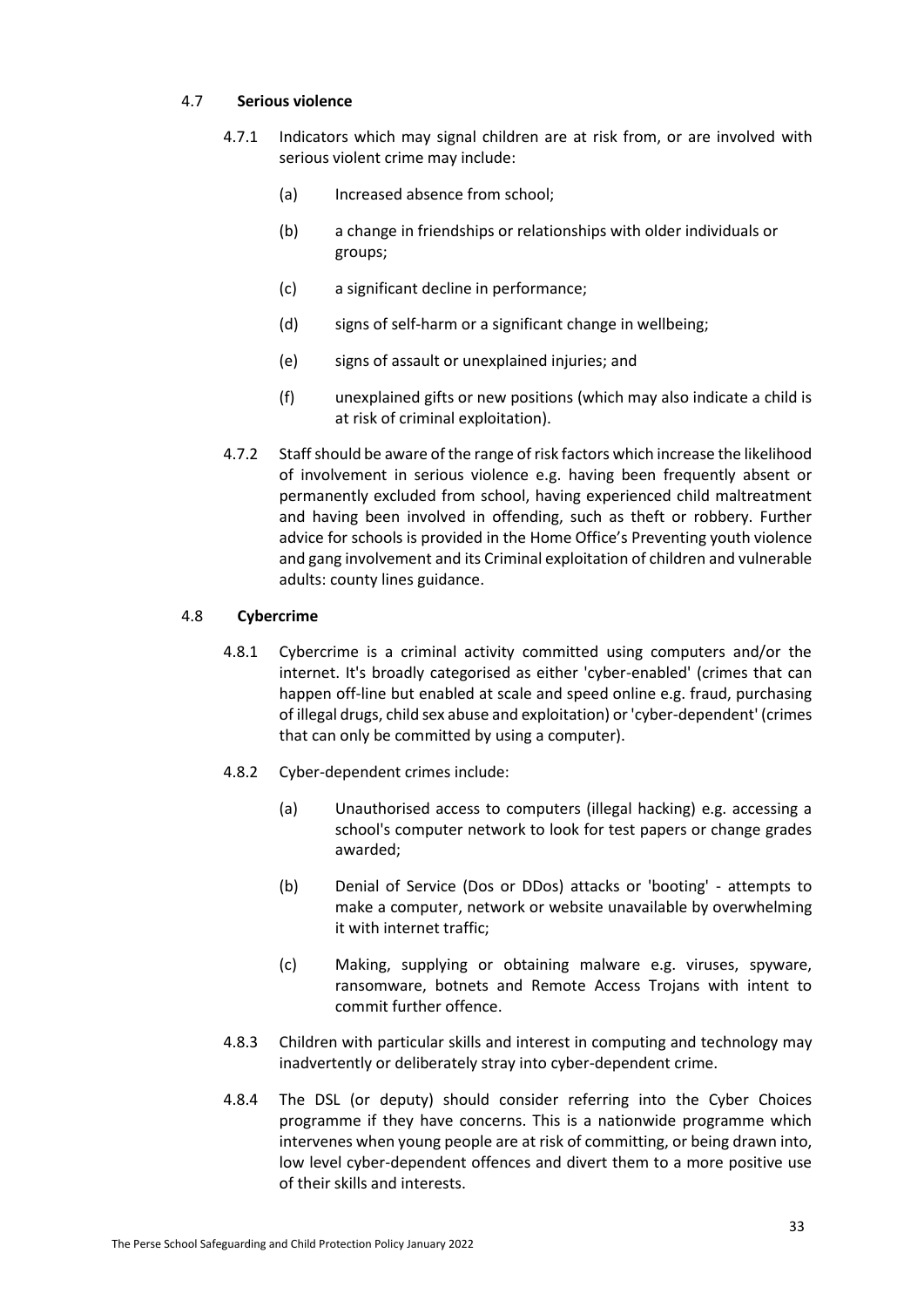### 4.7 **Serious violence**

4.7.1 Indicators which may signal children are at risk from, or are involved with serious violent crime may include:

(a) Increased absence from school;

(b) a change in friendships or relationships with older individuals or groups;

(c) a significant decline in performance;

(d) signs of self-harm or a significant change in wellbeing;

(e) signs of assault or unexplained injuries; and

(f) unexplained gifts or new positions (which may also indicate a child is at risk of criminal exploitation).

4.7.2 Staff should be aware of the range of risk factors which increase the likelihood of involvement in serious violence e.g. having been frequently absent or permanently excluded from school, having experienced child maltreatment and having been involved in offending, such as theft or robbery. Further advice for schools is provided in the Home Office's Preventing youth violence and gang involvement and its Criminal exploitation of children and vulnerable adults: county lines guidance.

### 4.8 **Cybercrime**

4.8.1 Cybercrime is a criminal activity committed using computers and/or the internet. It's broadly categorised as either 'cyber-enabled' (crimes that can happen off-line but enabled at scale and speed online e.g. fraud, purchasing of illegal drugs, child sex abuse and exploitation) or 'cyber-dependent' (crimes that can only be committed by using a computer).

4.8.2 Cyber-dependent crimes include:

(a) Unauthorised access to computers (illegal hacking) e.g. accessing a school's computer network to look for test papers or change grades awarded;

(b) Denial of Service (Dos or DDos) attacks or 'booting' - attempts to make a computer, network or website unavailable by overwhelming it with internet traffic;

(c) Making, supplying or obtaining malware e.g. viruses, spyware, ransomware, botnets and Remote Access Trojans with intent to commit further offence.

4.8.3 Children with particular skills and interest in computing and technology may inadvertently or deliberately stray into cyber-dependent crime.

4.8.4 The DSL (or deputy) should consider referring into the Cyber Choices programme if they have concerns. This is a nationwide programme which intervenes when young people are at risk of committing, or being drawn into, low level cyber-dependent offences and divert them to a more positive use of their skills and interests.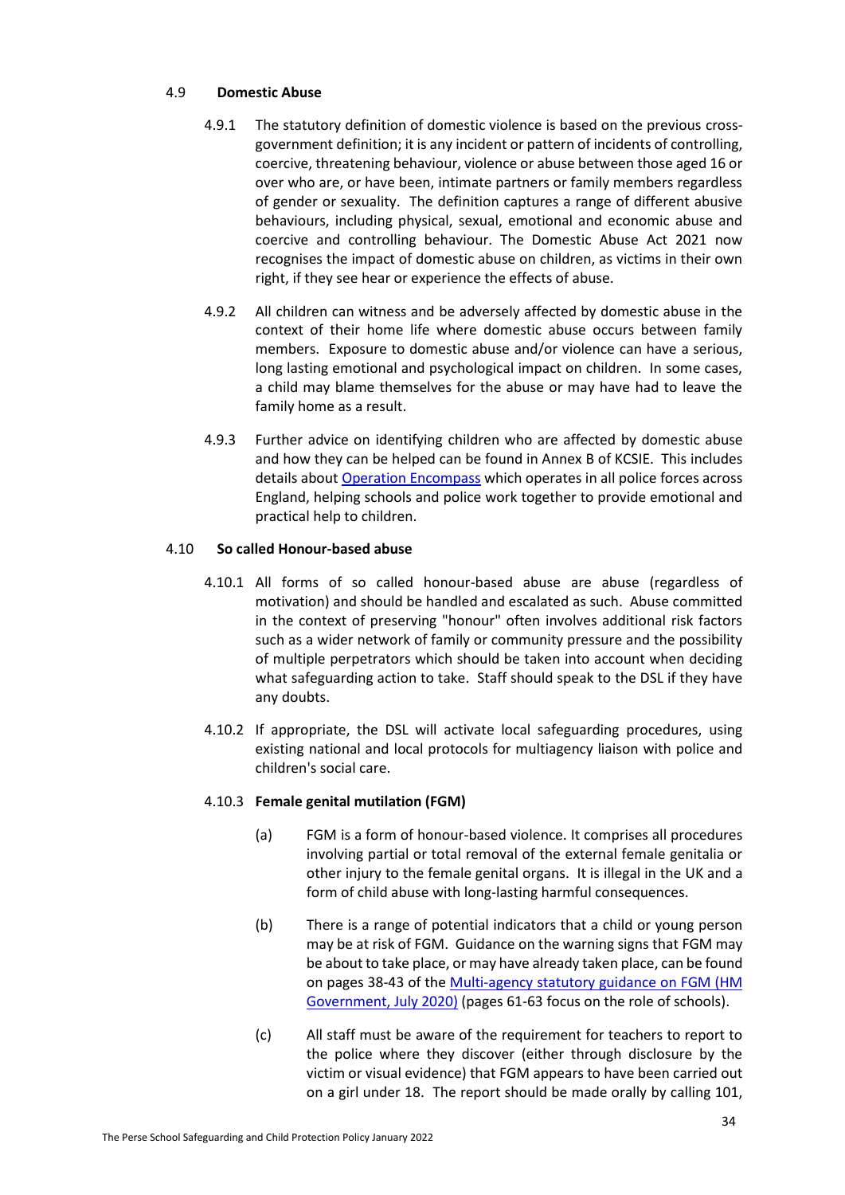### 4.9 Domestic Abuse

4.9.1 The statutory definition of domestic violence is based on the previous cross-government definition; it is any incident or pattern of incidents of controlling, coercive, threatening behaviour, violence or abuse between those aged 16 or over who are, or have been, intimate partners or family members regardless of gender or sexuality. The definition captures a range of different abusive behaviours, including physical, sexual, emotional and economic abuse and coercive and controlling behaviour. The Domestic Abuse Act 2021 now recognises the impact of domestic abuse on children, as victims in their own right, if they see hear or experience the effects of abuse.

4.9.2 All children can witness and be adversely affected by domestic abuse in the context of their home life where domestic abuse occurs between family members. Exposure to domestic abuse and/or violence can have a serious, long lasting emotional and psychological impact on children. In some cases, a child may blame themselves for the abuse or may have had to leave the family home as a result.

4.9.3 Further advice on identifying children who are affected by domestic abuse and how they can be helped can be found in Annex B of KCSIE. This includes details about Operation Encompass which operates in all police forces across England, helping schools and police work together to provide emotional and practical help to children.

### 4.10 So called Honour-based abuse

4.10.1 All forms of so called honour-based abuse are abuse (regardless of motivation) and should be handled and escalated as such. Abuse committed in the context of preserving "honour" often involves additional risk factors such as a wider network of family or community pressure and the possibility of multiple perpetrators which should be taken into account when deciding what safeguarding action to take. Staff should speak to the DSL if they have any doubts.

4.10.2 If appropriate, the DSL will activate local safeguarding procedures, using existing national and local protocols for multiagency liaison with police and children's social care.

#### 4.10.3 Female genital mutilation (FGM)

(a) FGM is a form of honour-based violence. It comprises all procedures involving partial or total removal of the external female genitalia or other injury to the female genital organs. It is illegal in the UK and a form of child abuse with long-lasting harmful consequences.

(b) There is a range of potential indicators that a child or young person may be at risk of FGM. Guidance on the warning signs that FGM may be about to take place, or may have already taken place, can be found on pages 38-43 of the Multi-agency statutory guidance on FGM (HM Government, July 2020) (pages 61-63 focus on the role of schools).

(c) All staff must be aware of the requirement for teachers to report to the police where they discover (either through disclosure by the victim or visual evidence) that FGM appears to have been carried out on a girl under 18. The report should be made orally by calling 101,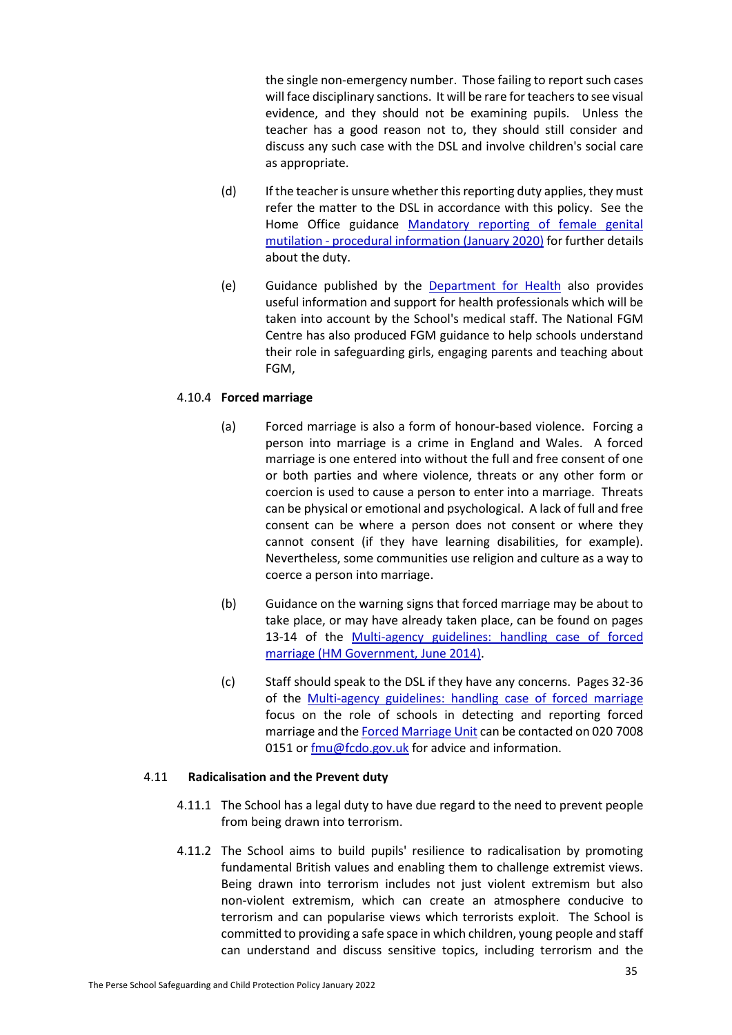the single non-emergency number. Those failing to report such cases will face disciplinary sanctions. It will be rare for teachers to see visual evidence, and they should not be examining pupils. Unless the teacher has a good reason not to, they should still consider and discuss any such case with the DSL and involve children's social care as appropriate.

(d) If the teacher is unsure whether this reporting duty applies, they must refer the matter to the DSL in accordance with this policy. See the Home Office guidance Mandatory reporting of female genital mutilation - procedural information (January 2020) for further details about the duty.

(e) Guidance published by the Department for Health also provides useful information and support for health professionals which will be taken into account by the School's medical staff. The National FGM Centre has also produced FGM guidance to help schools understand their role in safeguarding girls, engaging parents and teaching about FGM,

#### 4.10.4 **Forced marriage**

(a) Forced marriage is also a form of honour-based violence. Forcing a person into marriage is a crime in England and Wales. A forced marriage is one entered into without the full and free consent of one or both parties and where violence, threats or any other form or coercion is used to cause a person to enter into a marriage. Threats can be physical or emotional and psychological. A lack of full and free consent can be where a person does not consent or where they cannot consent (if they have learning disabilities, for example). Nevertheless, some communities use religion and culture as a way to coerce a person into marriage.

(b) Guidance on the warning signs that forced marriage may be about to take place, or may have already taken place, can be found on pages 13-14 of the Multi-agency guidelines: handling case of forced marriage (HM Government, June 2014).

(c) Staff should speak to the DSL if they have any concerns. Pages 32-36 of the Multi-agency guidelines: handling case of forced marriage focus on the role of schools in detecting and reporting forced marriage and the Forced Marriage Unit can be contacted on 020 7008 0151 or fmu@fcdo.gov.uk for advice and information.

### 4.11 **Radicalisation and the Prevent duty**

4.11.1 The School has a legal duty to have due regard to the need to prevent people from being drawn into terrorism.

4.11.2 The School aims to build pupils' resilience to radicalisation by promoting fundamental British values and enabling them to challenge extremist views. Being drawn into terrorism includes not just violent extremism but also non-violent extremism, which can create an atmosphere conducive to terrorism and can popularise views which terrorists exploit. The School is committed to providing a safe space in which children, young people and staff can understand and discuss sensitive topics, including terrorism and the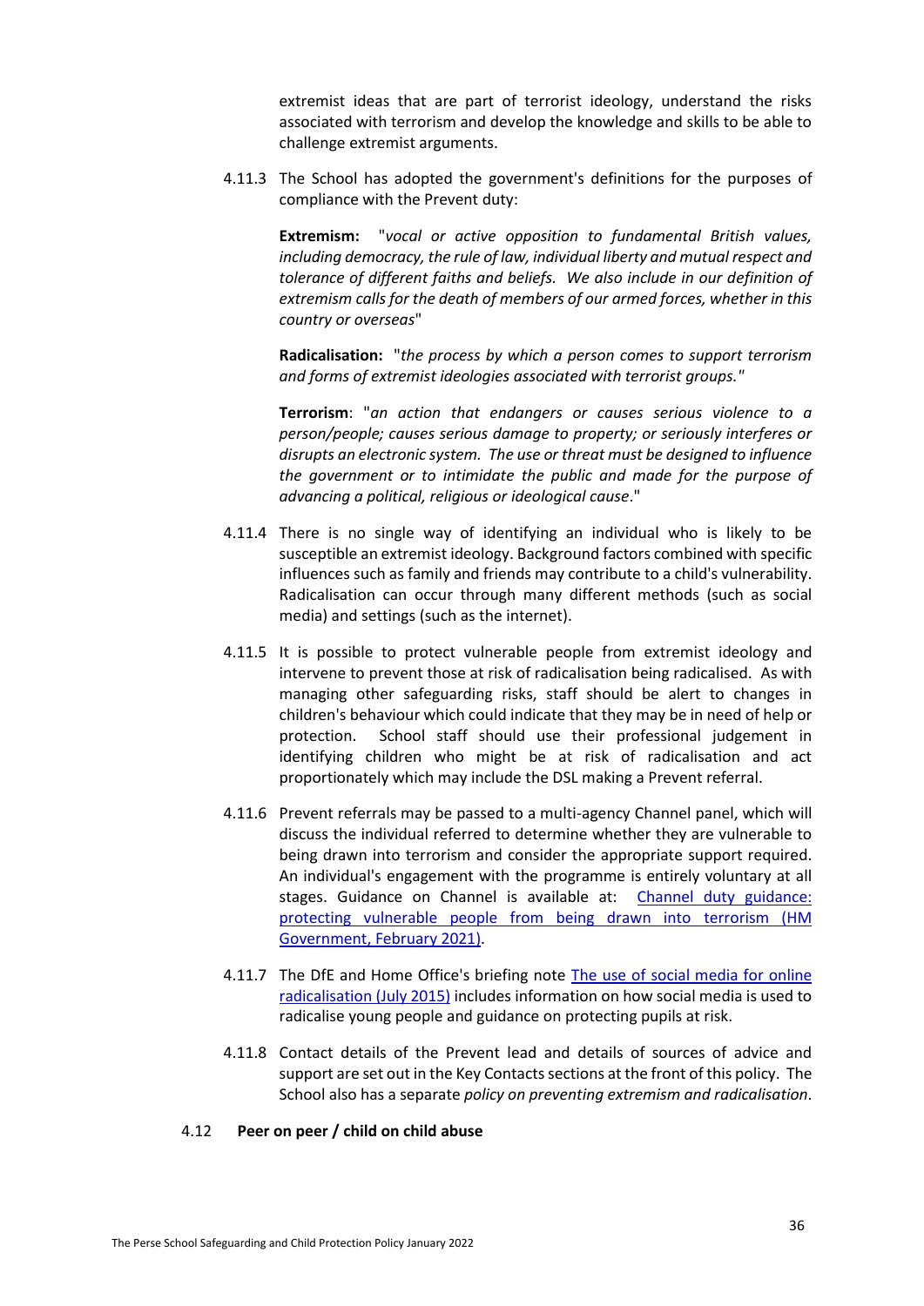extremist ideas that are part of terrorist ideology, understand the risks associated with terrorism and develop the knowledge and skills to be able to challenge extremist arguments.

4.11.3 The School has adopted the government's definitions for the purposes of compliance with the Prevent duty:

**Extremism:** "*vocal or active opposition to fundamental British values, including democracy, the rule of law, individual liberty and mutual respect and tolerance of different faiths and beliefs. We also include in our definition of extremism calls for the death of members of our armed forces, whether in this country or overseas*"

**Radicalisation:** "*the process by which a person comes to support terrorism and forms of extremist ideologies associated with terrorist groups.*"

**Terrorism**: "*an action that endangers or causes serious violence to a person/people; causes serious damage to property; or seriously interferes or disrupts an electronic system. The use or threat must be designed to influence the government or to intimidate the public and made for the purpose of advancing a political, religious or ideological cause*."

4.11.4 There is no single way of identifying an individual who is likely to be susceptible an extremist ideology. Background factors combined with specific influences such as family and friends may contribute to a child's vulnerability. Radicalisation can occur through many different methods (such as social media) and settings (such as the internet).

4.11.5 It is possible to protect vulnerable people from extremist ideology and intervene to prevent those at risk of radicalisation being radicalised. As with managing other safeguarding risks, staff should be alert to changes in children's behaviour which could indicate that they may be in need of help or protection. School staff should use their professional judgement in identifying children who might be at risk of radicalisation and act proportionately which may include the DSL making a Prevent referral.

4.11.6 Prevent referrals may be passed to a multi-agency Channel panel, which will discuss the individual referred to determine whether they are vulnerable to being drawn into terrorism and consider the appropriate support required. An individual's engagement with the programme is entirely voluntary at all stages. Guidance on Channel is available at: [Channel duty guidance: protecting vulnerable people from being drawn into terrorism (HM Government, February 2021)](#).

4.11.7 The DfE and Home Office's briefing note [The use of social media for online radicalisation (July 2015)](#) includes information on how social media is used to radicalise young people and guidance on protecting pupils at risk.

4.11.8 Contact details of the Prevent lead and details of sources of advice and support are set out in the Key Contacts sections at the front of this policy. The School also has a separate *policy on preventing extremism and radicalisation*.

### 4.12 Peer on peer / child on child abuse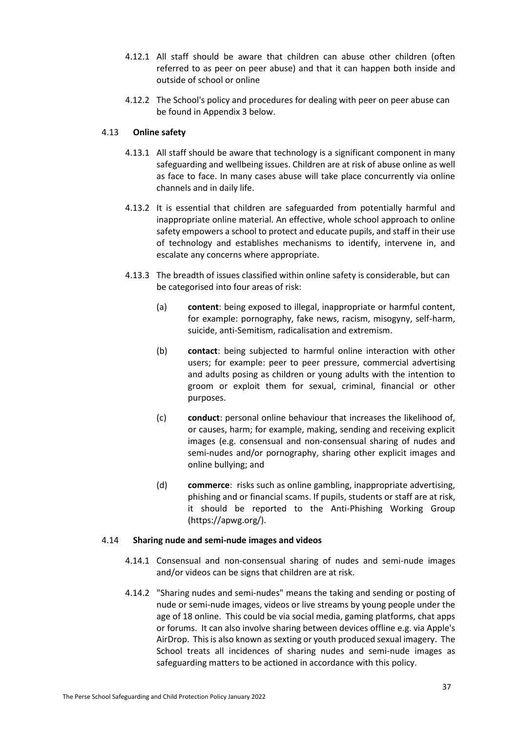4.12.1 All staff should be aware that children can abuse other children (often referred to as peer on peer abuse) and that it can happen both inside and outside of school or online

4.12.2 The School's policy and procedures for dealing with peer on peer abuse can be found in Appendix 3 below.

### 4.13 **Online safety**

4.13.1 All staff should be aware that technology is a significant component in many safeguarding and wellbeing issues. Children are at risk of abuse online as well as face to face. In many cases abuse will take place concurrently via online channels and in daily life.

4.13.2 It is essential that children are safeguarded from potentially harmful and inappropriate online material. An effective, whole school approach to online safety empowers a school to protect and educate pupils, and staff in their use of technology and establishes mechanisms to identify, intervene in, and escalate any concerns where appropriate.

4.13.3 The breadth of issues classified within online safety is considerable, but can be categorised into four areas of risk:

(a) **content**: being exposed to illegal, inappropriate or harmful content, for example: pornography, fake news, racism, misogyny, self-harm, suicide, anti-Semitism, radicalisation and extremism.

(b) **contact**: being subjected to harmful online interaction with other users; for example: peer to peer pressure, commercial advertising and adults posing as children or young adults with the intention to groom or exploit them for sexual, criminal, financial or other purposes.

(c) **conduct**: personal online behaviour that increases the likelihood of, or causes, harm; for example, making, sending and receiving explicit images (e.g. consensual and non-consensual sharing of nudes and semi-nudes and/or pornography, sharing other explicit images and online bullying; and

(d) **commerce**: risks such as online gambling, inappropriate advertising, phishing and or financial scams. If pupils, students or staff are at risk, it should be reported to the Anti-Phishing Working Group (https://apwg.org/).

### 4.14 **Sharing nude and semi-nude images and videos**

4.14.1 Consensual and non-consensual sharing of nudes and semi-nude images and/or videos can be signs that children are at risk.

4.14.2 "Sharing nudes and semi-nudes" means the taking and sending or posting of nude or semi-nude images, videos or live streams by young people under the age of 18 online. This could be via social media, gaming platforms, chat apps or forums. It can also involve sharing between devices offline e.g. via Apple's AirDrop. This is also known as sexting or youth produced sexual imagery. The School treats all incidences of sharing nudes and semi-nude images as safeguarding matters to be actioned in accordance with this policy.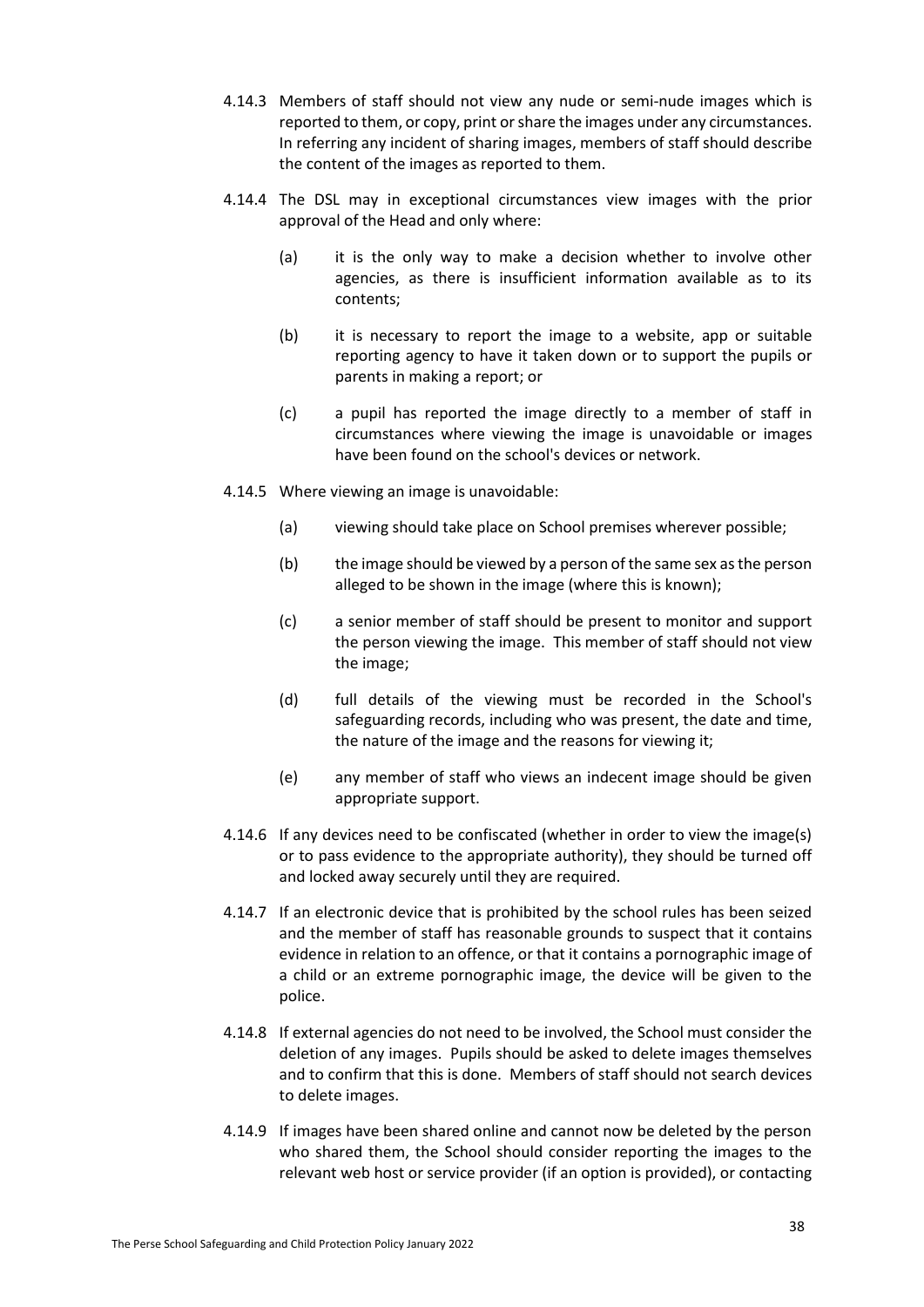4.14.3 Members of staff should not view any nude or semi-nude images which is reported to them, or copy, print or share the images under any circumstances. In referring any incident of sharing images, members of staff should describe the content of the images as reported to them.

4.14.4 The DSL may in exceptional circumstances view images with the prior approval of the Head and only where:

(a) it is the only way to make a decision whether to involve other agencies, as there is insufficient information available as to its contents;

(b) it is necessary to report the image to a website, app or suitable reporting agency to have it taken down or to support the pupils or parents in making a report; or

(c) a pupil has reported the image directly to a member of staff in circumstances where viewing the image is unavoidable or images have been found on the school's devices or network.

4.14.5 Where viewing an image is unavoidable:

(a) viewing should take place on School premises wherever possible;

(b) the image should be viewed by a person of the same sex as the person alleged to be shown in the image (where this is known);

(c) a senior member of staff should be present to monitor and support the person viewing the image. This member of staff should not view the image;

(d) full details of the viewing must be recorded in the School's safeguarding records, including who was present, the date and time, the nature of the image and the reasons for viewing it;

(e) any member of staff who views an indecent image should be given appropriate support.

4.14.6 If any devices need to be confiscated (whether in order to view the image(s) or to pass evidence to the appropriate authority), they should be turned off and locked away securely until they are required.

4.14.7 If an electronic device that is prohibited by the school rules has been seized and the member of staff has reasonable grounds to suspect that it contains evidence in relation to an offence, or that it contains a pornographic image of a child or an extreme pornographic image, the device will be given to the police.

4.14.8 If external agencies do not need to be involved, the School must consider the deletion of any images. Pupils should be asked to delete images themselves and to confirm that this is done. Members of staff should not search devices to delete images.

4.14.9 If images have been shared online and cannot now be deleted by the person who shared them, the School should consider reporting the images to the relevant web host or service provider (if an option is provided), or contacting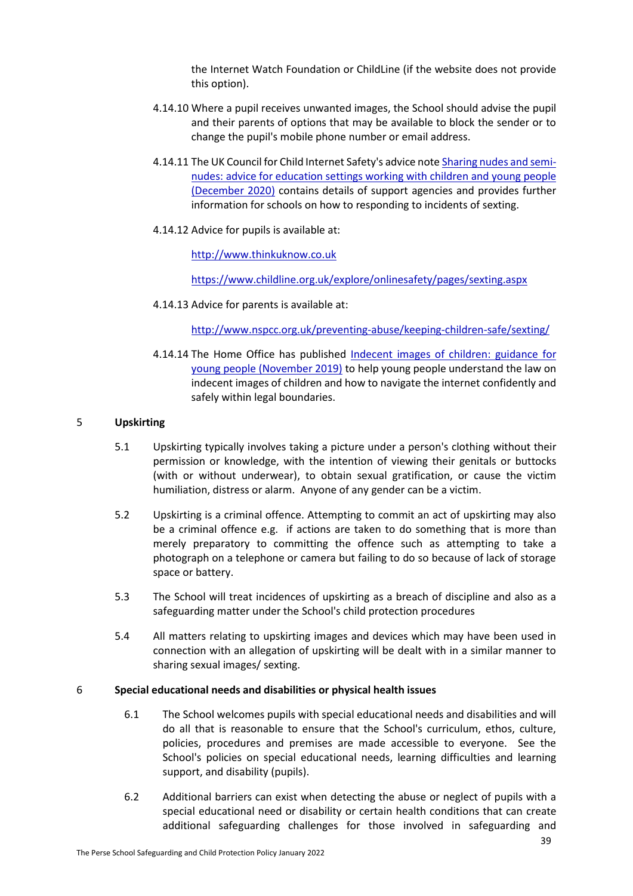the Internet Watch Foundation or ChildLine (if the website does not provide this option).

4.14.10 Where a pupil receives unwanted images, the School should advise the pupil and their parents of options that may be available to block the sender or to change the pupil's mobile phone number or email address.

4.14.11 The UK Council for Child Internet Safety's advice note [Sharing nudes and semi-nudes: advice for education settings working with children and young people (December 2020)] contains details of support agencies and provides further information for schools on how to responding to incidents of sexting.

4.14.12 Advice for pupils is available at:

http://www.thinkuknow.co.uk

https://www.childline.org.uk/explore/onlinesafety/pages/sexting.aspx

4.14.13 Advice for parents is available at:

http://www.nspcc.org.uk/preventing-abuse/keeping-children-safe/sexting/

4.14.14 The Home Office has published [Indecent images of children: guidance for young people (November 2019)] to help young people understand the law on indecent images of children and how to navigate the internet confidently and safely within legal boundaries.

## 5 Upskirting

5.1 Upskirting typically involves taking a picture under a person's clothing without their permission or knowledge, with the intention of viewing their genitals or buttocks (with or without underwear), to obtain sexual gratification, or cause the victim humiliation, distress or alarm. Anyone of any gender can be a victim.

5.2 Upskirting is a criminal offence. Attempting to commit an act of upskirting may also be a criminal offence e.g. if actions are taken to do something that is more than merely preparatory to committing the offence such as attempting to take a photograph on a telephone or camera but failing to do so because of lack of storage space or battery.

5.3 The School will treat incidences of upskirting as a breach of discipline and also as a safeguarding matter under the School's child protection procedures

5.4 All matters relating to upskirting images and devices which may have been used in connection with an allegation of upskirting will be dealt with in a similar manner to sharing sexual images/ sexting.

## 6 Special educational needs and disabilities or physical health issues

6.1 The School welcomes pupils with special educational needs and disabilities and will do all that is reasonable to ensure that the School's curriculum, ethos, culture, policies, procedures and premises are made accessible to everyone. See the School's policies on special educational needs, learning difficulties and learning support, and disability (pupils).

6.2 Additional barriers can exist when detecting the abuse or neglect of pupils with a special educational need or disability or certain health conditions that can create additional safeguarding challenges for those involved in safeguarding and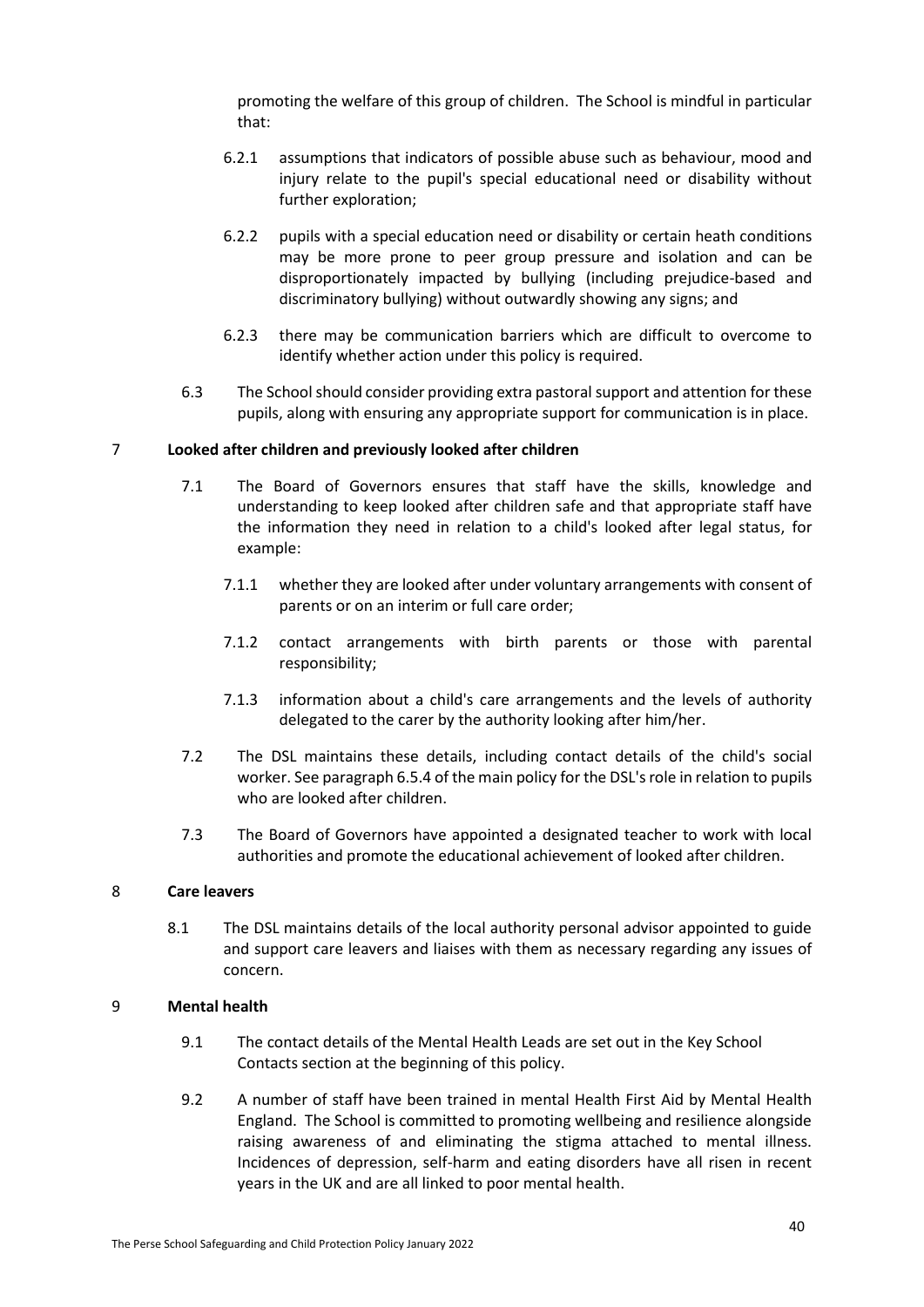promoting the welfare of this group of children. The School is mindful in particular that:

6.2.1 assumptions that indicators of possible abuse such as behaviour, mood and injury relate to the pupil's special educational need or disability without further exploration;

6.2.2 pupils with a special education need or disability or certain heath conditions may be more prone to peer group pressure and isolation and can be disproportionately impacted by bullying (including prejudice-based and discriminatory bullying) without outwardly showing any signs; and

6.2.3 there may be communication barriers which are difficult to overcome to identify whether action under this policy is required.

6.3 The School should consider providing extra pastoral support and attention for these pupils, along with ensuring any appropriate support for communication is in place.

## 7 Looked after children and previously looked after children

7.1 The Board of Governors ensures that staff have the skills, knowledge and understanding to keep looked after children safe and that appropriate staff have the information they need in relation to a child's looked after legal status, for example:

7.1.1 whether they are looked after under voluntary arrangements with consent of parents or on an interim or full care order;

7.1.2 contact arrangements with birth parents or those with parental responsibility;

7.1.3 information about a child's care arrangements and the levels of authority delegated to the carer by the authority looking after him/her.

7.2 The DSL maintains these details, including contact details of the child's social worker. See paragraph 6.5.4 of the main policy for the DSL's role in relation to pupils who are looked after children.

7.3 The Board of Governors have appointed a designated teacher to work with local authorities and promote the educational achievement of looked after children.

## 8 Care leavers

8.1 The DSL maintains details of the local authority personal advisor appointed to guide and support care leavers and liaises with them as necessary regarding any issues of concern.

## 9 Mental health

9.1 The contact details of the Mental Health Leads are set out in the Key School Contacts section at the beginning of this policy.

9.2 A number of staff have been trained in mental Health First Aid by Mental Health England. The School is committed to promoting wellbeing and resilience alongside raising awareness of and eliminating the stigma attached to mental illness. Incidences of depression, self-harm and eating disorders have all risen in recent years in the UK and are all linked to poor mental health.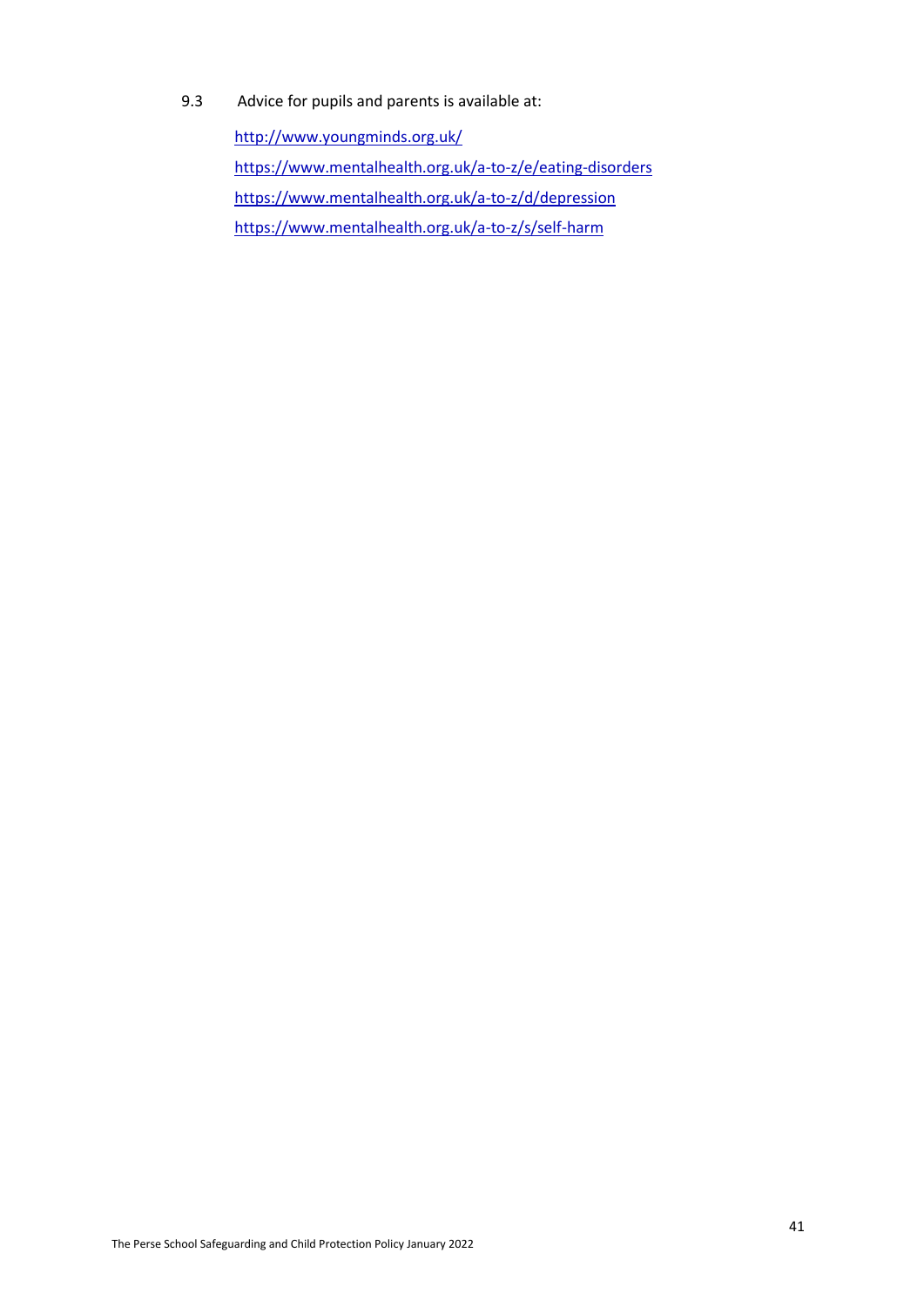9.3 Advice for pupils and parents is available at:

http://www.youngminds.org.uk/

https://www.mentalhealth.org.uk/a-to-z/e/eating-disorders

https://www.mentalhealth.org.uk/a-to-z/d/depression

https://www.mentalhealth.org.uk/a-to-z/s/self-harm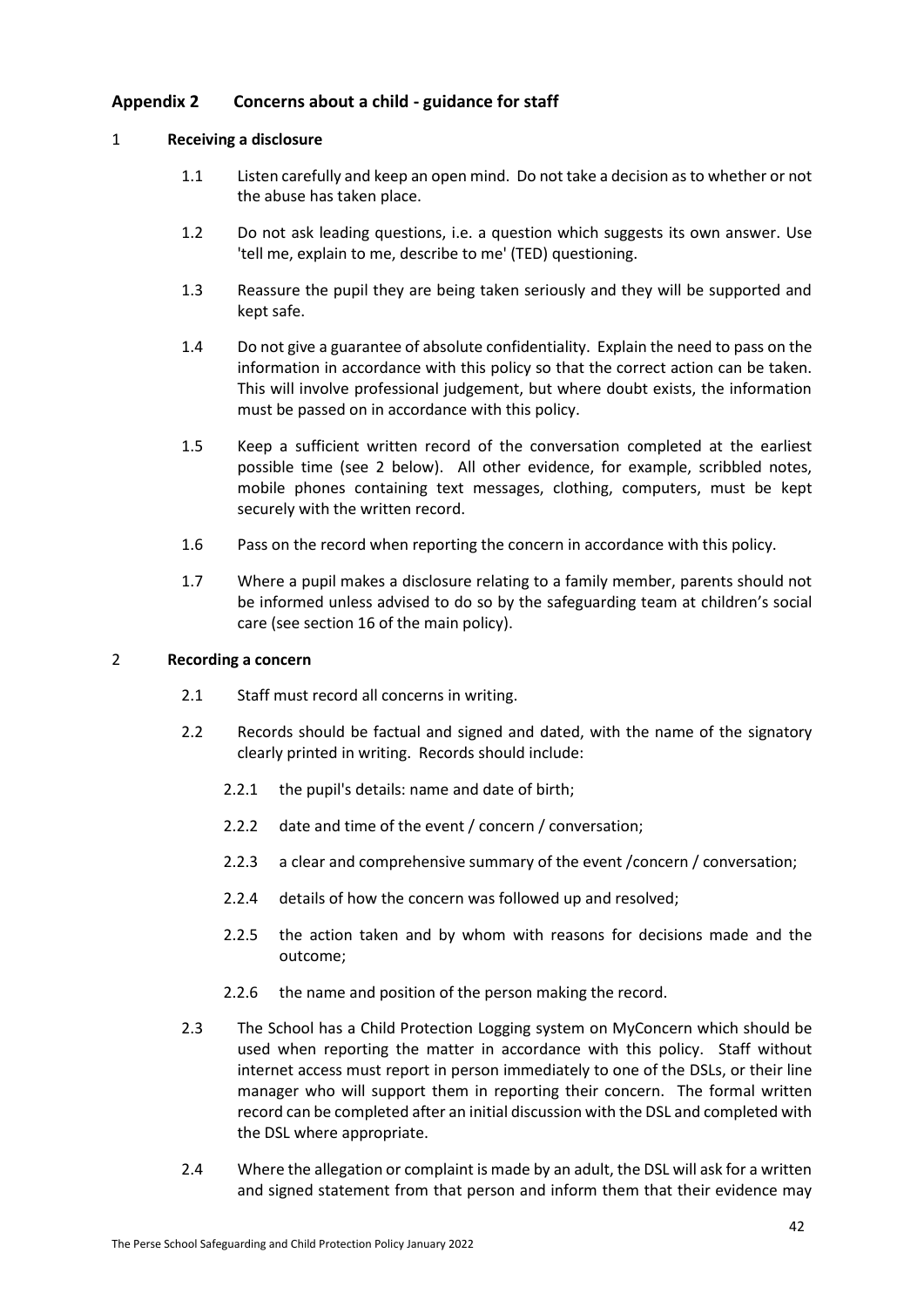## Appendix 2 Concerns about a child - guidance for staff

### 1 Receiving a disclosure

1.1 Listen carefully and keep an open mind. Do not take a decision as to whether or not the abuse has taken place.

1.2 Do not ask leading questions, i.e. a question which suggests its own answer. Use 'tell me, explain to me, describe to me' (TED) questioning.

1.3 Reassure the pupil they are being taken seriously and they will be supported and kept safe.

1.4 Do not give a guarantee of absolute confidentiality. Explain the need to pass on the information in accordance with this policy so that the correct action can be taken. This will involve professional judgement, but where doubt exists, the information must be passed on in accordance with this policy.

1.5 Keep a sufficient written record of the conversation completed at the earliest possible time (see 2 below). All other evidence, for example, scribbled notes, mobile phones containing text messages, clothing, computers, must be kept securely with the written record.

1.6 Pass on the record when reporting the concern in accordance with this policy.

1.7 Where a pupil makes a disclosure relating to a family member, parents should not be informed unless advised to do so by the safeguarding team at children's social care (see section 16 of the main policy).

### 2 Recording a concern

2.1 Staff must record all concerns in writing.

2.2 Records should be factual and signed and dated, with the name of the signatory clearly printed in writing. Records should include:

2.2.1 the pupil's details: name and date of birth;

2.2.2 date and time of the event / concern / conversation;

2.2.3 a clear and comprehensive summary of the event /concern / conversation;

2.2.4 details of how the concern was followed up and resolved;

2.2.5 the action taken and by whom with reasons for decisions made and the outcome;

2.2.6 the name and position of the person making the record.

2.3 The School has a Child Protection Logging system on MyConcern which should be used when reporting the matter in accordance with this policy. Staff without internet access must report in person immediately to one of the DSLs, or their line manager who will support them in reporting their concern. The formal written record can be completed after an initial discussion with the DSL and completed with the DSL where appropriate.

2.4 Where the allegation or complaint is made by an adult, the DSL will ask for a written and signed statement from that person and inform them that their evidence may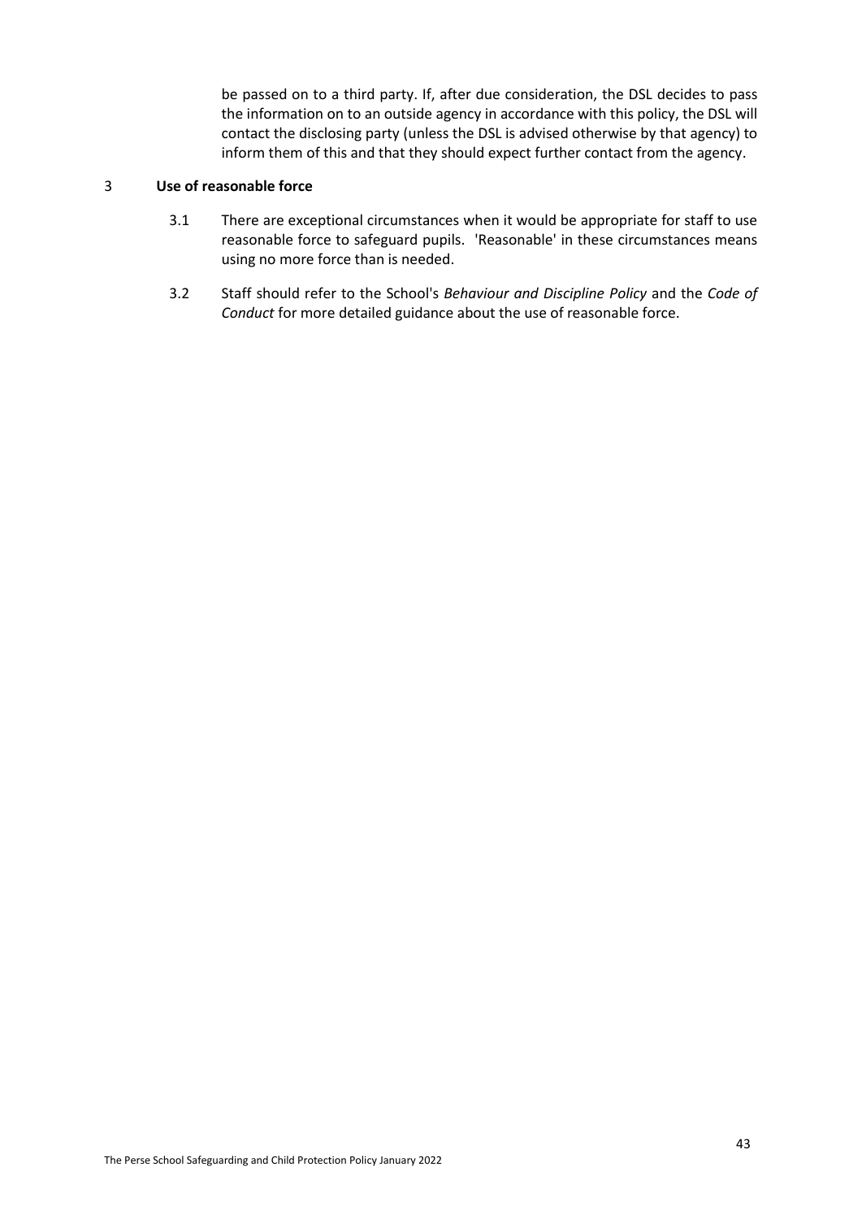be passed on to a third party. If, after due consideration, the DSL decides to pass the information on to an outside agency in accordance with this policy, the DSL will contact the disclosing party (unless the DSL is advised otherwise by that agency) to inform them of this and that they should expect further contact from the agency.

## 3 Use of reasonable force

3.1 There are exceptional circumstances when it would be appropriate for staff to use reasonable force to safeguard pupils. 'Reasonable' in these circumstances means using no more force than is needed.

3.2 Staff should refer to the School's *Behaviour and Discipline Policy* and the *Code of Conduct* for more detailed guidance about the use of reasonable force.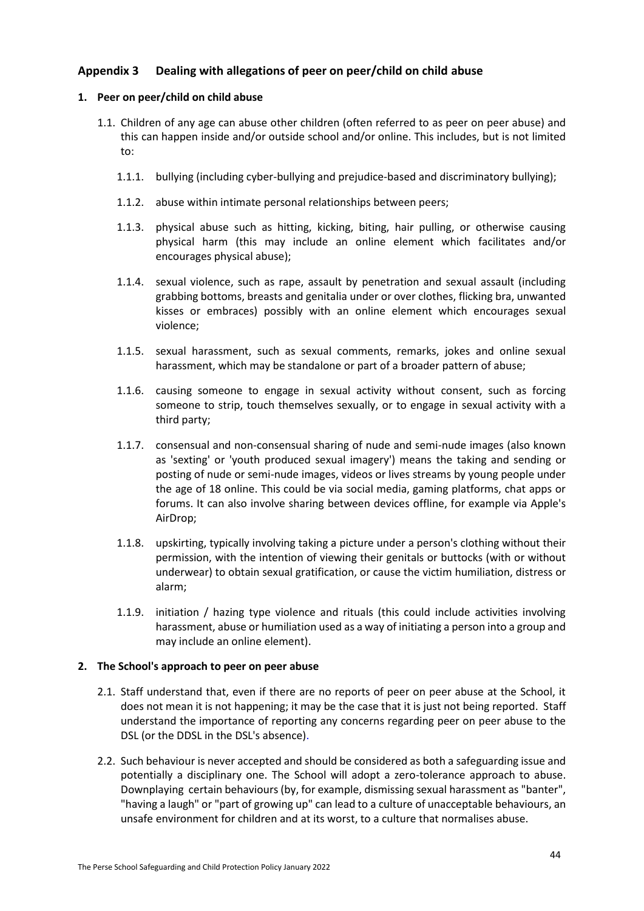## Appendix 3 Dealing with allegations of peer on peer/child on child abuse

### 1. Peer on peer/child on child abuse

1.1. Children of any age can abuse other children (often referred to as peer on peer abuse) and this can happen inside and/or outside school and/or online. This includes, but is not limited to:

1.1.1. bullying (including cyber-bullying and prejudice-based and discriminatory bullying);

1.1.2. abuse within intimate personal relationships between peers;

1.1.3. physical abuse such as hitting, kicking, biting, hair pulling, or otherwise causing physical harm (this may include an online element which facilitates and/or encourages physical abuse);

1.1.4. sexual violence, such as rape, assault by penetration and sexual assault (including grabbing bottoms, breasts and genitalia under or over clothes, flicking bra, unwanted kisses or embraces) possibly with an online element which encourages sexual violence;

1.1.5. sexual harassment, such as sexual comments, remarks, jokes and online sexual harassment, which may be standalone or part of a broader pattern of abuse;

1.1.6. causing someone to engage in sexual activity without consent, such as forcing someone to strip, touch themselves sexually, or to engage in sexual activity with a third party;

1.1.7. consensual and non-consensual sharing of nude and semi-nude images (also known as 'sexting' or 'youth produced sexual imagery') means the taking and sending or posting of nude or semi-nude images, videos or lives streams by young people under the age of 18 online. This could be via social media, gaming platforms, chat apps or forums. It can also involve sharing between devices offline, for example via Apple's AirDrop;

1.1.8. upskirting, typically involving taking a picture under a person's clothing without their permission, with the intention of viewing their genitals or buttocks (with or without underwear) to obtain sexual gratification, or cause the victim humiliation, distress or alarm;

1.1.9. initiation / hazing type violence and rituals (this could include activities involving harassment, abuse or humiliation used as a way of initiating a person into a group and may include an online element).

### 2. The School's approach to peer on peer abuse

2.1. Staff understand that, even if there are no reports of peer on peer abuse at the School, it does not mean it is not happening; it may be the case that it is just not being reported. Staff understand the importance of reporting any concerns regarding peer on peer abuse to the DSL (or the DDSL in the DSL's absence).

2.2. Such behaviour is never accepted and should be considered as both a safeguarding issue and potentially a disciplinary one. The School will adopt a zero-tolerance approach to abuse. Downplaying certain behaviours (by, for example, dismissing sexual harassment as "banter", "having a laugh" or "part of growing up" can lead to a culture of unacceptable behaviours, an unsafe environment for children and at its worst, to a culture that normalises abuse.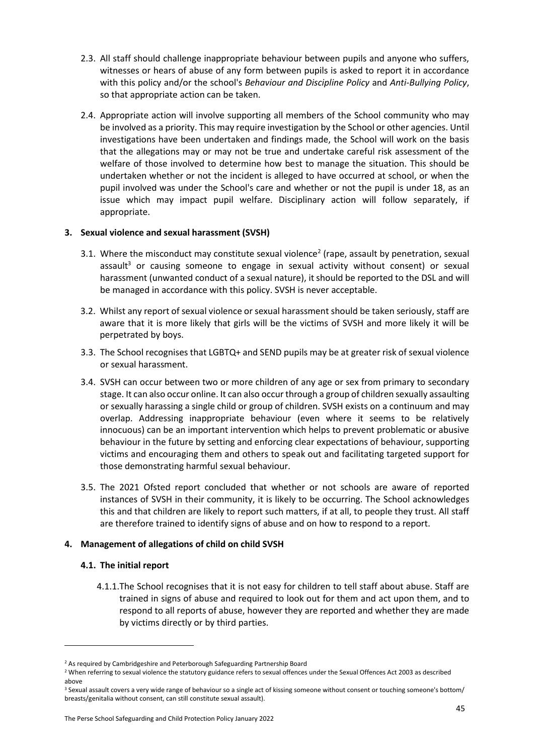2.3. All staff should challenge inappropriate behaviour between pupils and anyone who suffers, witnesses or hears of abuse of any form between pupils is asked to report it in accordance with this policy and/or the school's *Behaviour and Discipline Policy* and *Anti-Bullying Policy*, so that appropriate action can be taken.

2.4. Appropriate action will involve supporting all members of the School community who may be involved as a priority. This may require investigation by the School or other agencies. Until investigations have been undertaken and findings made, the School will work on the basis that the allegations may or may not be true and undertake careful risk assessment of the welfare of those involved to determine how best to manage the situation. This should be undertaken whether or not the incident is alleged to have occurred at school, or when the pupil involved was under the School's care and whether or not the pupil is under 18, as an issue which may impact pupil welfare. Disciplinary action will follow separately, if appropriate.

### 3. Sexual violence and sexual harassment (SVSH)

3.1. Where the misconduct may constitute sexual violence[2] (rape, assault by penetration, sexual assault[3] or causing someone to engage in sexual activity without consent) or sexual harassment (unwanted conduct of a sexual nature), it should be reported to the DSL and will be managed in accordance with this policy. SVSH is never acceptable.

3.2. Whilst any report of sexual violence or sexual harassment should be taken seriously, staff are aware that it is more likely that girls will be the victims of SVSH and more likely it will be perpetrated by boys.

3.3. The School recognises that LGBTQ+ and SEND pupils may be at greater risk of sexual violence or sexual harassment.

3.4. SVSH can occur between two or more children of any age or sex from primary to secondary stage. It can also occur online. It can also occur through a group of children sexually assaulting or sexually harassing a single child or group of children. SVSH exists on a continuum and may overlap. Addressing inappropriate behaviour (even where it seems to be relatively innocuous) can be an important intervention which helps to prevent problematic or abusive behaviour in the future by setting and enforcing clear expectations of behaviour, supporting victims and encouraging them and others to speak out and facilitating targeted support for those demonstrating harmful sexual behaviour.

3.5. The 2021 Ofsted report concluded that whether or not schools are aware of reported instances of SVSH in their community, it is likely to be occurring. The School acknowledges this and that children are likely to report such matters, if at all, to people they trust. All staff are therefore trained to identify signs of abuse and on how to respond to a report.

### 4. Management of allegations of child on child SVSH

#### 4.1. The initial report

4.1.1. The School recognises that it is not easy for children to tell staff about abuse. Staff are trained in signs of abuse and required to look out for them and act upon them, and to respond to all reports of abuse, however they are reported and whether they are made by victims directly or by third parties.

---

[2] As required by Cambridgeshire and Peterborough Safeguarding Partnership Board

[2] When referring to sexual violence the statutory guidance refers to sexual offences under the Sexual Offences Act 2003 as described above

[3] Sexual assault covers a very wide range of behaviour so a single act of kissing someone without consent or touching someone's bottom/ breasts/genitalia without consent, can still constitute sexual assault).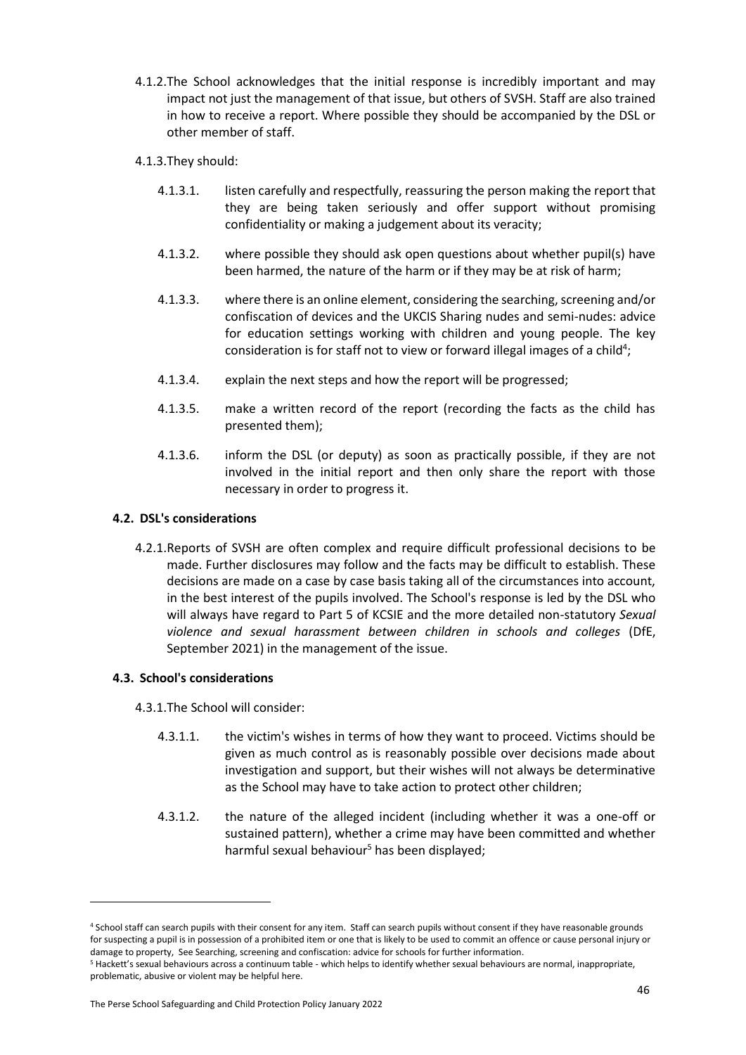4.1.2. The School acknowledges that the initial response is incredibly important and may impact not just the management of that issue, but others of SVSH. Staff are also trained in how to receive a report. Where possible they should be accompanied by the DSL or other member of staff.

4.1.3. They should:

4.1.3.1. listen carefully and respectfully, reassuring the person making the report that they are being taken seriously and offer support without promising confidentiality or making a judgement about its veracity;

4.1.3.2. where possible they should ask open questions about whether pupil(s) have been harmed, the nature of the harm or if they may be at risk of harm;

4.1.3.3. where there is an online element, considering the searching, screening and/or confiscation of devices and the UKCIS Sharing nudes and semi-nudes: advice for education settings working with children and young people. The key consideration is for staff not to view or forward illegal images of a child[4];

4.1.3.4. explain the next steps and how the report will be progressed;

4.1.3.5. make a written record of the report (recording the facts as the child has presented them);

4.1.3.6. inform the DSL (or deputy) as soon as practically possible, if they are not involved in the initial report and then only share the report with those necessary in order to progress it.

### 4.2. DSL's considerations

4.2.1. Reports of SVSH are often complex and require difficult professional decisions to be made. Further disclosures may follow and the facts may be difficult to establish. These decisions are made on a case by case basis taking all of the circumstances into account, in the best interest of the pupils involved. The School's response is led by the DSL who will always have regard to Part 5 of KCSIE and the more detailed non-statutory *Sexual violence and sexual harassment between children in schools and colleges* (DfE, September 2021) in the management of the issue.

### 4.3. School's considerations

4.3.1. The School will consider:

4.3.1.1. the victim's wishes in terms of how they want to proceed. Victims should be given as much control as is reasonably possible over decisions made about investigation and support, but their wishes will not always be determinative as the School may have to take action to protect other children;

4.3.1.2. the nature of the alleged incident (including whether it was a one-off or sustained pattern), whether a crime may have been committed and whether harmful sexual behaviour[5] has been displayed;

---

[4] School staff can search pupils with their consent for any item. Staff can search pupils without consent if they have reasonable grounds for suspecting a pupil is in possession of a prohibited item or one that is likely to be used to commit an offence or cause personal injury or damage to property, See Searching, screening and confiscation: advice for schools for further information.

[5] Hackett's sexual behaviours across a continuum table - which helps to identify whether sexual behaviours are normal, inappropriate, problematic, abusive or violent may be helpful here.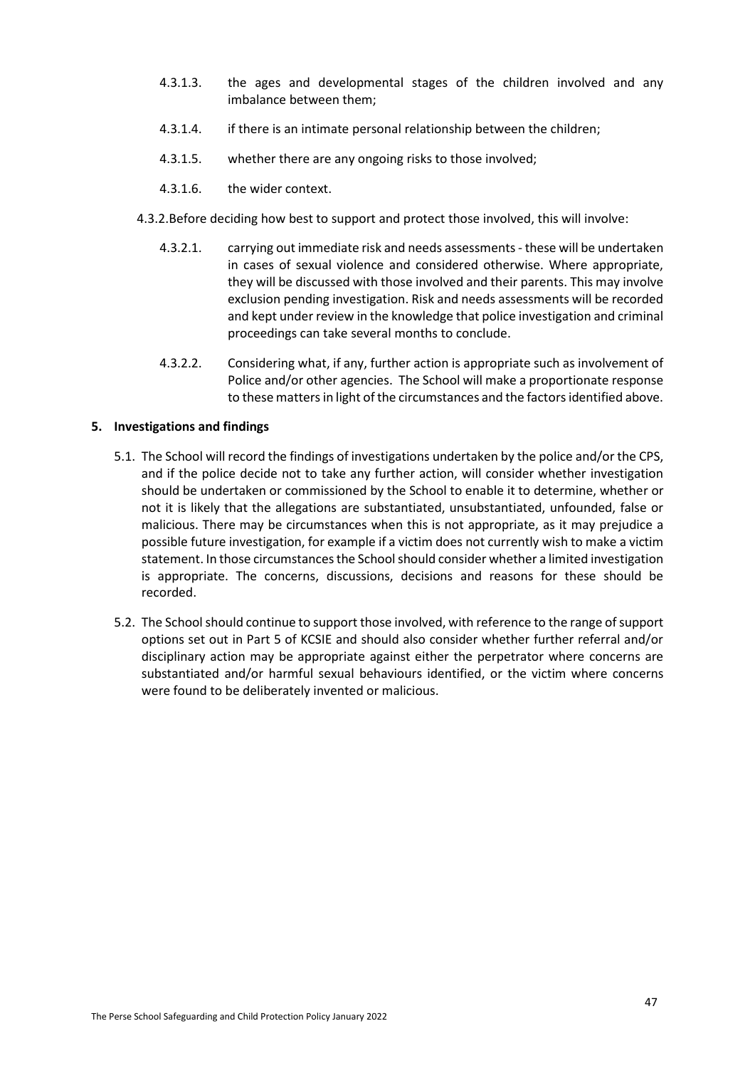4.3.1.3. the ages and developmental stages of the children involved and any imbalance between them;

4.3.1.4. if there is an intimate personal relationship between the children;

4.3.1.5. whether there are any ongoing risks to those involved;

4.3.1.6. the wider context.

4.3.2. Before deciding how best to support and protect those involved, this will involve:

4.3.2.1. carrying out immediate risk and needs assessments - these will be undertaken in cases of sexual violence and considered otherwise. Where appropriate, they will be discussed with those involved and their parents. This may involve exclusion pending investigation. Risk and needs assessments will be recorded and kept under review in the knowledge that police investigation and criminal proceedings can take several months to conclude.

4.3.2.2. Considering what, if any, further action is appropriate such as involvement of Police and/or other agencies. The School will make a proportionate response to these matters in light of the circumstances and the factors identified above.

## 5. Investigations and findings

5.1. The School will record the findings of investigations undertaken by the police and/or the CPS, and if the police decide not to take any further action, will consider whether investigation should be undertaken or commissioned by the School to enable it to determine, whether or not it is likely that the allegations are substantiated, unsubstantiated, unfounded, false or malicious. There may be circumstances when this is not appropriate, as it may prejudice a possible future investigation, for example if a victim does not currently wish to make a victim statement. In those circumstances the School should consider whether a limited investigation is appropriate. The concerns, discussions, decisions and reasons for these should be recorded.

5.2. The School should continue to support those involved, with reference to the range of support options set out in Part 5 of KCSIE and should also consider whether further referral and/or disciplinary action may be appropriate against either the perpetrator where concerns are substantiated and/or harmful sexual behaviours identified, or the victim where concerns were found to be deliberately invented or malicious.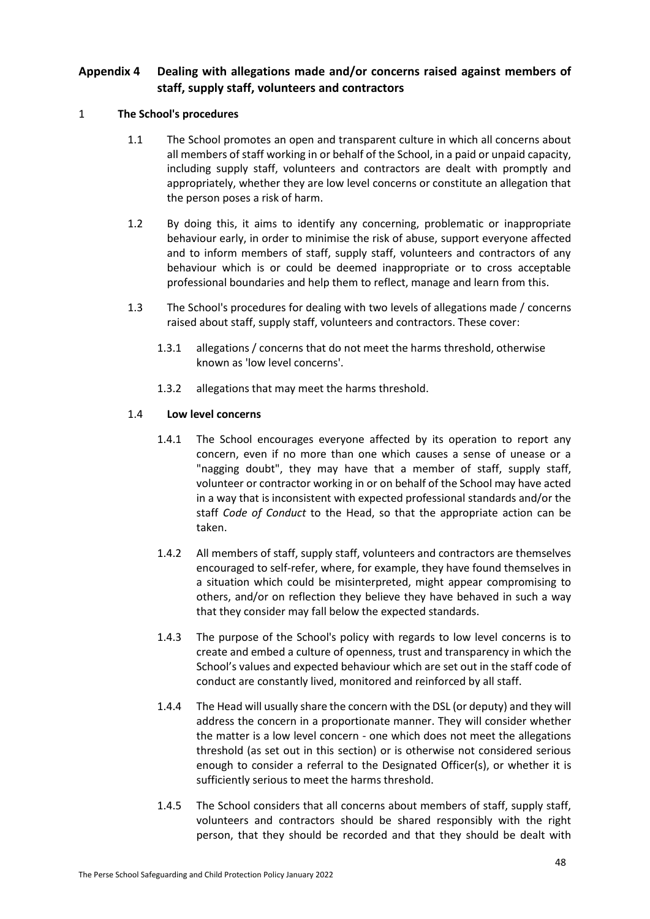## Appendix 4 Dealing with allegations made and/or concerns raised against members of staff, supply staff, volunteers and contractors

### 1 The School's procedures

1.1 The School promotes an open and transparent culture in which all concerns about all members of staff working in or behalf of the School, in a paid or unpaid capacity, including supply staff, volunteers and contractors are dealt with promptly and appropriately, whether they are low level concerns or constitute an allegation that the person poses a risk of harm.

1.2 By doing this, it aims to identify any concerning, problematic or inappropriate behaviour early, in order to minimise the risk of abuse, support everyone affected and to inform members of staff, supply staff, volunteers and contractors of any behaviour which is or could be deemed inappropriate or to cross acceptable professional boundaries and help them to reflect, manage and learn from this.

1.3 The School's procedures for dealing with two levels of allegations made / concerns raised about staff, supply staff, volunteers and contractors. These cover:

1.3.1 allegations / concerns that do not meet the harms threshold, otherwise known as 'low level concerns'.

1.3.2 allegations that may meet the harms threshold.

#### 1.4 Low level concerns

1.4.1 The School encourages everyone affected by its operation to report any concern, even if no more than one which causes a sense of unease or a "nagging doubt", they may have that a member of staff, supply staff, volunteer or contractor working in or on behalf of the School may have acted in a way that is inconsistent with expected professional standards and/or the staff *Code of Conduct* to the Head, so that the appropriate action can be taken.

1.4.2 All members of staff, supply staff, volunteers and contractors are themselves encouraged to self-refer, where, for example, they have found themselves in a situation which could be misinterpreted, might appear compromising to others, and/or on reflection they believe they have behaved in such a way that they consider may fall below the expected standards.

1.4.3 The purpose of the School's policy with regards to low level concerns is to create and embed a culture of openness, trust and transparency in which the School's values and expected behaviour which are set out in the staff code of conduct are constantly lived, monitored and reinforced by all staff.

1.4.4 The Head will usually share the concern with the DSL (or deputy) and they will address the concern in a proportionate manner. They will consider whether the matter is a low level concern - one which does not meet the allegations threshold (as set out in this section) or is otherwise not considered serious enough to consider a referral to the Designated Officer(s), or whether it is sufficiently serious to meet the harms threshold.

1.4.5 The School considers that all concerns about members of staff, supply staff, volunteers and contractors should be shared responsibly with the right person, that they should be recorded and that they should be dealt with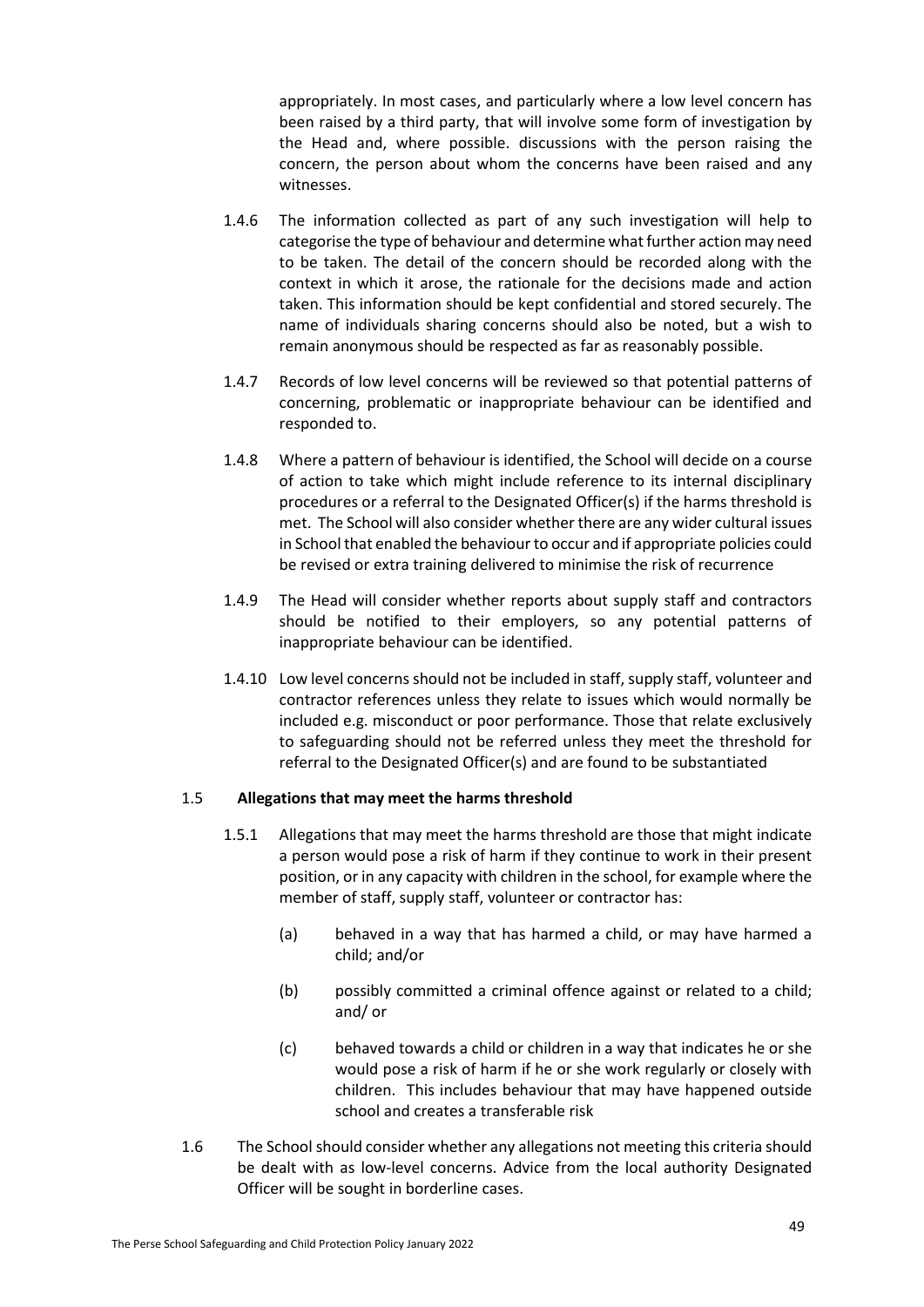appropriately. In most cases, and particularly where a low level concern has been raised by a third party, that will involve some form of investigation by the Head and, where possible. discussions with the person raising the concern, the person about whom the concerns have been raised and any witnesses.

1.4.6 The information collected as part of any such investigation will help to categorise the type of behaviour and determine what further action may need to be taken. The detail of the concern should be recorded along with the context in which it arose, the rationale for the decisions made and action taken. This information should be kept confidential and stored securely. The name of individuals sharing concerns should also be noted, but a wish to remain anonymous should be respected as far as reasonably possible.

1.4.7 Records of low level concerns will be reviewed so that potential patterns of concerning, problematic or inappropriate behaviour can be identified and responded to.

1.4.8 Where a pattern of behaviour is identified, the School will decide on a course of action to take which might include reference to its internal disciplinary procedures or a referral to the Designated Officer(s) if the harms threshold is met. The School will also consider whether there are any wider cultural issues in School that enabled the behaviour to occur and if appropriate policies could be revised or extra training delivered to minimise the risk of recurrence

1.4.9 The Head will consider whether reports about supply staff and contractors should be notified to their employers, so any potential patterns of inappropriate behaviour can be identified.

1.4.10 Low level concerns should not be included in staff, supply staff, volunteer and contractor references unless they relate to issues which would normally be included e.g. misconduct or poor performance. Those that relate exclusively to safeguarding should not be referred unless they meet the threshold for referral to the Designated Officer(s) and are found to be substantiated

## 1.5 Allegations that may meet the harms threshold

1.5.1 Allegations that may meet the harms threshold are those that might indicate a person would pose a risk of harm if they continue to work in their present position, or in any capacity with children in the school, for example where the member of staff, supply staff, volunteer or contractor has:

(a) behaved in a way that has harmed a child, or may have harmed a child; and/or

(b) possibly committed a criminal offence against or related to a child; and/ or

(c) behaved towards a child or children in a way that indicates he or she would pose a risk of harm if he or she work regularly or closely with children. This includes behaviour that may have happened outside school and creates a transferable risk

1.6 The School should consider whether any allegations not meeting this criteria should be dealt with as low-level concerns. Advice from the local authority Designated Officer will be sought in borderline cases.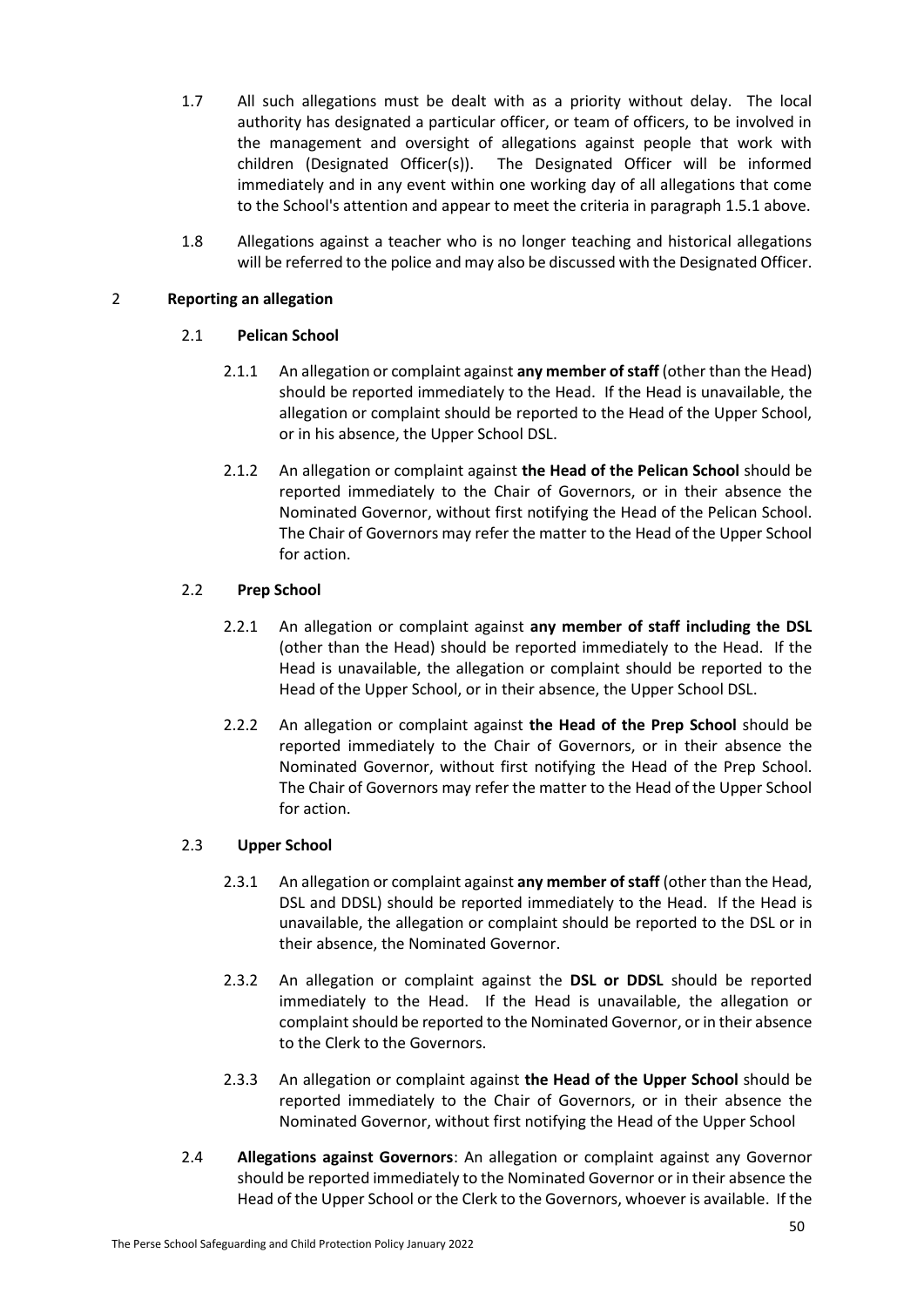1.7 All such allegations must be dealt with as a priority without delay. The local authority has designated a particular officer, or team of officers, to be involved in the management and oversight of allegations against people that work with children (Designated Officer(s)). The Designated Officer will be informed immediately and in any event within one working day of all allegations that come to the School's attention and appear to meet the criteria in paragraph 1.5.1 above.

1.8 Allegations against a teacher who is no longer teaching and historical allegations will be referred to the police and may also be discussed with the Designated Officer.

## 2 Reporting an allegation

### 2.1 Pelican School

2.1.1 An allegation or complaint against **any member of staff** (other than the Head) should be reported immediately to the Head. If the Head is unavailable, the allegation or complaint should be reported to the Head of the Upper School, or in his absence, the Upper School DSL.

2.1.2 An allegation or complaint against **the Head of the Pelican School** should be reported immediately to the Chair of Governors, or in their absence the Nominated Governor, without first notifying the Head of the Pelican School. The Chair of Governors may refer the matter to the Head of the Upper School for action.

### 2.2 Prep School

2.2.1 An allegation or complaint against **any member of staff including the DSL** (other than the Head) should be reported immediately to the Head. If the Head is unavailable, the allegation or complaint should be reported to the Head of the Upper School, or in their absence, the Upper School DSL.

2.2.2 An allegation or complaint against **the Head of the Prep School** should be reported immediately to the Chair of Governors, or in their absence the Nominated Governor, without first notifying the Head of the Prep School. The Chair of Governors may refer the matter to the Head of the Upper School for action.

### 2.3 Upper School

2.3.1 An allegation or complaint against **any member of staff** (other than the Head, DSL and DDSL) should be reported immediately to the Head. If the Head is unavailable, the allegation or complaint should be reported to the DSL or in their absence, the Nominated Governor.

2.3.2 An allegation or complaint against the **DSL or DDSL** should be reported immediately to the Head. If the Head is unavailable, the allegation or complaint should be reported to the Nominated Governor, or in their absence to the Clerk to the Governors.

2.3.3 An allegation or complaint against **the Head of the Upper School** should be reported immediately to the Chair of Governors, or in their absence the Nominated Governor, without first notifying the Head of the Upper School

2.4 **Allegations against Governors**: An allegation or complaint against any Governor should be reported immediately to the Nominated Governor or in their absence the Head of the Upper School or the Clerk to the Governors, whoever is available. If the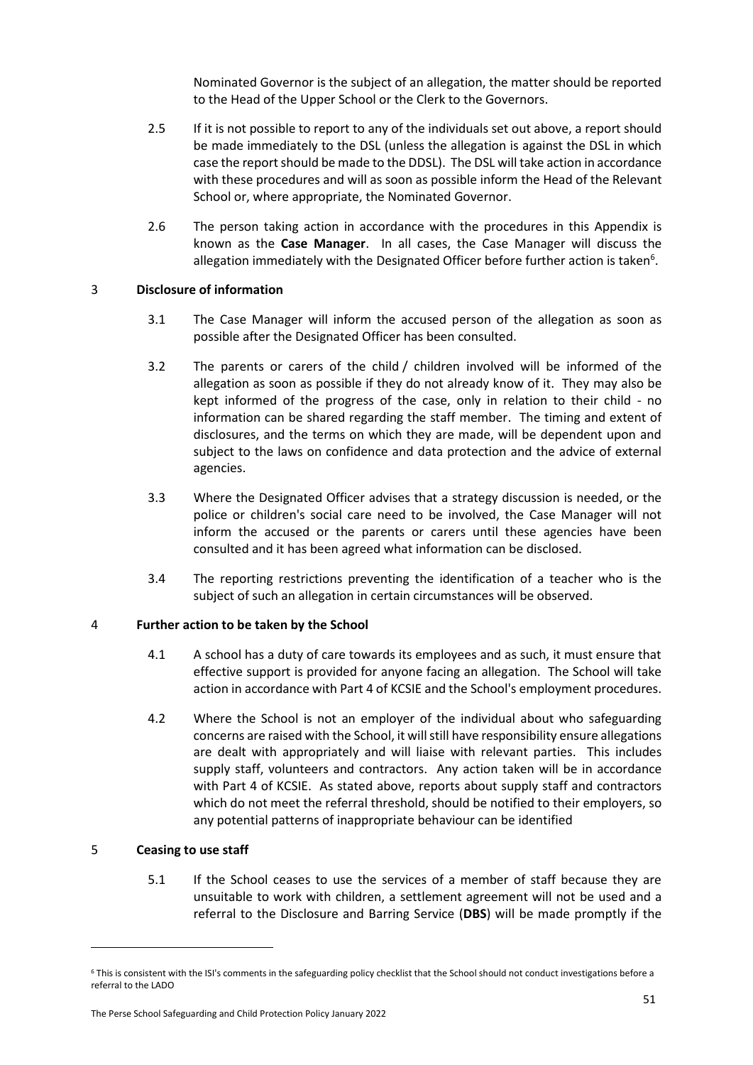Nominated Governor is the subject of an allegation, the matter should be reported to the Head of the Upper School or the Clerk to the Governors.

2.5 If it is not possible to report to any of the individuals set out above, a report should be made immediately to the DSL (unless the allegation is against the DSL in which case the report should be made to the DDSL). The DSL will take action in accordance with these procedures and will as soon as possible inform the Head of the Relevant School or, where appropriate, the Nominated Governor.

2.6 The person taking action in accordance with the procedures in this Appendix is known as the **Case Manager**. In all cases, the Case Manager will discuss the allegation immediately with the Designated Officer before further action is taken[6].

## 3 Disclosure of information

3.1 The Case Manager will inform the accused person of the allegation as soon as possible after the Designated Officer has been consulted.

3.2 The parents or carers of the child / children involved will be informed of the allegation as soon as possible if they do not already know of it. They may also be kept informed of the progress of the case, only in relation to their child - no information can be shared regarding the staff member. The timing and extent of disclosures, and the terms on which they are made, will be dependent upon and subject to the laws on confidence and data protection and the advice of external agencies.

3.3 Where the Designated Officer advises that a strategy discussion is needed, or the police or children's social care need to be involved, the Case Manager will not inform the accused or the parents or carers until these agencies have been consulted and it has been agreed what information can be disclosed.

3.4 The reporting restrictions preventing the identification of a teacher who is the subject of such an allegation in certain circumstances will be observed.

## 4 Further action to be taken by the School

4.1 A school has a duty of care towards its employees and as such, it must ensure that effective support is provided for anyone facing an allegation. The School will take action in accordance with Part 4 of KCSIE and the School's employment procedures.

4.2 Where the School is not an employer of the individual about who safeguarding concerns are raised with the School, it will still have responsibility ensure allegations are dealt with appropriately and will liaise with relevant parties. This includes supply staff, volunteers and contractors. Any action taken will be in accordance with Part 4 of KCSIE. As stated above, reports about supply staff and contractors which do not meet the referral threshold, should be notified to their employers, so any potential patterns of inappropriate behaviour can be identified

## 5 Ceasing to use staff

5.1 If the School ceases to use the services of a member of staff because they are unsuitable to work with children, a settlement agreement will not be used and a referral to the Disclosure and Barring Service (**DBS**) will be made promptly if the

[6] This is consistent with the ISI's comments in the safeguarding policy checklist that the School should not conduct investigations before a referral to the LADO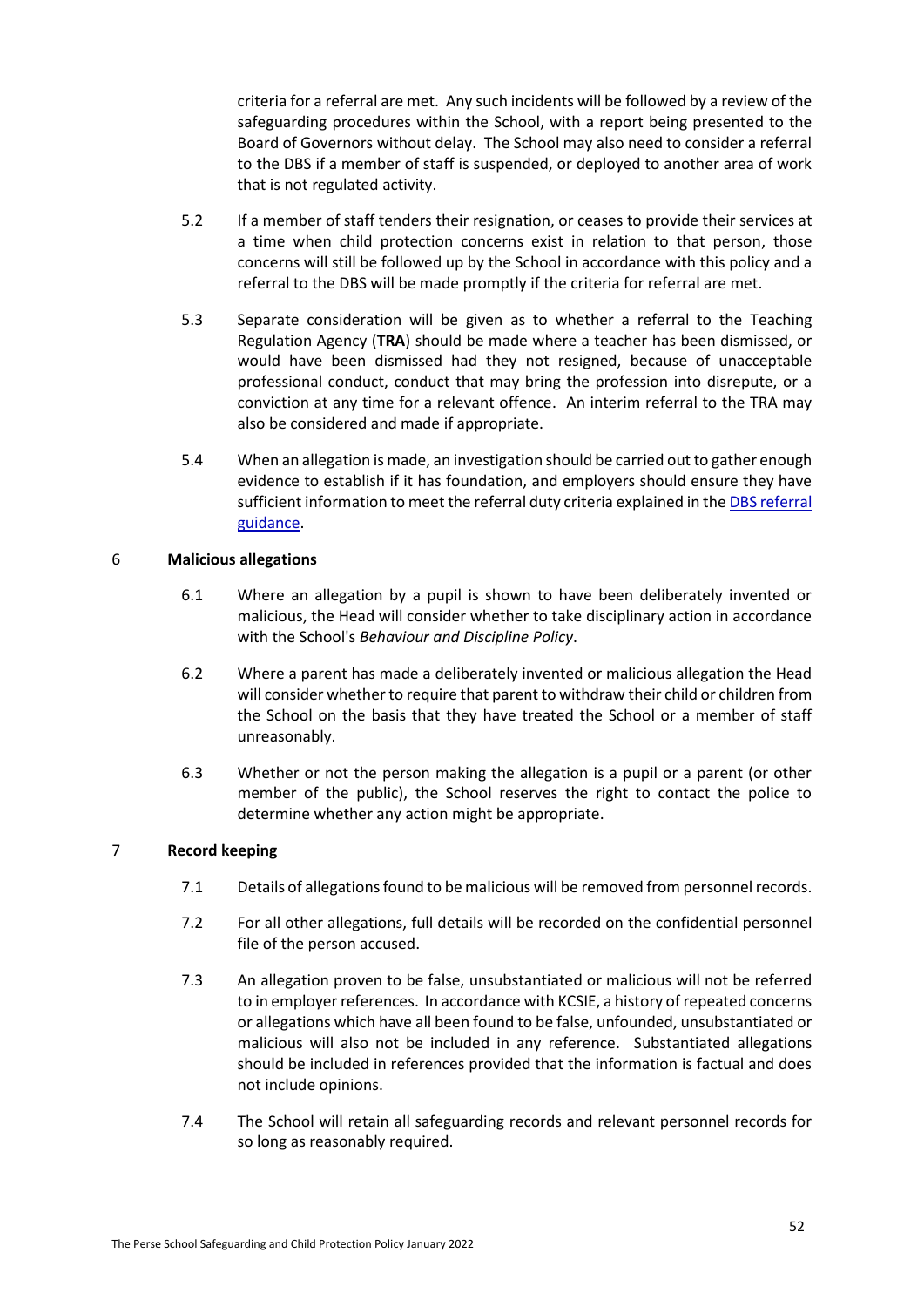criteria for a referral are met. Any such incidents will be followed by a review of the safeguarding procedures within the School, with a report being presented to the Board of Governors without delay. The School may also need to consider a referral to the DBS if a member of staff is suspended, or deployed to another area of work that is not regulated activity.

5.2 If a member of staff tenders their resignation, or ceases to provide their services at a time when child protection concerns exist in relation to that person, those concerns will still be followed up by the School in accordance with this policy and a referral to the DBS will be made promptly if the criteria for referral are met.

5.3 Separate consideration will be given as to whether a referral to the Teaching Regulation Agency (**TRA**) should be made where a teacher has been dismissed, or would have been dismissed had they not resigned, because of unacceptable professional conduct, conduct that may bring the profession into disrepute, or a conviction at any time for a relevant offence. An interim referral to the TRA may also be considered and made if appropriate.

5.4 When an allegation is made, an investigation should be carried out to gather enough evidence to establish if it has foundation, and employers should ensure they have sufficient information to meet the referral duty criteria explained in the DBS referral guidance.

## 6 Malicious allegations

6.1 Where an allegation by a pupil is shown to have been deliberately invented or malicious, the Head will consider whether to take disciplinary action in accordance with the School's *Behaviour and Discipline Policy*.

6.2 Where a parent has made a deliberately invented or malicious allegation the Head will consider whether to require that parent to withdraw their child or children from the School on the basis that they have treated the School or a member of staff unreasonably.

6.3 Whether or not the person making the allegation is a pupil or a parent (or other member of the public), the School reserves the right to contact the police to determine whether any action might be appropriate.

## 7 Record keeping

7.1 Details of allegations found to be malicious will be removed from personnel records.

7.2 For all other allegations, full details will be recorded on the confidential personnel file of the person accused.

7.3 An allegation proven to be false, unsubstantiated or malicious will not be referred to in employer references. In accordance with KCSIE, a history of repeated concerns or allegations which have all been found to be false, unfounded, unsubstantiated or malicious will also not be included in any reference. Substantiated allegations should be included in references provided that the information is factual and does not include opinions.

7.4 The School will retain all safeguarding records and relevant personnel records for so long as reasonably required.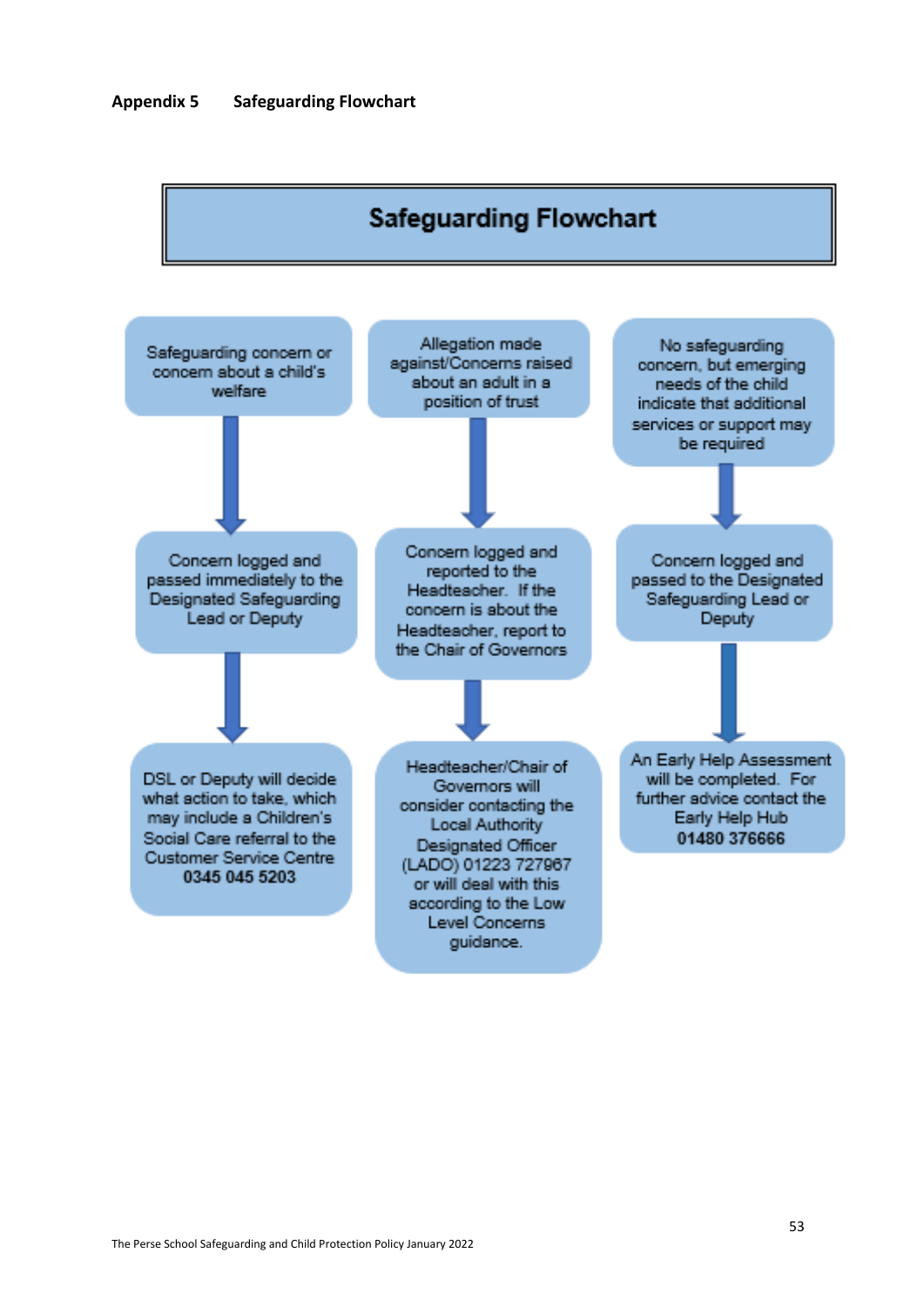## Appendix 5 Safeguarding Flowchart

# Safeguarding Flowchart

**Safeguarding concern or concern about a child's welfare**

↓

Concern logged and passed immediately to the Designated Safeguarding Lead or Deputy

↓

DSL or Deputy will decide what action to take, which may include a Children's Social Care referral to the Customer Service Centre **0345 045 5203**

**Allegation made against/Concerns raised about an adult in a position of trust**

↓

Concern logged and reported to the Headteacher. If the concern is about the Headteacher, report to the Chair of Governors

↓

Headteacher/Chair of Governors will consider contacting the Local Authority Designated Officer (LADO) 01223 727967 or will deal with this according to the Low Level Concerns guidance.

**No safeguarding concern, but emerging needs of the child indicate that additional services or support may be required**

↓

Concern logged and passed to the Designated Safeguarding Lead or Deputy

↓

An Early Help Assessment will be completed. For further advice contact the Early Help Hub **01480 376666**

The Perse School Safeguarding and Child Protection Policy January 2022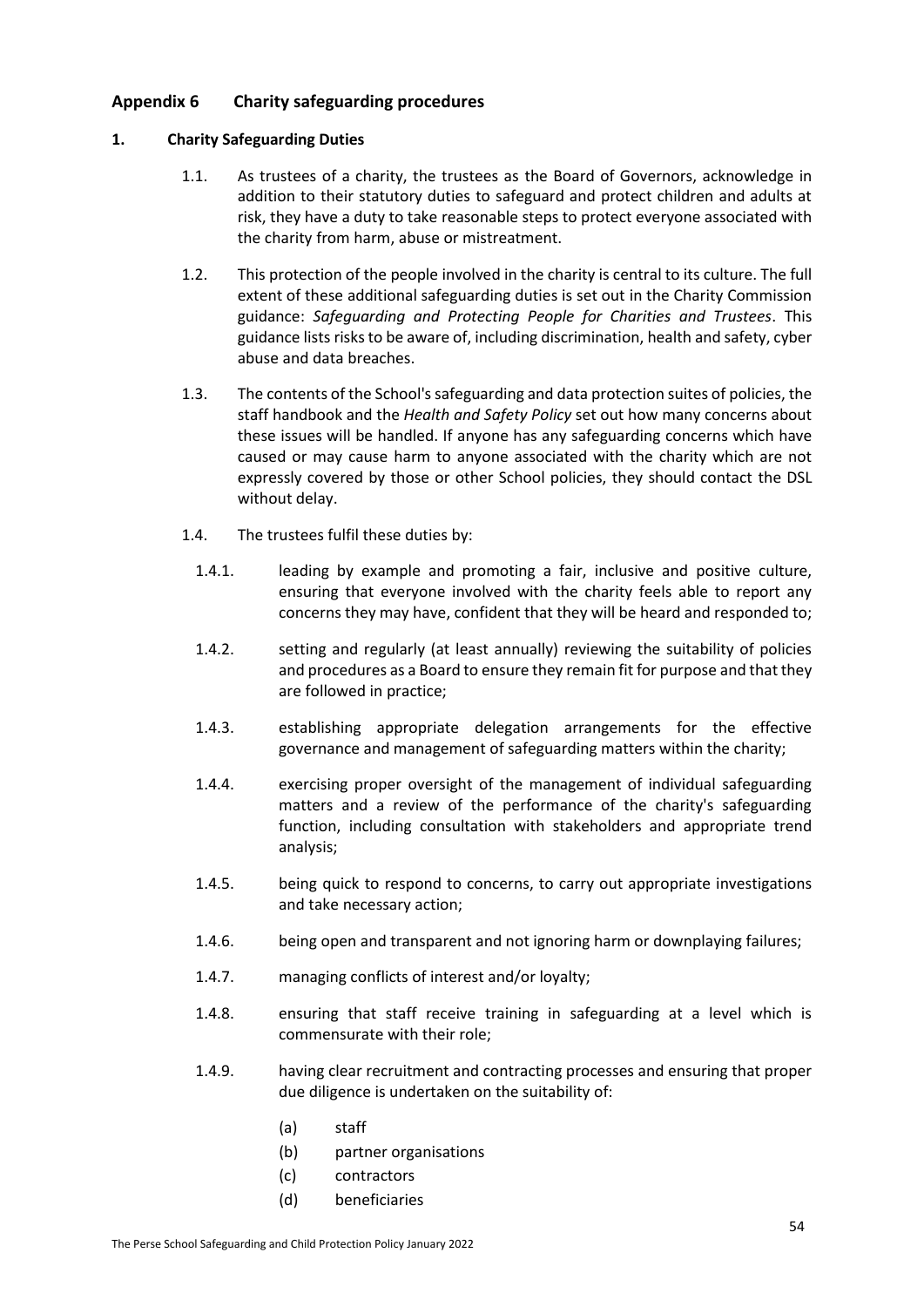## Appendix 6 Charity safeguarding procedures

### 1. Charity Safeguarding Duties

1.1. As trustees of a charity, the trustees as the Board of Governors, acknowledge in addition to their statutory duties to safeguard and protect children and adults at risk, they have a duty to take reasonable steps to protect everyone associated with the charity from harm, abuse or mistreatment.

1.2. This protection of the people involved in the charity is central to its culture. The full extent of these additional safeguarding duties is set out in the Charity Commission guidance: *Safeguarding and Protecting People for Charities and Trustees*. This guidance lists risks to be aware of, including discrimination, health and safety, cyber abuse and data breaches.

1.3. The contents of the School's safeguarding and data protection suites of policies, the staff handbook and the *Health and Safety Policy* set out how many concerns about these issues will be handled. If anyone has any safeguarding concerns which have caused or may cause harm to anyone associated with the charity which are not expressly covered by those or other School policies, they should contact the DSL without delay.

1.4. The trustees fulfil these duties by:

1.4.1. leading by example and promoting a fair, inclusive and positive culture, ensuring that everyone involved with the charity feels able to report any concerns they may have, confident that they will be heard and responded to;

1.4.2. setting and regularly (at least annually) reviewing the suitability of policies and procedures as a Board to ensure they remain fit for purpose and that they are followed in practice;

1.4.3. establishing appropriate delegation arrangements for the effective governance and management of safeguarding matters within the charity;

1.4.4. exercising proper oversight of the management of individual safeguarding matters and a review of the performance of the charity's safeguarding function, including consultation with stakeholders and appropriate trend analysis;

1.4.5. being quick to respond to concerns, to carry out appropriate investigations and take necessary action;

1.4.6. being open and transparent and not ignoring harm or downplaying failures;

1.4.7. managing conflicts of interest and/or loyalty;

1.4.8. ensuring that staff receive training in safeguarding at a level which is commensurate with their role;

1.4.9. having clear recruitment and contracting processes and ensuring that proper due diligence is undertaken on the suitability of:

(a) staff
(b) partner organisations
(c) contractors
(d) beneficiaries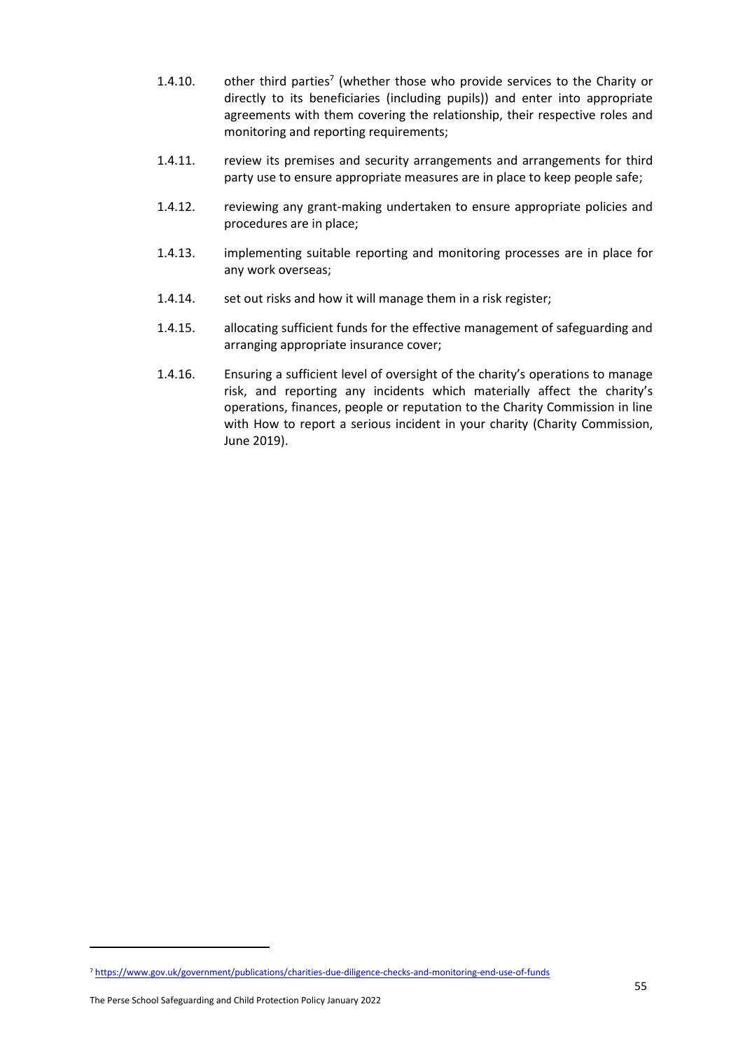1.4.10. other third parties[7] (whether those who provide services to the Charity or directly to its beneficiaries (including pupils)) and enter into appropriate agreements with them covering the relationship, their respective roles and monitoring and reporting requirements;

1.4.11. review its premises and security arrangements and arrangements for third party use to ensure appropriate measures are in place to keep people safe;

1.4.12. reviewing any grant-making undertaken to ensure appropriate policies and procedures are in place;

1.4.13. implementing suitable reporting and monitoring processes are in place for any work overseas;

1.4.14. set out risks and how it will manage them in a risk register;

1.4.15. allocating sufficient funds for the effective management of safeguarding and arranging appropriate insurance cover;

1.4.16. Ensuring a sufficient level of oversight of the charity's operations to manage risk, and reporting any incidents which materially affect the charity's operations, finances, people or reputation to the Charity Commission in line with How to report a serious incident in your charity (Charity Commission, June 2019).

---

[7] https://www.gov.uk/government/publications/charities-due-diligence-checks-and-monitoring-end-use-of-funds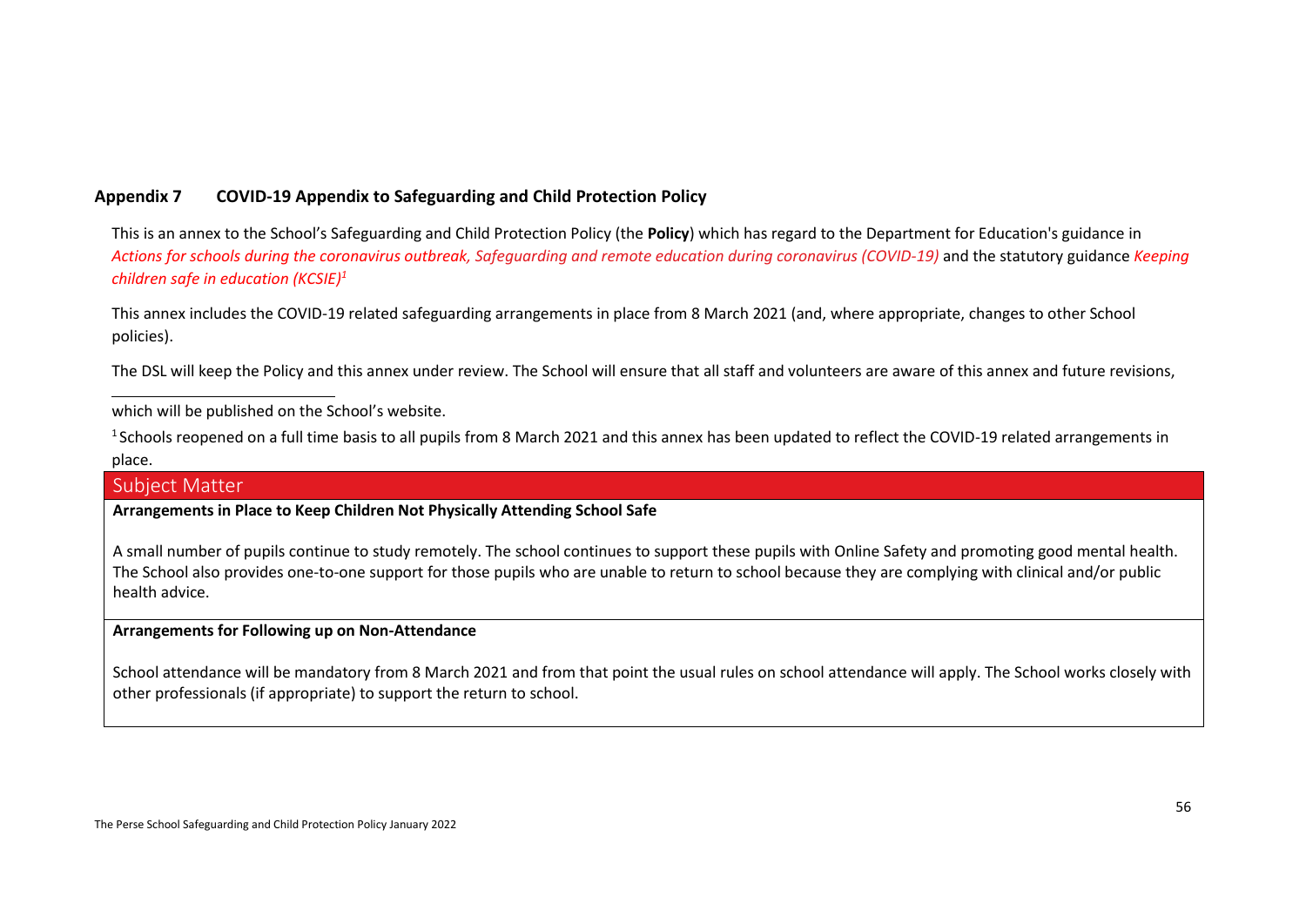### Appendix 7 COVID-19 Appendix to Safeguarding and Child Protection Policy

This is an annex to the School's Safeguarding and Child Protection Policy (the **Policy**) which has regard to the Department for Education's guidance in *Actions for schools during the coronavirus outbreak, Safeguarding and remote education during coronavirus (COVID-19)* and the statutory guidance *Keeping children safe in education (KCSIE)*[1]

This annex includes the COVID-19 related safeguarding arrangements in place from 8 March 2021 (and, where appropriate, changes to other School policies).

The DSL will keep the Policy and this annex under review. The School will ensure that all staff and volunteers are aware of this annex and future revisions, which will be published on the School's website.

[1] Schools reopened on a full time basis to all pupils from 8 March 2021 and this annex has been updated to reflect the COVID-19 related arrangements in place.

| Subject Matter |
| --- |
| **Arrangements in Place to Keep Children Not Physically Attending School Safe**<br><br>A small number of pupils continue to study remotely. The school continues to support these pupils with Online Safety and promoting good mental health. The School also provides one-to-one support for those pupils who are unable to return to school because they are complying with clinical and/or public health advice. |
| **Arrangements for Following up on Non-Attendance**<br><br>School attendance will be mandatory from 8 March 2021 and from that point the usual rules on school attendance will apply. The School works closely with other professionals (if appropriate) to support the return to school. |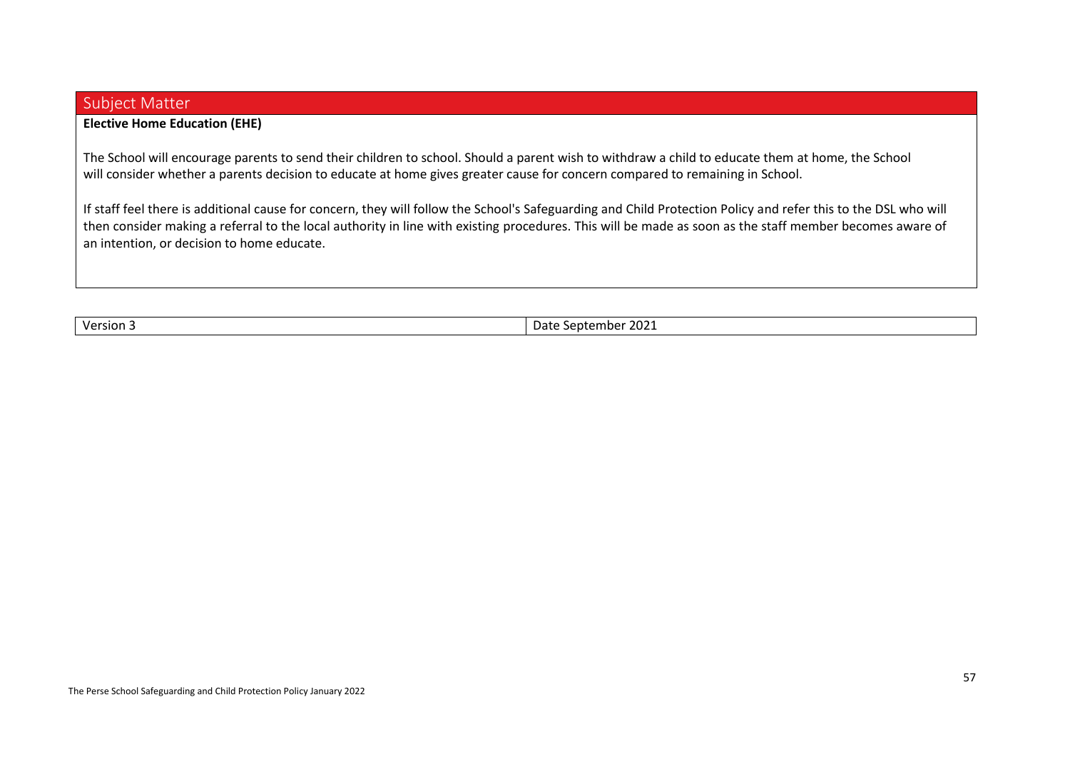## Subject Matter

**Elective Home Education (EHE)**

The School will encourage parents to send their children to school. Should a parent wish to withdraw a child to educate them at home, the School will consider whether a parents decision to educate at home gives greater cause for concern compared to remaining in School.

If staff feel there is additional cause for concern, they will follow the School's Safeguarding and Child Protection Policy and refer this to the DSL who will then consider making a referral to the local authority in line with existing procedures. This will be made as soon as the staff member becomes aware of an intention, or decision to home educate.

| Version 3 | Date September 2021 |
| --- | --- |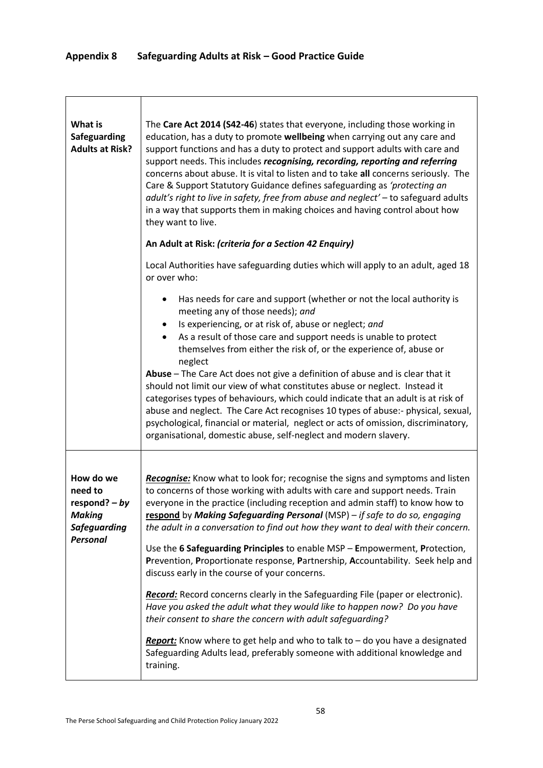## Appendix 8 Safeguarding Adults at Risk – Good Practice Guide

| | |
|---|---|
| **What is Safeguarding Adults at Risk?** | The **Care Act 2014 (S42-46**) states that everyone, including those working in education, has a duty to promote **wellbeing** when carrying out any care and support functions and has a duty to protect and support adults with care and support needs. This includes ***recognising, recording, reporting and referring*** concerns about abuse. It is vital to listen and to take **all** concerns seriously. The Care & Support Statutory Guidance defines safeguarding as *'protecting an adult's right to live in safety, free from abuse and neglect'* – to safeguard adults in a way that supports them in making choices and having control about how they want to live.<br><br>**An Adult at Risk:** ***(criteria for a Section 42 Enquiry)***<br><br>Local Authorities have safeguarding duties which will apply to an adult, aged 18 or over who:<br><br>• Has needs for care and support (whether or not the local authority is meeting any of those needs); *and*<br>• Is experiencing, or at risk of, abuse or neglect; *and*<br>• As a result of those care and support needs is unable to protect themselves from either the risk of, or the experience of, abuse or neglect<br><br>**Abuse** – The Care Act does not give a definition of abuse and is clear that it should not limit our view of what constitutes abuse or neglect. Instead it categorises types of behaviours, which could indicate that an adult is at risk of abuse and neglect. The Care Act recognises 10 types of abuse:- physical, sexual, psychological, financial or material, neglect or acts of omission, discriminatory, organisational, domestic abuse, self-neglect and modern slavery. |
| **How do we need to respond? –** ***by Making Safeguarding Personal*** | ***Recognise:*** Know what to look for; recognise the signs and symptoms and listen to concerns of those working with adults with care and support needs. Train everyone in the practice (including reception and admin staff) to know how to **respond** by ***Making Safeguarding Personal*** (MSP) – *if safe to do so, engaging the adult in a conversation to find out how they want to deal with their concern.*<br><br>Use the **6 Safeguarding Principles** to enable MSP – **E**mpowerment, **P**rotection, **P**revention, **P**roportionate response, **P**artnership, **A**ccountability. Seek help and discuss early in the course of your concerns.<br><br>***Record:*** Record concerns clearly in the Safeguarding File (paper or electronic). *Have you asked the adult what they would like to happen now? Do you have their consent to share the concern with adult safeguarding?*<br><br>***Report:*** Know where to get help and who to talk to – do you have a designated Safeguarding Adults lead, preferably someone with additional knowledge and training. |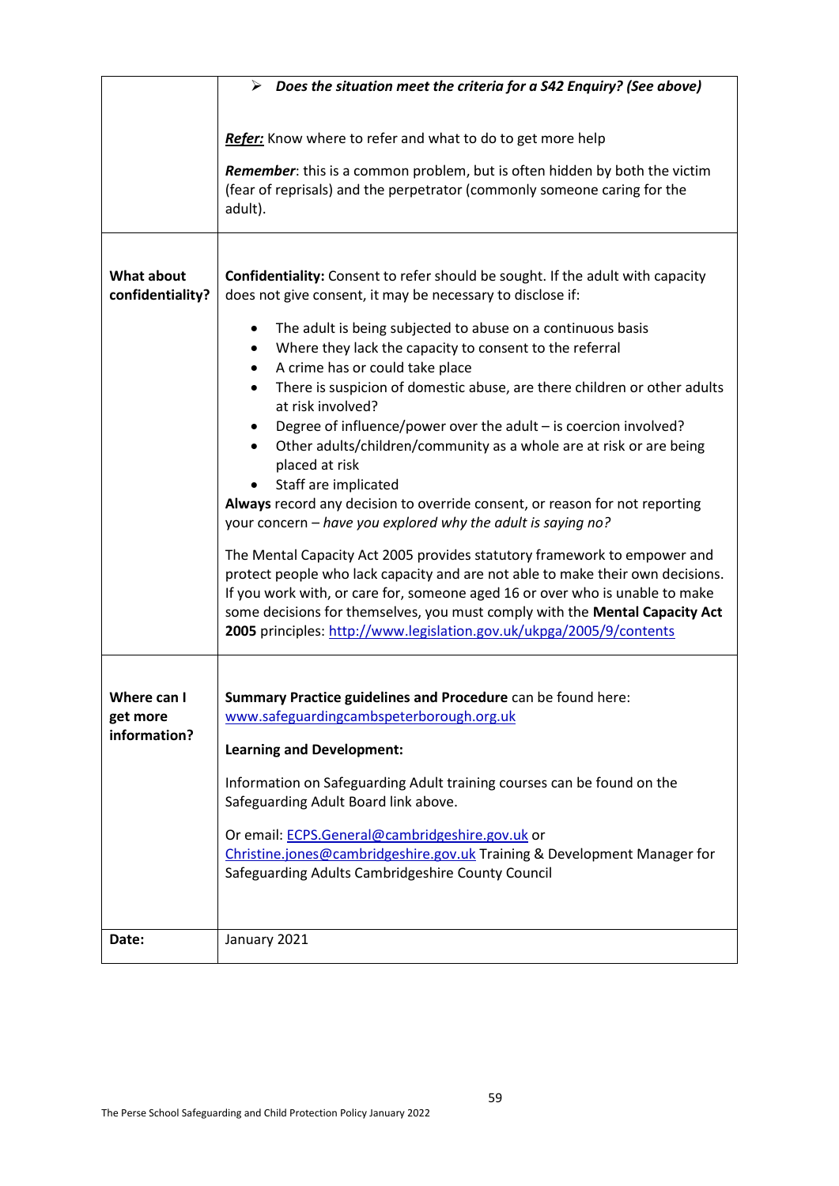| | |
|---|---|
| | ➢ ***Does the situation meet the criteria for a S42 Enquiry? (See above)***<br><br>***Refer:*** Know where to refer and what to do to get more help<br><br>***Remember***: this is a common problem, but is often hidden by both the victim (fear of reprisals) and the perpetrator (commonly someone caring for the adult). |
| **What about confidentiality?** | **Confidentiality:** Consent to refer should be sought. If the adult with capacity does not give consent, it may be necessary to disclose if:<br><br>• The adult is being subjected to abuse on a continuous basis<br>• Where they lack the capacity to consent to the referral<br>• A crime has or could take place<br>• There is suspicion of domestic abuse, are there children or other adults at risk involved?<br>• Degree of influence/power over the adult – is coercion involved?<br>• Other adults/children/community as a whole are at risk or are being placed at risk<br>• Staff are implicated<br><br>**Always** record any decision to override consent, or reason for not reporting your concern – *have you explored why the adult is saying no?*<br><br>The Mental Capacity Act 2005 provides statutory framework to empower and protect people who lack capacity and are not able to make their own decisions. If you work with, or care for, someone aged 16 or over who is unable to make some decisions for themselves, you must comply with the **Mental Capacity Act 2005** principles: http://www.legislation.gov.uk/ukpga/2005/9/contents |
| **Where can I get more information?** | **Summary Practice guidelines and Procedure** can be found here: www.safeguardingcambspeterborough.org.uk<br><br>**Learning and Development:**<br><br>Information on Safeguarding Adult training courses can be found on the Safeguarding Adult Board link above.<br><br>Or email: ECPS.General@cambridgeshire.gov.uk or Christine.jones@cambridgeshire.gov.uk Training & Development Manager for Safeguarding Adults Cambridgeshire County Council |
| **Date:** | January 2021 |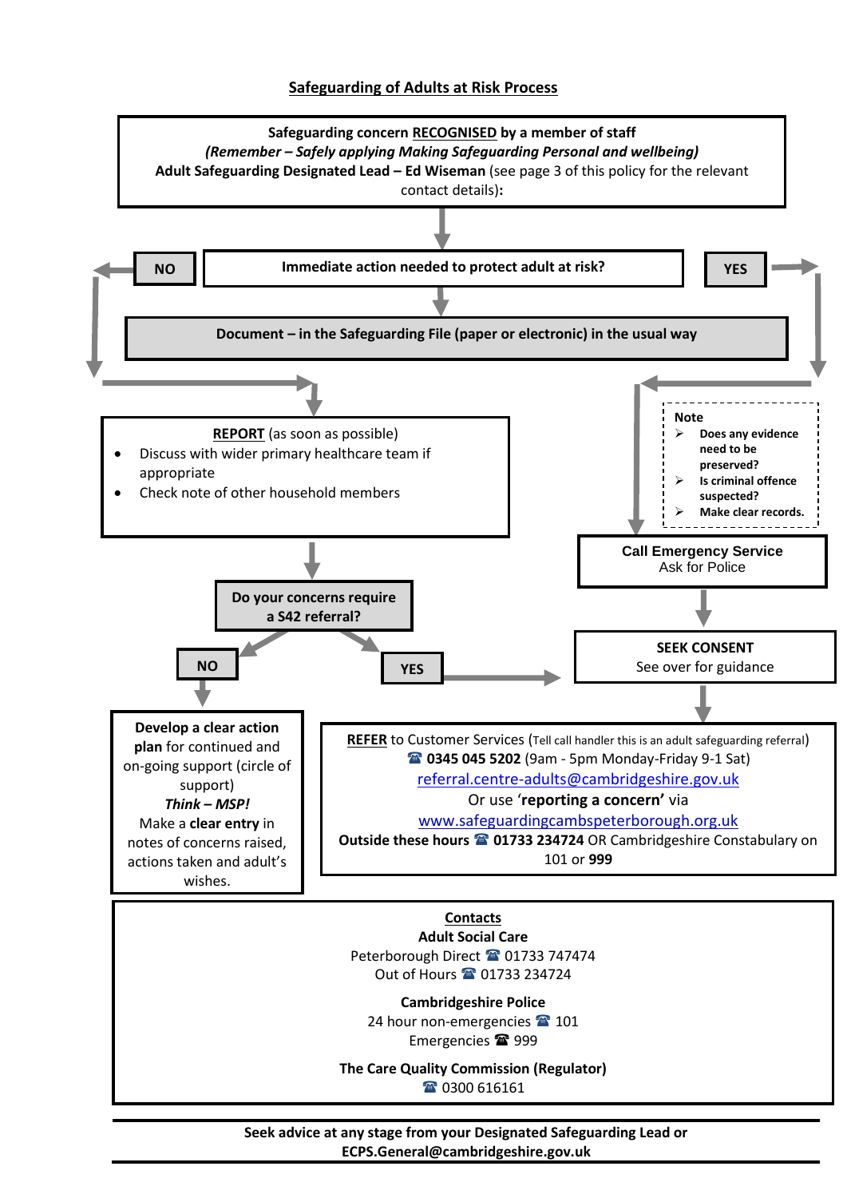## Safeguarding of Adults at Risk Process

**Safeguarding concern RECOGNISED by a member of staff**
***(Remember – Safely applying Making Safeguarding Personal and wellbeing)***
**Adult Safeguarding Designated Lead – Ed Wiseman** (see page 3 of this policy for the relevant contact details)**:**

**NO** | **Immediate action needed to protect adult at risk?** | **YES**

**Document – in the Safeguarding File (paper or electronic) in the usual way**

**REPORT** (as soon as possible)

- Discuss with wider primary healthcare team if appropriate
- Check note of other household members

**Note**

- **Does any evidence need to be preserved?**
- **Is criminal offence suspected?**
- **Make clear records.**

**Call Emergency Service**
Ask for Police

**Do your concerns require a S42 referral?**

**NO**

**Develop a clear action plan** for continued and on-going support (circle of support)
***Think – MSP!***
Make a **clear entry** in notes of concerns raised, actions taken and adult's wishes.

**YES**

**SEEK CONSENT**
See over for guidance

**REFER** to Customer Services (Tell call handler this is an adult safeguarding referral)
☎ **0345 045 5202** (9am - 5pm Monday-Friday 9-1 Sat)
referral.centre-adults@cambridgeshire.gov.uk
Or use '**reporting a concern'** via
www.safeguardingcambspeterborough.org.uk
**Outside these hours** ☎ **01733 234724** OR Cambridgeshire Constabulary on 101 or **999**

**Contacts**

**Adult Social Care**
Peterborough Direct ☎ 01733 747474
Out of Hours ☎ 01733 234724

**Cambridgeshire Police**
24 hour non-emergencies ☎ 101
Emergencies ☎ 999

**The Care Quality Commission (Regulator)**
☎ 0300 616161

**Seek advice at any stage from your Designated Safeguarding Lead or ECPS.General@cambridgeshire.gov.uk**